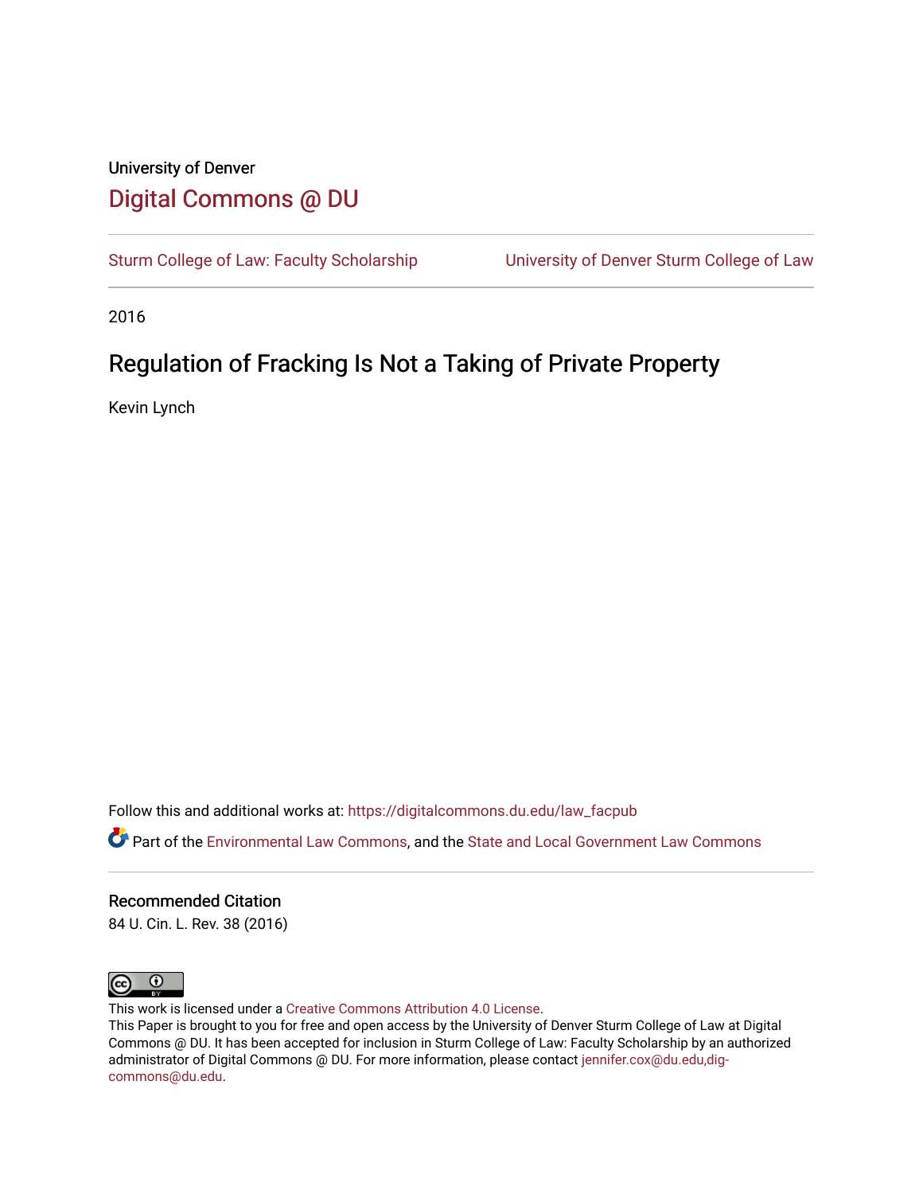University of Denver

# Digital Commons @ DU

Sturm College of Law: Faculty Scholarship | University of Denver Sturm College of Law

2016

## Regulation of Fracking Is Not a Taking of Private Property

Kevin Lynch

Follow this and additional works at: https://digitalcommons.du.edu/law_facpub

Part of the Environmental Law Commons, and the State and Local Government Law Commons

### Recommended Citation

84 U. Cin. L. Rev. 38 (2016)

This work is licensed under a Creative Commons Attribution 4.0 License.
This Paper is brought to you for free and open access by the University of Denver Sturm College of Law at Digital Commons @ DU. It has been accepted for inclusion in Sturm College of Law: Faculty Scholarship by an authorized administrator of Digital Commons @ DU. For more information, please contact jennifer.cox@du.edu,dig-commons@du.edu.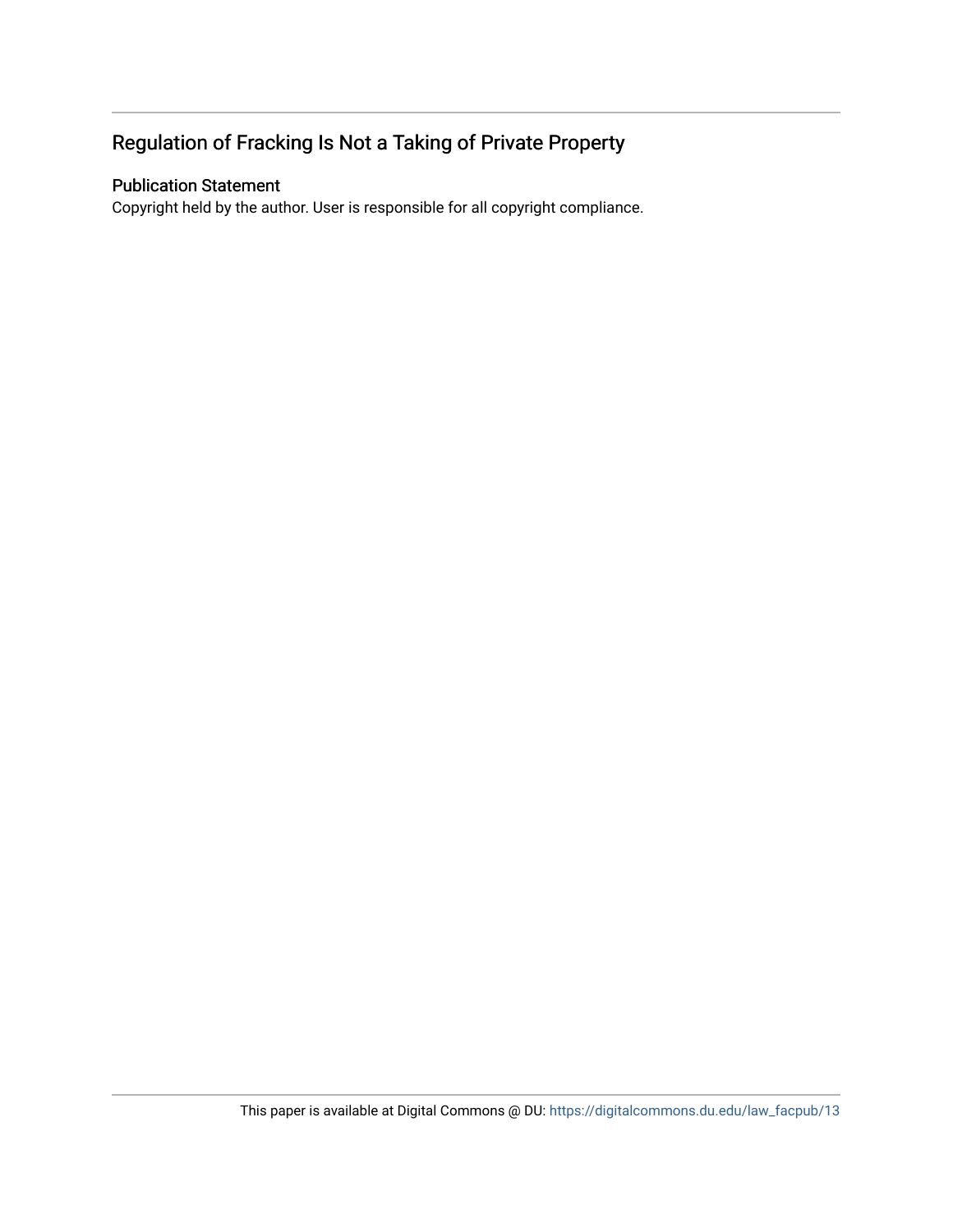## Regulation of Fracking Is Not a Taking of Private Property

### Publication Statement

Copyright held by the author. User is responsible for all copyright compliance.

This paper is available at Digital Commons @ DU: https://digitalcommons.du.edu/law_facpub/13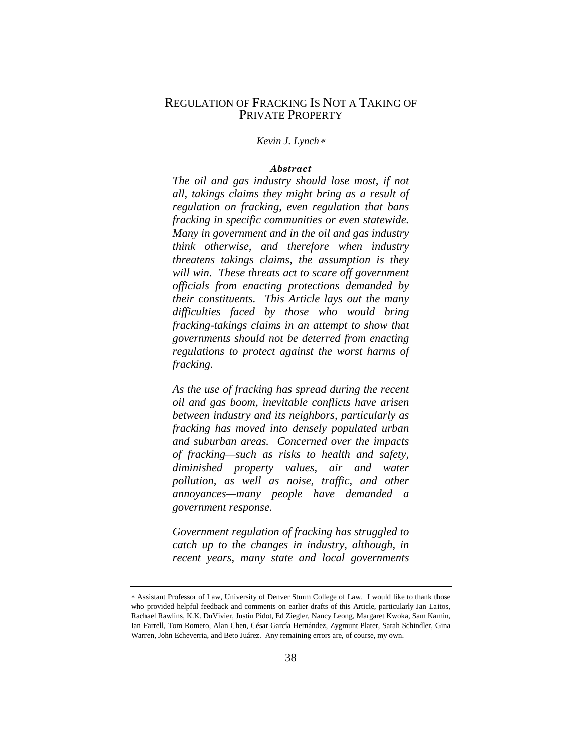# REGULATION OF FRACKING IS NOT A TAKING OF PRIVATE PROPERTY

*Kevin J. Lynch*[*]

***Abstract***

*The oil and gas industry should lose most, if not all, takings claims they might bring as a result of regulation on fracking, even regulation that bans fracking in specific communities or even statewide. Many in government and in the oil and gas industry think otherwise, and therefore when industry threatens takings claims, the assumption is they will win. These threats act to scare off government officials from enacting protections demanded by their constituents. This Article lays out the many difficulties faced by those who would bring fracking-takings claims in an attempt to show that governments should not be deterred from enacting regulations to protect against the worst harms of fracking.*

*As the use of fracking has spread during the recent oil and gas boom, inevitable conflicts have arisen between industry and its neighbors, particularly as fracking has moved into densely populated urban and suburban areas. Concerned over the impacts of fracking—such as risks to health and safety, diminished property values, air and water pollution, as well as noise, traffic, and other annoyances—many people have demanded a government response.*

*Government regulation of fracking has struggled to catch up to the changes in industry, although, in recent years, many state and local governments*

---

[*] Assistant Professor of Law, University of Denver Sturm College of Law. I would like to thank those who provided helpful feedback and comments on earlier drafts of this Article, particularly Jan Laitos, Rachael Rawlins, K.K. DuVivier, Justin Pidot, Ed Ziegler, Nancy Leong, Margaret Kwoka, Sam Kamin, Ian Farrell, Tom Romero, Alan Chen, César García Hernández, Zygmunt Plater, Sarah Schindler, Gina Warren, John Echeverria, and Beto Juárez. Any remaining errors are, of course, my own.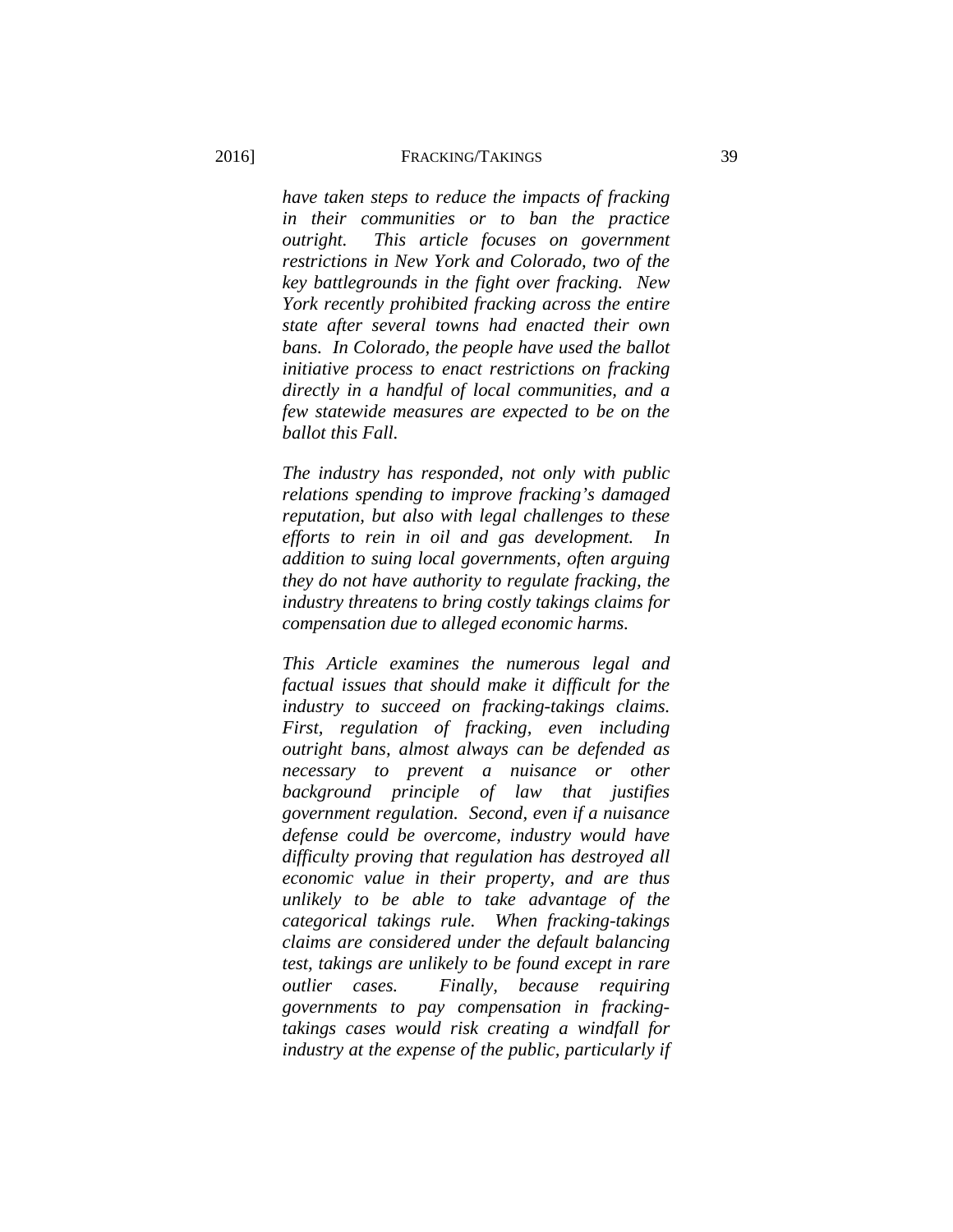*have taken steps to reduce the impacts of fracking in their communities or to ban the practice outright. This article focuses on government restrictions in New York and Colorado, two of the key battlegrounds in the fight over fracking. New York recently prohibited fracking across the entire state after several towns had enacted their own bans. In Colorado, the people have used the ballot initiative process to enact restrictions on fracking directly in a handful of local communities, and a few statewide measures are expected to be on the ballot this Fall.*

*The industry has responded, not only with public relations spending to improve fracking's damaged reputation, but also with legal challenges to these efforts to rein in oil and gas development. In addition to suing local governments, often arguing they do not have authority to regulate fracking, the industry threatens to bring costly takings claims for compensation due to alleged economic harms.*

*This Article examines the numerous legal and factual issues that should make it difficult for the industry to succeed on fracking-takings claims. First, regulation of fracking, even including outright bans, almost always can be defended as necessary to prevent a nuisance or other background principle of law that justifies government regulation. Second, even if a nuisance defense could be overcome, industry would have difficulty proving that regulation has destroyed all economic value in their property, and are thus unlikely to be able to take advantage of the categorical takings rule. When fracking-takings claims are considered under the default balancing test, takings are unlikely to be found except in rare outlier cases. Finally, because requiring governments to pay compensation in fracking-takings cases would risk creating a windfall for industry at the expense of the public, particularly if*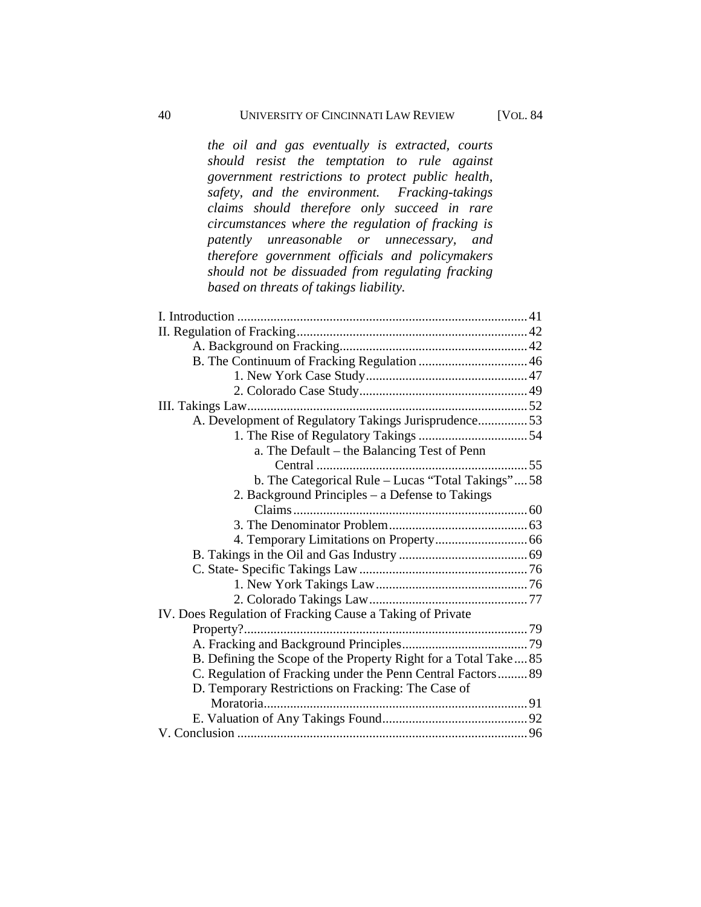*the oil and gas eventually is extracted, courts should resist the temptation to rule against government restrictions to protect public health, safety, and the environment. Fracking-takings claims should therefore only succeed in rare circumstances where the regulation of fracking is patently unreasonable or unnecessary, and therefore government officials and policymakers should not be dissuaded from regulating fracking based on threats of takings liability.*

I. Introduction ........................................................................................ 41
II. Regulation of Fracking ..................................................................... 42
    A. Background on Fracking ......................................................... 42
    B. The Continuum of Fracking Regulation ................................. 46
        1. New York Case Study ................................................. 47
        2. Colorado Case Study ................................................... 49
III. Takings Law ..................................................................................... 52
    A. Development of Regulatory Takings Jurisprudence ............... 53
        1. The Rise of Regulatory Takings ................................. 54
            a. The Default – the Balancing Test of Penn Central ................................................................ 55
            b. The Categorical Rule – Lucas "Total Takings" .... 58
        2. Background Principles – a Defense to Takings Claims ....................................................................... 60
        3. The Denominator Problem .......................................... 63
        4. Temporary Limitations on Property ............................ 66
    B. Takings in the Oil and Gas Industry ....................................... 69
    C. State- Specific Takings Law ................................................... 76
        1. New York Takings Law .............................................. 76
        2. Colorado Takings Law ................................................ 77
IV. Does Regulation of Fracking Cause a Taking of Private Property? ..................................................................................... 79
    A. Fracking and Background Principles ...................................... 79
    B. Defining the Scope of the Property Right for a Total Take .... 85
    C. Regulation of Fracking under the Penn Central Factors ......... 89
    D. Temporary Restrictions on Fracking: The Case of Moratoria ............................................................................... 91
    E. Valuation of Any Takings Found ............................................ 92
V. Conclusion ........................................................................................ 96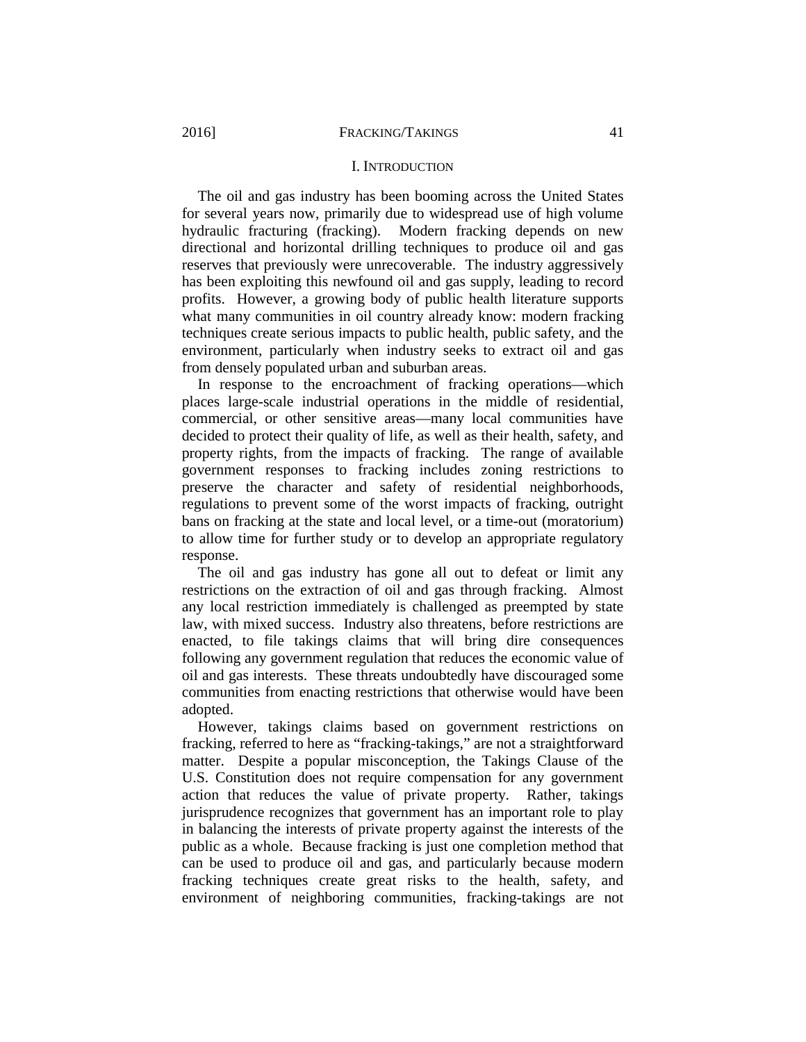## I. INTRODUCTION

The oil and gas industry has been booming across the United States for several years now, primarily due to widespread use of high volume hydraulic fracturing (fracking). Modern fracking depends on new directional and horizontal drilling techniques to produce oil and gas reserves that previously were unrecoverable. The industry aggressively has been exploiting this newfound oil and gas supply, leading to record profits. However, a growing body of public health literature supports what many communities in oil country already know: modern fracking techniques create serious impacts to public health, public safety, and the environment, particularly when industry seeks to extract oil and gas from densely populated urban and suburban areas.

In response to the encroachment of fracking operations—which places large-scale industrial operations in the middle of residential, commercial, or other sensitive areas—many local communities have decided to protect their quality of life, as well as their health, safety, and property rights, from the impacts of fracking. The range of available government responses to fracking includes zoning restrictions to preserve the character and safety of residential neighborhoods, regulations to prevent some of the worst impacts of fracking, outright bans on fracking at the state and local level, or a time-out (moratorium) to allow time for further study or to develop an appropriate regulatory response.

The oil and gas industry has gone all out to defeat or limit any restrictions on the extraction of oil and gas through fracking. Almost any local restriction immediately is challenged as preempted by state law, with mixed success. Industry also threatens, before restrictions are enacted, to file takings claims that will bring dire consequences following any government regulation that reduces the economic value of oil and gas interests. These threats undoubtedly have discouraged some communities from enacting restrictions that otherwise would have been adopted.

However, takings claims based on government restrictions on fracking, referred to here as "fracking-takings," are not a straightforward matter. Despite a popular misconception, the Takings Clause of the U.S. Constitution does not require compensation for any government action that reduces the value of private property. Rather, takings jurisprudence recognizes that government has an important role to play in balancing the interests of private property against the interests of the public as a whole. Because fracking is just one completion method that can be used to produce oil and gas, and particularly because modern fracking techniques create great risks to the health, safety, and environment of neighboring communities, fracking-takings are not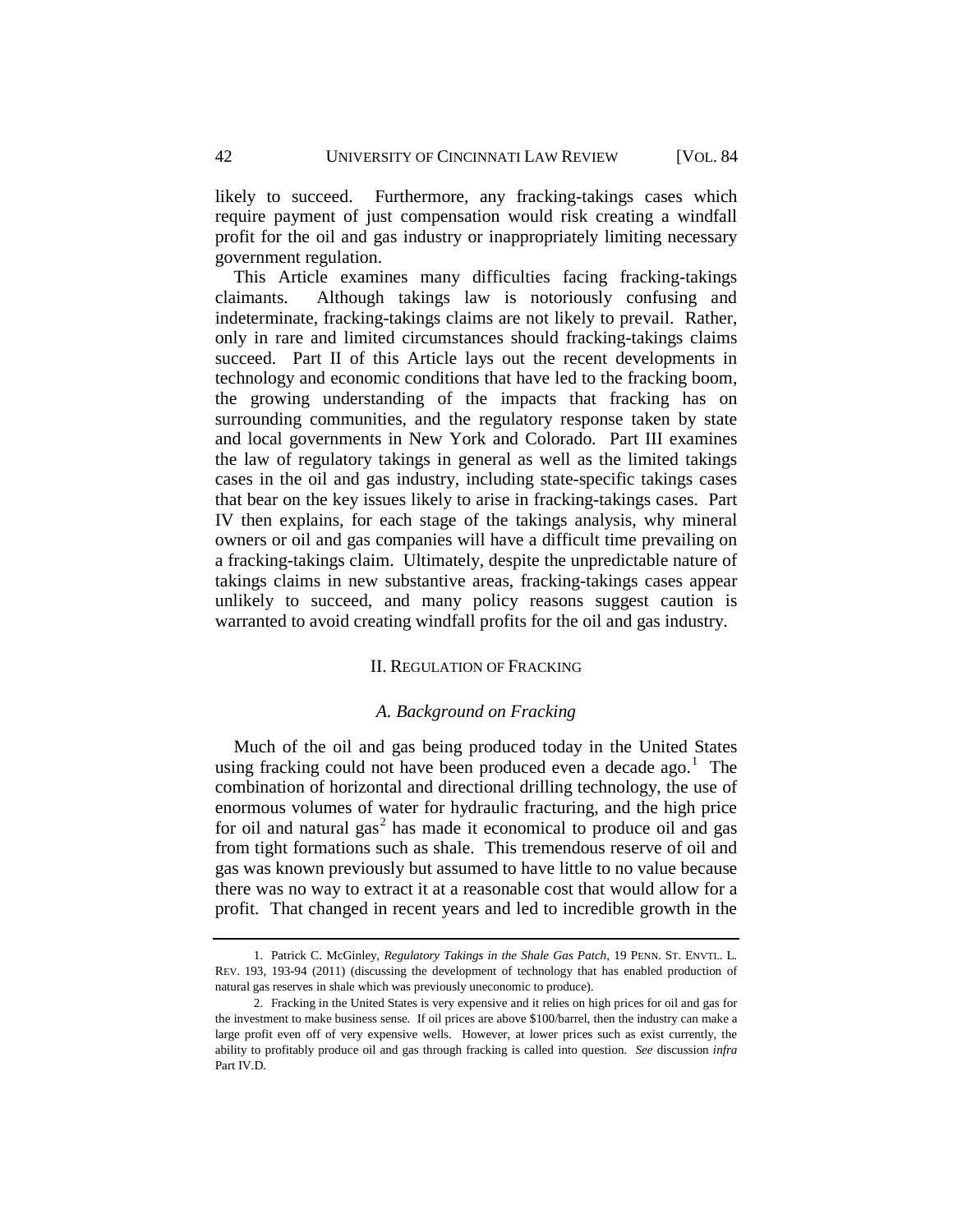likely to succeed. Furthermore, any fracking-takings cases which require payment of just compensation would risk creating a windfall profit for the oil and gas industry or inappropriately limiting necessary government regulation.

This Article examines many difficulties facing fracking-takings claimants. Although takings law is notoriously confusing and indeterminate, fracking-takings claims are not likely to prevail. Rather, only in rare and limited circumstances should fracking-takings claims succeed. Part II of this Article lays out the recent developments in technology and economic conditions that have led to the fracking boom, the growing understanding of the impacts that fracking has on surrounding communities, and the regulatory response taken by state and local governments in New York and Colorado. Part III examines the law of regulatory takings in general as well as the limited takings cases in the oil and gas industry, including state-specific takings cases that bear on the key issues likely to arise in fracking-takings cases. Part IV then explains, for each stage of the takings analysis, why mineral owners or oil and gas companies will have a difficult time prevailing on a fracking-takings claim. Ultimately, despite the unpredictable nature of takings claims in new substantive areas, fracking-takings cases appear unlikely to succeed, and many policy reasons suggest caution is warranted to avoid creating windfall profits for the oil and gas industry.

## II. Regulation of Fracking

### *A. Background on Fracking*

Much of the oil and gas being produced today in the United States using fracking could not have been produced even a decade ago.[1] The combination of horizontal and directional drilling technology, the use of enormous volumes of water for hydraulic fracturing, and the high price for oil and natural gas[2] has made it economical to produce oil and gas from tight formations such as shale. This tremendous reserve of oil and gas was known previously but assumed to have little to no value because there was no way to extract it at a reasonable cost that would allow for a profit. That changed in recent years and led to incredible growth in the

---

1. Patrick C. McGinley, *Regulatory Takings in the Shale Gas Patch*, 19 PENN. ST. ENVTL. L. REV. 193, 193-94 (2011) (discussing the development of technology that has enabled production of natural gas reserves in shale which was previously uneconomic to produce).

2. Fracking in the United States is very expensive and it relies on high prices for oil and gas for the investment to make business sense. If oil prices are above $100/barrel, then the industry can make a large profit even off of very expensive wells. However, at lower prices such as exist currently, the ability to profitably produce oil and gas through fracking is called into question. *See* discussion *infra* Part IV.D.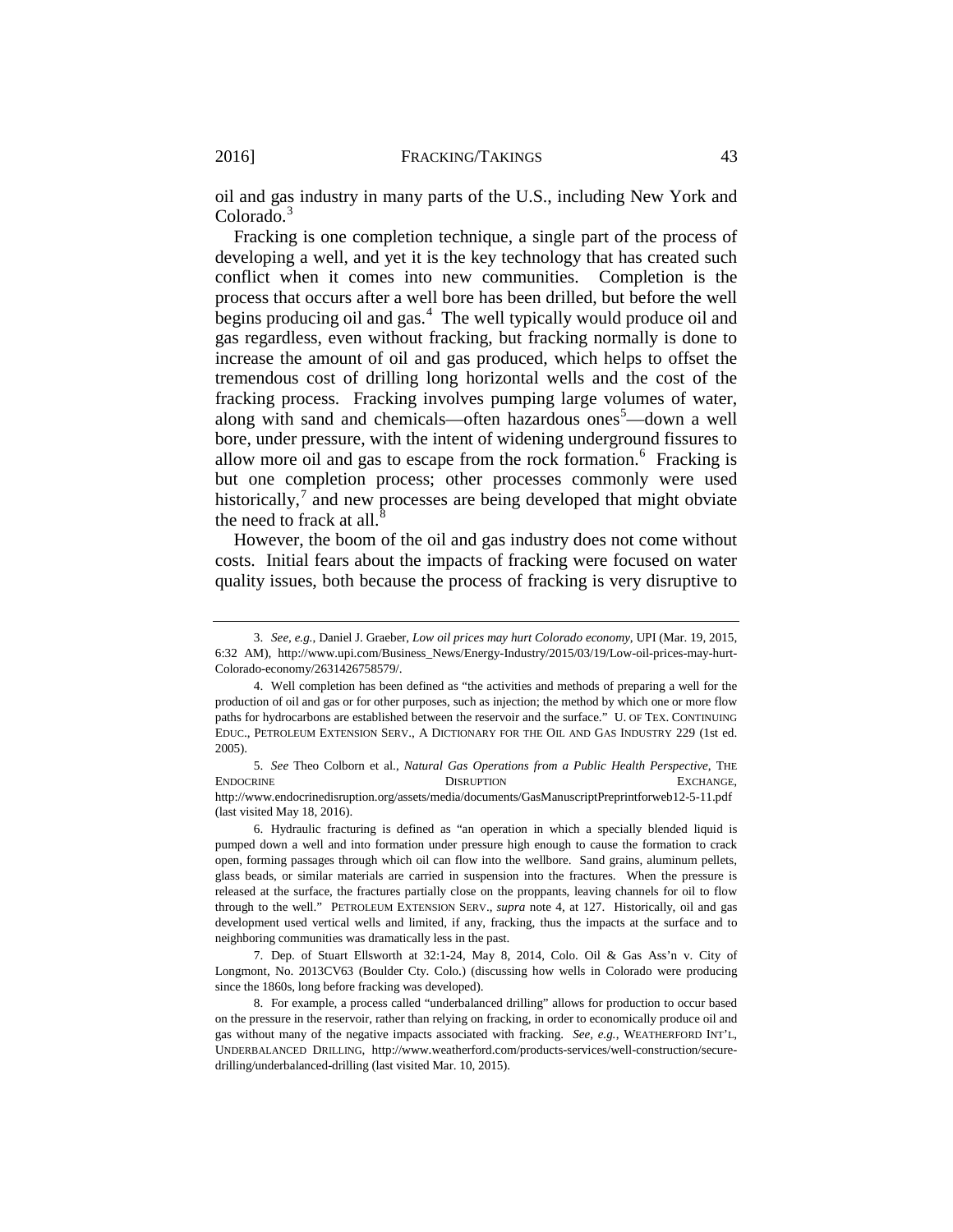oil and gas industry in many parts of the U.S., including New York and Colorado.[3]

Fracking is one completion technique, a single part of the process of developing a well, and yet it is the key technology that has created such conflict when it comes into new communities. Completion is the process that occurs after a well bore has been drilled, but before the well begins producing oil and gas.[4] The well typically would produce oil and gas regardless, even without fracking, but fracking normally is done to increase the amount of oil and gas produced, which helps to offset the tremendous cost of drilling long horizontal wells and the cost of the fracking process. Fracking involves pumping large volumes of water, along with sand and chemicals—often hazardous ones[5]—down a well bore, under pressure, with the intent of widening underground fissures to allow more oil and gas to escape from the rock formation.[6] Fracking is but one completion process; other processes commonly were used historically,[7] and new processes are being developed that might obviate the need to frack at all.[8]

However, the boom of the oil and gas industry does not come without costs. Initial fears about the impacts of fracking were focused on water quality issues, both because the process of fracking is very disruptive to

---

3. *See, e.g.*, Daniel J. Graeber, *Low oil prices may hurt Colorado economy*, UPI (Mar. 19, 2015, 6:32 AM), http://www.upi.com/Business_News/Energy-Industry/2015/03/19/Low-oil-prices-may-hurt-Colorado-economy/2631426758579/.

4. Well completion has been defined as "the activities and methods of preparing a well for the production of oil and gas or for other purposes, such as injection; the method by which one or more flow paths for hydrocarbons are established between the reservoir and the surface." U. OF TEX. CONTINUING EDUC., PETROLEUM EXTENSION SERV., A DICTIONARY FOR THE OIL AND GAS INDUSTRY 229 (1st ed. 2005).

5. *See* Theo Colborn et al., *Natural Gas Operations from a Public Health Perspective*, THE ENDOCRINE DISRUPTION EXCHANGE, http://www.endocrinedisruption.org/assets/media/documents/GasManuscriptPreprintforweb12-5-11.pdf (last visited May 18, 2016).

6. Hydraulic fracturing is defined as "an operation in which a specially blended liquid is pumped down a well and into formation under pressure high enough to cause the formation to crack open, forming passages through which oil can flow into the wellbore. Sand grains, aluminum pellets, glass beads, or similar materials are carried in suspension into the fractures. When the pressure is released at the surface, the fractures partially close on the proppants, leaving channels for oil to flow through to the well." PETROLEUM EXTENSION SERV., *supra* note 4, at 127. Historically, oil and gas development used vertical wells and limited, if any, fracking, thus the impacts at the surface and to neighboring communities was dramatically less in the past.

7. Dep. of Stuart Ellsworth at 32:1-24, May 8, 2014, Colo. Oil & Gas Ass'n v. City of Longmont, No. 2013CV63 (Boulder Cty. Colo.) (discussing how wells in Colorado were producing since the 1860s, long before fracking was developed).

8. For example, a process called "underbalanced drilling" allows for production to occur based on the pressure in the reservoir, rather than relying on fracking, in order to economically produce oil and gas without many of the negative impacts associated with fracking. *See, e.g.*, WEATHERFORD INT'L, UNDERBALANCED DRILLING, http://www.weatherford.com/products-services/well-construction/secure-drilling/underbalanced-drilling (last visited Mar. 10, 2015).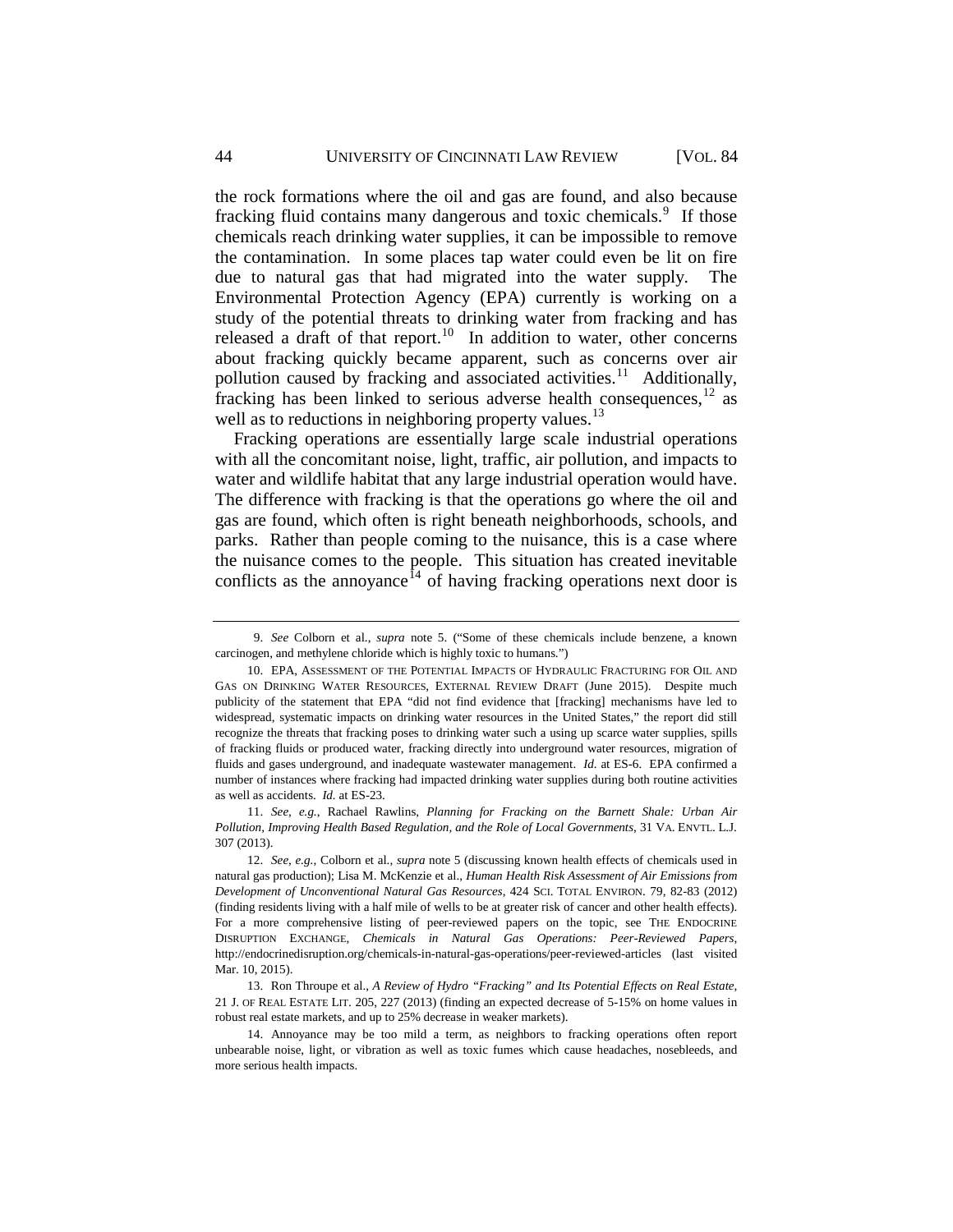the rock formations where the oil and gas are found, and also because fracking fluid contains many dangerous and toxic chemicals.[9] If those chemicals reach drinking water supplies, it can be impossible to remove the contamination. In some places tap water could even be lit on fire due to natural gas that had migrated into the water supply. The Environmental Protection Agency (EPA) currently is working on a study of the potential threats to drinking water from fracking and has released a draft of that report.[10] In addition to water, other concerns about fracking quickly became apparent, such as concerns over air pollution caused by fracking and associated activities.[11] Additionally, fracking has been linked to serious adverse health consequences,[12] as well as to reductions in neighboring property values.[13]

Fracking operations are essentially large scale industrial operations with all the concomitant noise, light, traffic, air pollution, and impacts to water and wildlife habitat that any large industrial operation would have. The difference with fracking is that the operations go where the oil and gas are found, which often is right beneath neighborhoods, schools, and parks. Rather than people coming to the nuisance, this is a case where the nuisance comes to the people. This situation has created inevitable conflicts as the annoyance[14] of having fracking operations next door is

---

9. *See* Colborn et al., *supra* note 5. ("Some of these chemicals include benzene, a known carcinogen, and methylene chloride which is highly toxic to humans.")

10. EPA, ASSESSMENT OF THE POTENTIAL IMPACTS OF HYDRAULIC FRACTURING FOR OIL AND GAS ON DRINKING WATER RESOURCES, EXTERNAL REVIEW DRAFT (June 2015). Despite much publicity of the statement that EPA "did not find evidence that [fracking] mechanisms have led to widespread, systematic impacts on drinking water resources in the United States," the report did still recognize the threats that fracking poses to drinking water such a using up scarce water supplies, spills of fracking fluids or produced water, fracking directly into underground water resources, migration of fluids and gases underground, and inadequate wastewater management. *Id.* at ES-6. EPA confirmed a number of instances where fracking had impacted drinking water supplies during both routine activities as well as accidents. *Id.* at ES-23.

11. *See, e.g.*, Rachael Rawlins, *Planning for Fracking on the Barnett Shale: Urban Air Pollution, Improving Health Based Regulation, and the Role of Local Governments*, 31 VA. ENVTL. L.J. 307 (2013).

12. *See, e.g.*, Colborn et al., *supra* note 5 (discussing known health effects of chemicals used in natural gas production); Lisa M. McKenzie et al., *Human Health Risk Assessment of Air Emissions from Development of Unconventional Natural Gas Resources*, 424 SCI. TOTAL ENVIRON. 79, 82-83 (2012) (finding residents living with a half mile of wells to be at greater risk of cancer and other health effects). For a more comprehensive listing of peer-reviewed papers on the topic, see THE ENDOCRINE DISRUPTION EXCHANGE, *Chemicals in Natural Gas Operations: Peer-Reviewed Papers*, http://endocrinedisruption.org/chemicals-in-natural-gas-operations/peer-reviewed-articles (last visited Mar. 10, 2015).

13. Ron Throupe et al., *A Review of Hydro "Fracking" and Its Potential Effects on Real Estate*, 21 J. OF REAL ESTATE LIT. 205, 227 (2013) (finding an expected decrease of 5-15% on home values in robust real estate markets, and up to 25% decrease in weaker markets).

14. Annoyance may be too mild a term, as neighbors to fracking operations often report unbearable noise, light, or vibration as well as toxic fumes which cause headaches, nosebleeds, and more serious health impacts.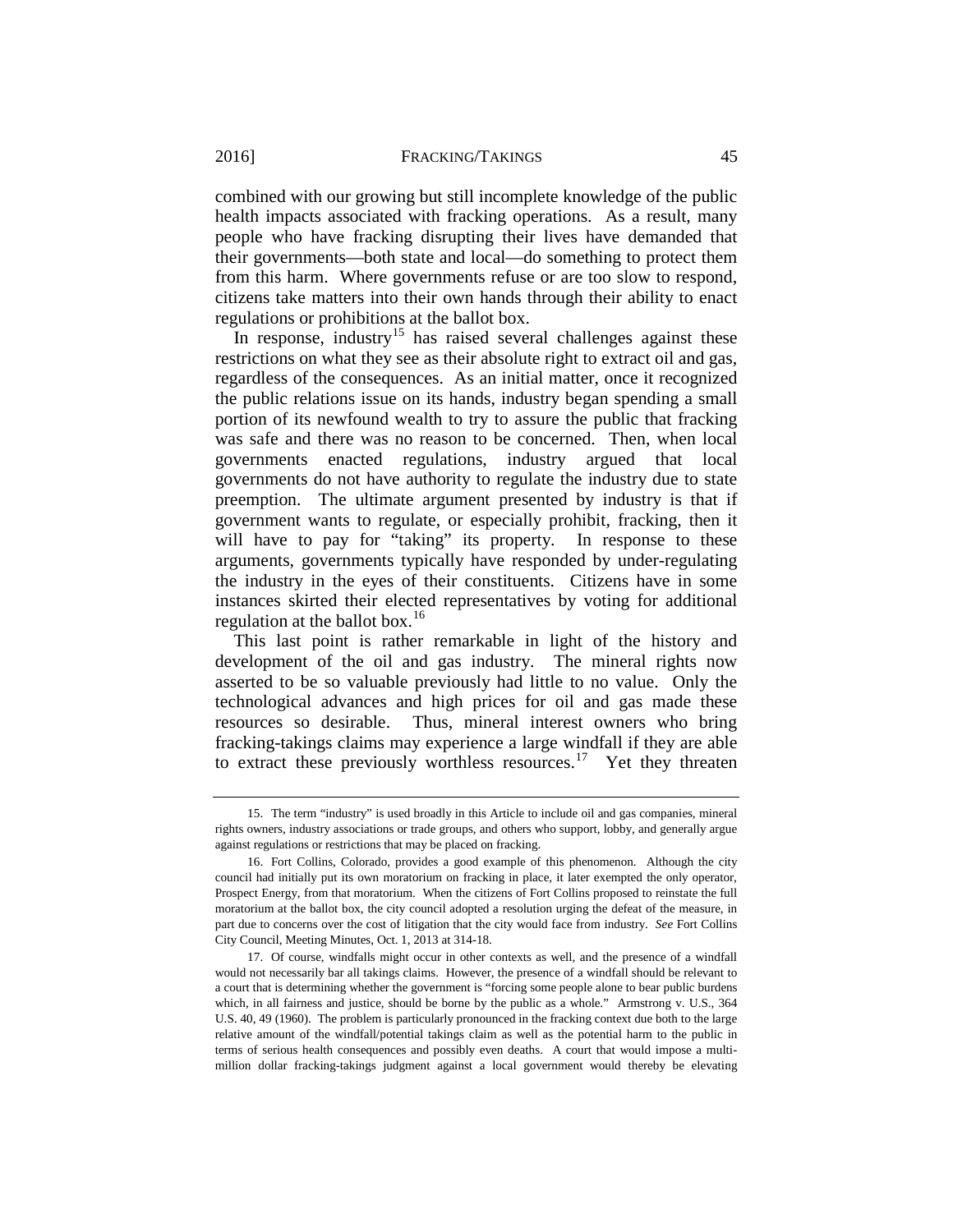combined with our growing but still incomplete knowledge of the public health impacts associated with fracking operations. As a result, many people who have fracking disrupting their lives have demanded that their governments—both state and local—do something to protect them from this harm. Where governments refuse or are too slow to respond, citizens take matters into their own hands through their ability to enact regulations or prohibitions at the ballot box.

In response, industry[15] has raised several challenges against these restrictions on what they see as their absolute right to extract oil and gas, regardless of the consequences. As an initial matter, once it recognized the public relations issue on its hands, industry began spending a small portion of its newfound wealth to try to assure the public that fracking was safe and there was no reason to be concerned. Then, when local governments enacted regulations, industry argued that local governments do not have authority to regulate the industry due to state preemption. The ultimate argument presented by industry is that if government wants to regulate, or especially prohibit, fracking, then it will have to pay for "taking" its property. In response to these arguments, governments typically have responded by under-regulating the industry in the eyes of their constituents. Citizens have in some instances skirted their elected representatives by voting for additional regulation at the ballot box.[16]

This last point is rather remarkable in light of the history and development of the oil and gas industry. The mineral rights now asserted to be so valuable previously had little to no value. Only the technological advances and high prices for oil and gas made these resources so desirable. Thus, mineral interest owners who bring fracking-takings claims may experience a large windfall if they are able to extract these previously worthless resources.[17] Yet they threaten

---

15. The term "industry" is used broadly in this Article to include oil and gas companies, mineral rights owners, industry associations or trade groups, and others who support, lobby, and generally argue against regulations or restrictions that may be placed on fracking.

16. Fort Collins, Colorado, provides a good example of this phenomenon. Although the city council had initially put its own moratorium on fracking in place, it later exempted the only operator, Prospect Energy, from that moratorium. When the citizens of Fort Collins proposed to reinstate the full moratorium at the ballot box, the city council adopted a resolution urging the defeat of the measure, in part due to concerns over the cost of litigation that the city would face from industry. *See* Fort Collins City Council, Meeting Minutes, Oct. 1, 2013 at 314-18.

17. Of course, windfalls might occur in other contexts as well, and the presence of a windfall would not necessarily bar all takings claims. However, the presence of a windfall should be relevant to a court that is determining whether the government is "forcing some people alone to bear public burdens which, in all fairness and justice, should be borne by the public as a whole." Armstrong v. U.S., 364 U.S. 40, 49 (1960). The problem is particularly pronounced in the fracking context due both to the large relative amount of the windfall/potential takings claim as well as the potential harm to the public in terms of serious health consequences and possibly even deaths. A court that would impose a multi-million dollar fracking-takings judgment against a local government would thereby be elevating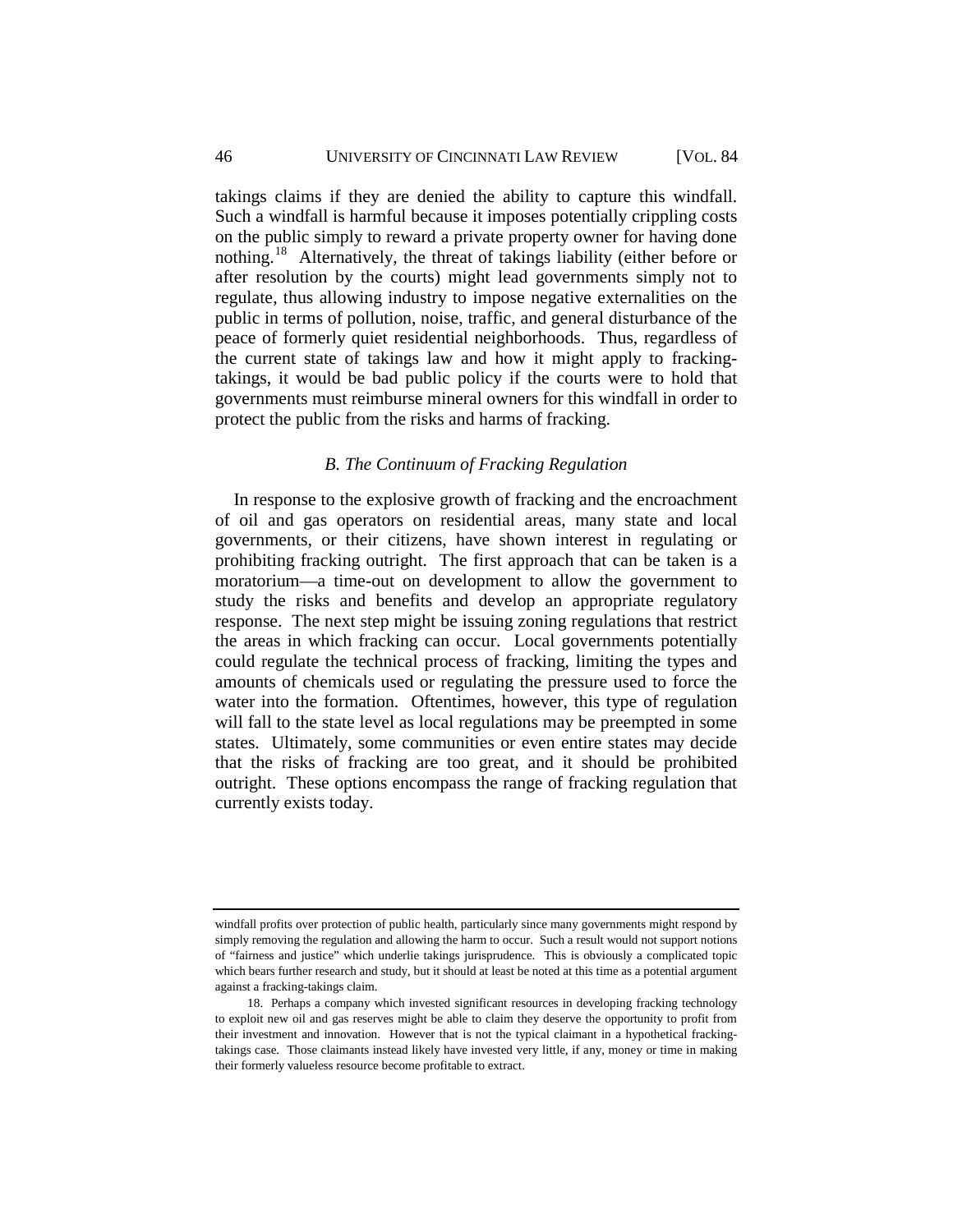takings claims if they are denied the ability to capture this windfall. Such a windfall is harmful because it imposes potentially crippling costs on the public simply to reward a private property owner for having done nothing.[18] Alternatively, the threat of takings liability (either before or after resolution by the courts) might lead governments simply not to regulate, thus allowing industry to impose negative externalities on the public in terms of pollution, noise, traffic, and general disturbance of the peace of formerly quiet residential neighborhoods. Thus, regardless of the current state of takings law and how it might apply to fracking-takings, it would be bad public policy if the courts were to hold that governments must reimburse mineral owners for this windfall in order to protect the public from the risks and harms of fracking.

### *B. The Continuum of Fracking Regulation*

In response to the explosive growth of fracking and the encroachment of oil and gas operators on residential areas, many state and local governments, or their citizens, have shown interest in regulating or prohibiting fracking outright. The first approach that can be taken is a moratorium—a time-out on development to allow the government to study the risks and benefits and develop an appropriate regulatory response. The next step might be issuing zoning regulations that restrict the areas in which fracking can occur. Local governments potentially could regulate the technical process of fracking, limiting the types and amounts of chemicals used or regulating the pressure used to force the water into the formation. Oftentimes, however, this type of regulation will fall to the state level as local regulations may be preempted in some states. Ultimately, some communities or even entire states may decide that the risks of fracking are too great, and it should be prohibited outright. These options encompass the range of fracking regulation that currently exists today.

---

windfall profits over protection of public health, particularly since many governments might respond by simply removing the regulation and allowing the harm to occur. Such a result would not support notions of "fairness and justice" which underlie takings jurisprudence. This is obviously a complicated topic which bears further research and study, but it should at least be noted at this time as a potential argument against a fracking-takings claim.

18. Perhaps a company which invested significant resources in developing fracking technology to exploit new oil and gas reserves might be able to claim they deserve the opportunity to profit from their investment and innovation. However that is not the typical claimant in a hypothetical fracking-takings case. Those claimants instead likely have invested very little, if any, money or time in making their formerly valueless resource become profitable to extract.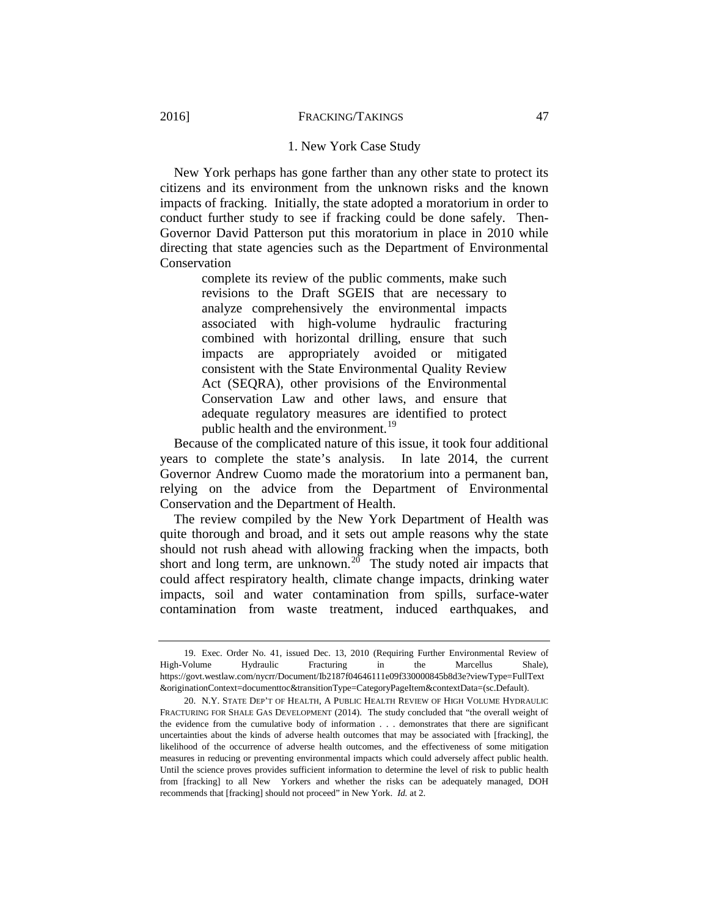### 1. New York Case Study

New York perhaps has gone farther than any other state to protect its citizens and its environment from the unknown risks and the known impacts of fracking. Initially, the state adopted a moratorium in order to conduct further study to see if fracking could be done safely. Then-Governor David Patterson put this moratorium in place in 2010 while directing that state agencies such as the Department of Environmental Conservation

> complete its review of the public comments, make such revisions to the Draft SGEIS that are necessary to analyze comprehensively the environmental impacts associated with high-volume hydraulic fracturing combined with horizontal drilling, ensure that such impacts are appropriately avoided or mitigated consistent with the State Environmental Quality Review Act (SEQRA), other provisions of the Environmental Conservation Law and other laws, and ensure that adequate regulatory measures are identified to protect public health and the environment.[19]

Because of the complicated nature of this issue, it took four additional years to complete the state's analysis. In late 2014, the current Governor Andrew Cuomo made the moratorium into a permanent ban, relying on the advice from the Department of Environmental Conservation and the Department of Health.

The review compiled by the New York Department of Health was quite thorough and broad, and it sets out ample reasons why the state should not rush ahead with allowing fracking when the impacts, both short and long term, are unknown.[20] The study noted air impacts that could affect respiratory health, climate change impacts, drinking water impacts, soil and water contamination from spills, surface-water contamination from waste treatment, induced earthquakes, and

---

19. Exec. Order No. 41, issued Dec. 13, 2010 (Requiring Further Environmental Review of High-Volume Hydraulic Fracturing in the Marcellus Shale), https://govt.westlaw.com/nycrr/Document/Ib2187f04646111e09f330000845b8d3e?viewType=FullText&originationContext=documenttoc&transitionType=CategoryPageItem&contextData=(sc.Default).

20. N.Y. STATE DEP'T OF HEALTH, A PUBLIC HEALTH REVIEW OF HIGH VOLUME HYDRAULIC FRACTURING FOR SHALE GAS DEVELOPMENT (2014). The study concluded that "the overall weight of the evidence from the cumulative body of information . . . demonstrates that there are significant uncertainties about the kinds of adverse health outcomes that may be associated with [fracking], the likelihood of the occurrence of adverse health outcomes, and the effectiveness of some mitigation measures in reducing or preventing environmental impacts which could adversely affect public health. Until the science proves provides sufficient information to determine the level of risk to public health from [fracking] to all New Yorkers and whether the risks can be adequately managed, DOH recommends that [fracking] should not proceed" in New York. *Id.* at 2.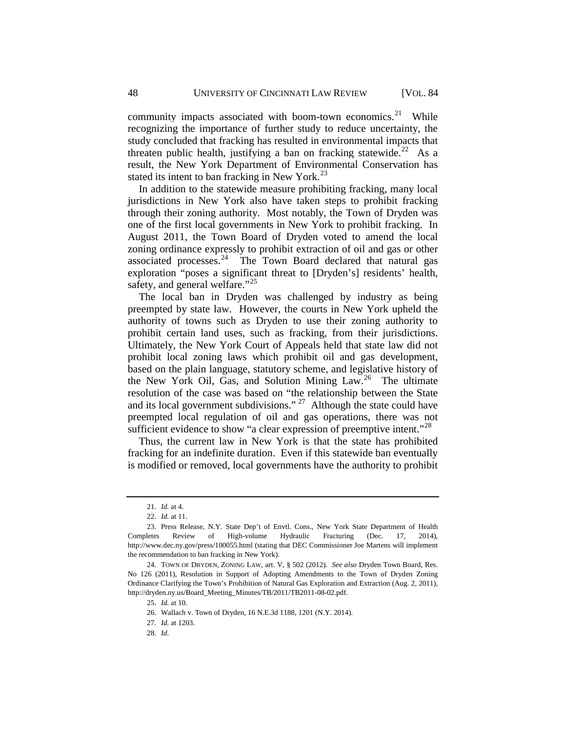community impacts associated with boom-town economics.[21] While recognizing the importance of further study to reduce uncertainty, the study concluded that fracking has resulted in environmental impacts that threaten public health, justifying a ban on fracking statewide.[22] As a result, the New York Department of Environmental Conservation has stated its intent to ban fracking in New York.[23]

In addition to the statewide measure prohibiting fracking, many local jurisdictions in New York also have taken steps to prohibit fracking through their zoning authority. Most notably, the Town of Dryden was one of the first local governments in New York to prohibit fracking. In August 2011, the Town Board of Dryden voted to amend the local zoning ordinance expressly to prohibit extraction of oil and gas or other associated processes.[24] The Town Board declared that natural gas exploration "poses a significant threat to [Dryden's] residents' health, safety, and general welfare."[25]

The local ban in Dryden was challenged by industry as being preempted by state law. However, the courts in New York upheld the authority of towns such as Dryden to use their zoning authority to prohibit certain land uses, such as fracking, from their jurisdictions. Ultimately, the New York Court of Appeals held that state law did not prohibit local zoning laws which prohibit oil and gas development, based on the plain language, statutory scheme, and legislative history of the New York Oil, Gas, and Solution Mining Law.[26] The ultimate resolution of the case was based on "the relationship between the State and its local government subdivisions."[27] Although the state could have preempted local regulation of oil and gas operations, there was not sufficient evidence to show "a clear expression of preemptive intent."[28]

Thus, the current law in New York is that the state has prohibited fracking for an indefinite duration. Even if this statewide ban eventually is modified or removed, local governments have the authority to prohibit

---

21. *Id.* at 4.

22. *Id.* at 11.

23. Press Release, N.Y. State Dep't of Envtl. Cons., New York State Department of Health Completes Review of High-volume Hydraulic Fracturing (Dec. 17, 2014), http://www.dec.ny.gov/press/100055.html (stating that DEC Commissioner Joe Martens will implement the recommendation to ban fracking in New York).

24. TOWN OF DRYDEN, ZONING LAW, art. V, § 502 (2012). *See also* Dryden Town Board, Res. No 126 (2011), Resolution in Support of Adopting Amendments to the Town of Dryden Zoning Ordinance Clarifying the Town's Prohibition of Natural Gas Exploration and Extraction (Aug. 2, 2011), http://dryden.ny.us/Board_Meeting_Minutes/TB/2011/TB2011-08-02.pdf.

25. *Id.* at 10.

26. Wallach v. Town of Dryden, 16 N.E.3d 1188, 1201 (N.Y. 2014).

27. *Id.* at 1203.

28. *Id.*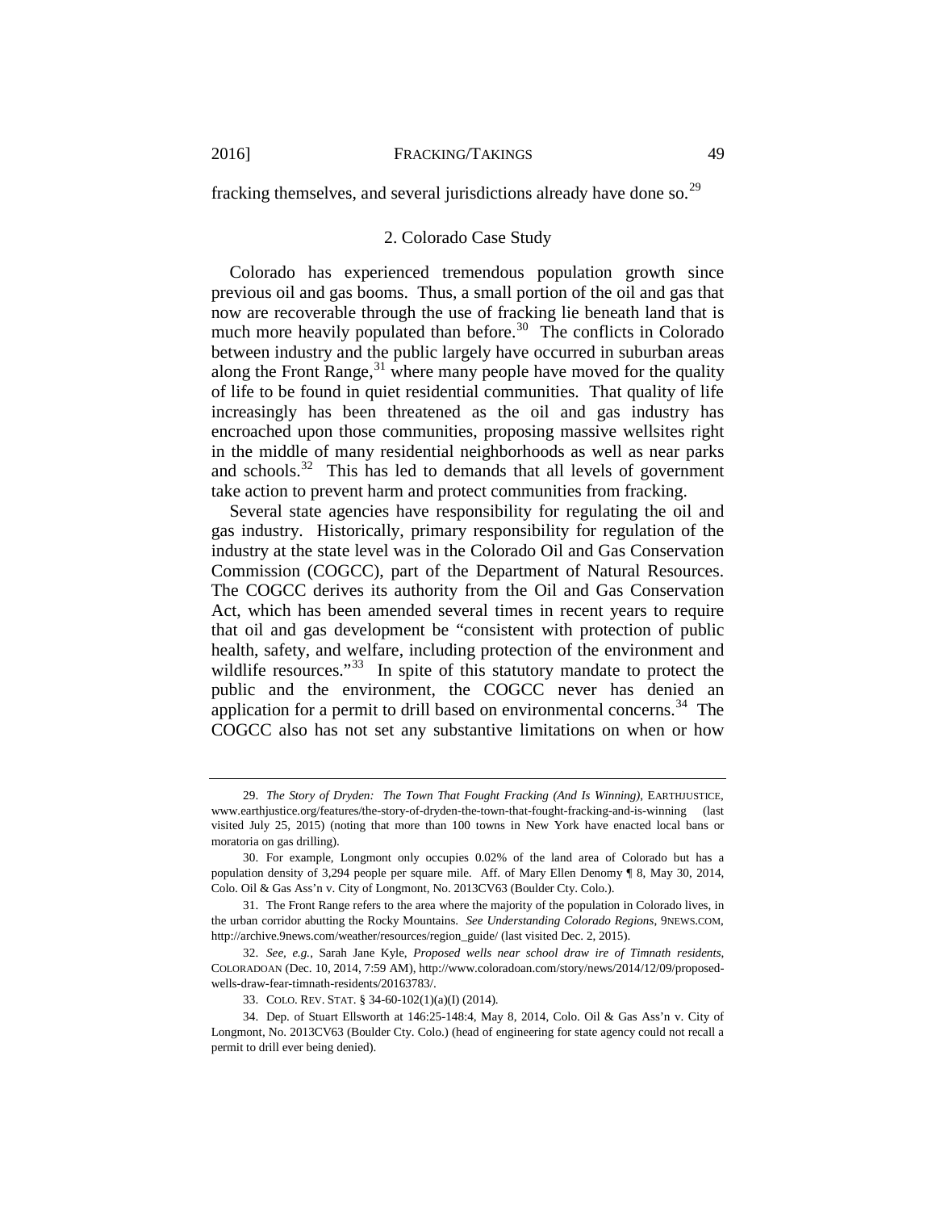fracking themselves, and several jurisdictions already have done so.[29]

### 2. Colorado Case Study

Colorado has experienced tremendous population growth since previous oil and gas booms. Thus, a small portion of the oil and gas that now are recoverable through the use of fracking lie beneath land that is much more heavily populated than before.[30] The conflicts in Colorado between industry and the public largely have occurred in suburban areas along the Front Range,[31] where many people have moved for the quality of life to be found in quiet residential communities. That quality of life increasingly has been threatened as the oil and gas industry has encroached upon those communities, proposing massive wellsites right in the middle of many residential neighborhoods as well as near parks and schools.[32] This has led to demands that all levels of government take action to prevent harm and protect communities from fracking.

Several state agencies have responsibility for regulating the oil and gas industry. Historically, primary responsibility for regulation of the industry at the state level was in the Colorado Oil and Gas Conservation Commission (COGCC), part of the Department of Natural Resources. The COGCC derives its authority from the Oil and Gas Conservation Act, which has been amended several times in recent years to require that oil and gas development be "consistent with protection of public health, safety, and welfare, including protection of the environment and wildlife resources."[33] In spite of this statutory mandate to protect the public and the environment, the COGCC never has denied an application for a permit to drill based on environmental concerns.[34] The COGCC also has not set any substantive limitations on when or how

---

29. *The Story of Dryden: The Town That Fought Fracking (And Is Winning)*, EARTHJUSTICE, www.earthjustice.org/features/the-story-of-dryden-the-town-that-fought-fracking-and-is-winning (last visited July 25, 2015) (noting that more than 100 towns in New York have enacted local bans or moratoria on gas drilling).

30. For example, Longmont only occupies 0.02% of the land area of Colorado but has a population density of 3,294 people per square mile. Aff. of Mary Ellen Denomy ¶ 8, May 30, 2014, Colo. Oil & Gas Ass'n v. City of Longmont, No. 2013CV63 (Boulder Cty. Colo.).

31. The Front Range refers to the area where the majority of the population in Colorado lives, in the urban corridor abutting the Rocky Mountains. *See Understanding Colorado Regions*, 9NEWS.COM, http://archive.9news.com/weather/resources/region_guide/ (last visited Dec. 2, 2015).

32. *See, e.g.*, Sarah Jane Kyle, *Proposed wells near school draw ire of Timnath residents*, COLORADOAN (Dec. 10, 2014, 7:59 AM), http://www.coloradoan.com/story/news/2014/12/09/proposed-wells-draw-fear-timnath-residents/20163783/.

33. COLO. REV. STAT. § 34-60-102(1)(a)(I) (2014).

34. Dep. of Stuart Ellsworth at 146:25-148:4, May 8, 2014, Colo. Oil & Gas Ass'n v. City of Longmont, No. 2013CV63 (Boulder Cty. Colo.) (head of engineering for state agency could not recall a permit to drill ever being denied).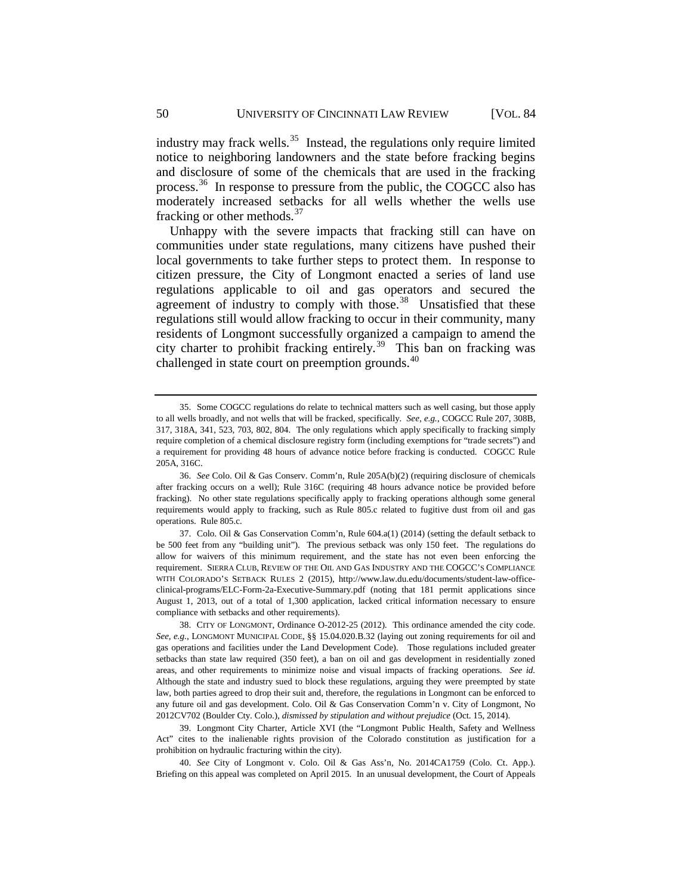industry may frack wells.[35] Instead, the regulations only require limited notice to neighboring landowners and the state before fracking begins and disclosure of some of the chemicals that are used in the fracking process.[36] In response to pressure from the public, the COGCC also has moderately increased setbacks for all wells whether the wells use fracking or other methods.[37]

Unhappy with the severe impacts that fracking still can have on communities under state regulations, many citizens have pushed their local governments to take further steps to protect them. In response to citizen pressure, the City of Longmont enacted a series of land use regulations applicable to oil and gas operators and secured the agreement of industry to comply with those.[38] Unsatisfied that these regulations still would allow fracking to occur in their community, many residents of Longmont successfully organized a campaign to amend the city charter to prohibit fracking entirely.[39] This ban on fracking was challenged in state court on preemption grounds.[40]

---

35. Some COGCC regulations do relate to technical matters such as well casing, but those apply to all wells broadly, and not wells that will be fracked, specifically. *See, e.g.*, COGCC Rule 207, 308B, 317, 318A, 341, 523, 703, 802, 804. The only regulations which apply specifically to fracking simply require completion of a chemical disclosure registry form (including exemptions for "trade secrets") and a requirement for providing 48 hours of advance notice before fracking is conducted. COGCC Rule 205A, 316C.

36. *See* Colo. Oil & Gas Conserv. Comm'n, Rule 205A(b)(2) (requiring disclosure of chemicals after fracking occurs on a well); Rule 316C (requiring 48 hours advance notice be provided before fracking). No other state regulations specifically apply to fracking operations although some general requirements would apply to fracking, such as Rule 805.c related to fugitive dust from oil and gas operations. Rule 805.c.

37. Colo. Oil & Gas Conservation Comm'n, Rule 604.a(1) (2014) (setting the default setback to be 500 feet from any "building unit"). The previous setback was only 150 feet. The regulations do allow for waivers of this minimum requirement, and the state has not even been enforcing the requirement. SIERRA CLUB, REVIEW OF THE OIL AND GAS INDUSTRY AND THE COGCC'S COMPLIANCE WITH COLORADO'S SETBACK RULES 2 (2015), http://www.law.du.edu/documents/student-law-office-clinical-programs/ELC-Form-2a-Executive-Summary.pdf (noting that 181 permit applications since August 1, 2013, out of a total of 1,300 application, lacked critical information necessary to ensure compliance with setbacks and other requirements).

38. CITY OF LONGMONT, Ordinance O-2012-25 (2012). This ordinance amended the city code. *See, e.g.*, LONGMONT MUNICIPAL CODE, §§ 15.04.020.B.32 (laying out zoning requirements for oil and gas operations and facilities under the Land Development Code). Those regulations included greater setbacks than state law required (350 feet), a ban on oil and gas development in residentially zoned areas, and other requirements to minimize noise and visual impacts of fracking operations. *See id.* Although the state and industry sued to block these regulations, arguing they were preempted by state law, both parties agreed to drop their suit and, therefore, the regulations in Longmont can be enforced to any future oil and gas development. Colo. Oil & Gas Conservation Comm'n v. City of Longmont, No 2012CV702 (Boulder Cty. Colo.), *dismissed by stipulation and without prejudice* (Oct. 15, 2014).

39. Longmont City Charter, Article XVI (the "Longmont Public Health, Safety and Wellness Act" cites to the inalienable rights provision of the Colorado constitution as justification for a prohibition on hydraulic fracturing within the city).

40. *See* City of Longmont v. Colo. Oil & Gas Ass'n, No. 2014CA1759 (Colo. Ct. App.). Briefing on this appeal was completed on April 2015. In an unusual development, the Court of Appeals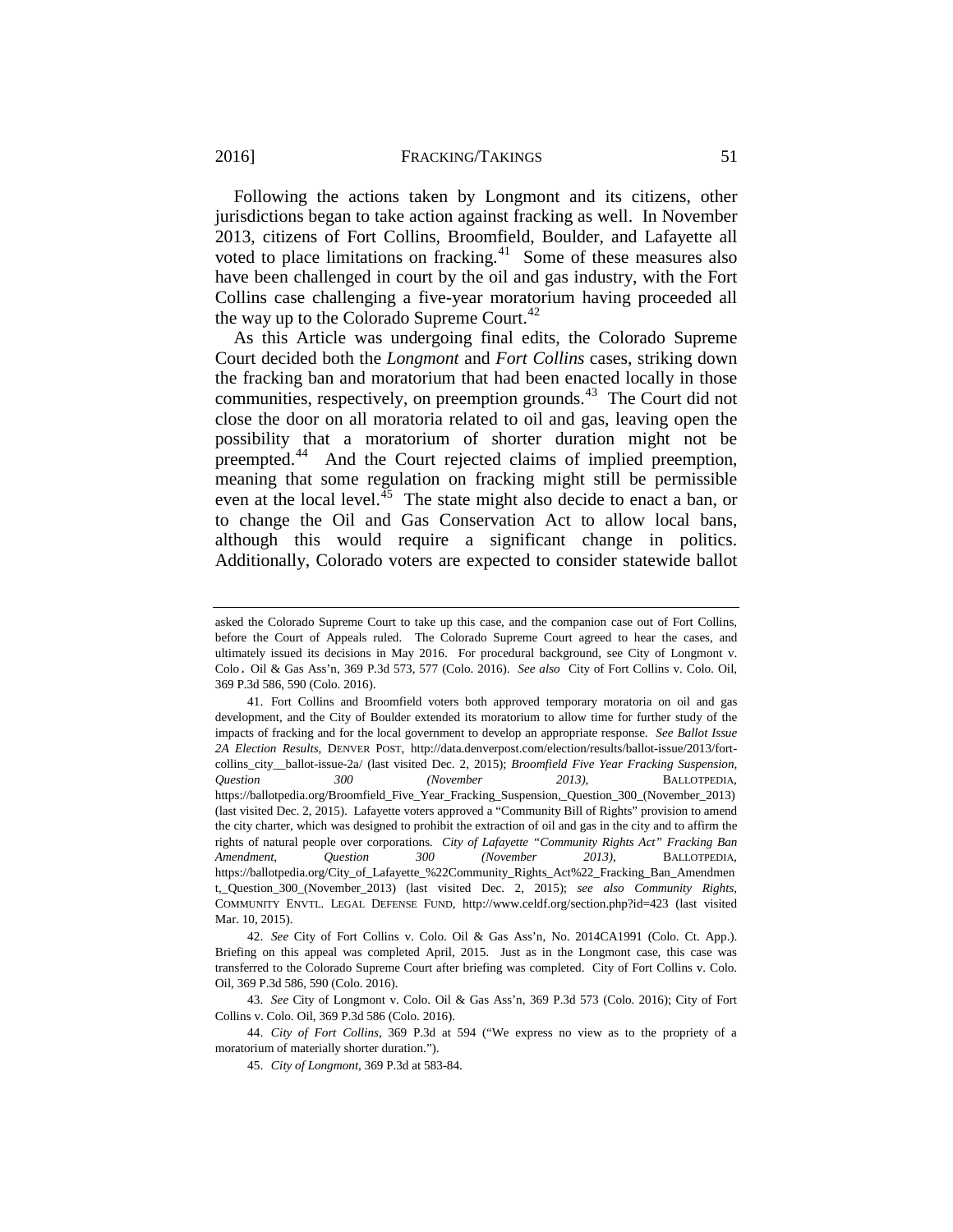Following the actions taken by Longmont and its citizens, other jurisdictions began to take action against fracking as well. In November 2013, citizens of Fort Collins, Broomfield, Boulder, and Lafayette all voted to place limitations on fracking.[41] Some of these measures also have been challenged in court by the oil and gas industry, with the Fort Collins case challenging a five-year moratorium having proceeded all the way up to the Colorado Supreme Court.[42]

As this Article was undergoing final edits, the Colorado Supreme Court decided both the *Longmont* and *Fort Collins* cases, striking down the fracking ban and moratorium that had been enacted locally in those communities, respectively, on preemption grounds.[43] The Court did not close the door on all moratoria related to oil and gas, leaving open the possibility that a moratorium of shorter duration might not be preempted.[44] And the Court rejected claims of implied preemption, meaning that some regulation on fracking might still be permissible even at the local level.[45] The state might also decide to enact a ban, or to change the Oil and Gas Conservation Act to allow local bans, although this would require a significant change in politics. Additionally, Colorado voters are expected to consider statewide ballot

---

asked the Colorado Supreme Court to take up this case, and the companion case out of Fort Collins, before the Court of Appeals ruled. The Colorado Supreme Court agreed to hear the cases, and ultimately issued its decisions in May 2016. For procedural background, see City of Longmont v. Colo. Oil & Gas Ass'n, 369 P.3d 573, 577 (Colo. 2016). *See also* City of Fort Collins v. Colo. Oil, 369 P.3d 586, 590 (Colo. 2016).

41. Fort Collins and Broomfield voters both approved temporary moratoria on oil and gas development, and the City of Boulder extended its moratorium to allow time for further study of the impacts of fracking and for the local government to develop an appropriate response. *See Ballot Issue 2A Election Results*, DENVER POST, http://data.denverpost.com/election/results/ballot-issue/2013/fort-collins_city__ballot-issue-2a/ (last visited Dec. 2, 2015); *Broomfield Five Year Fracking Suspension, Question 300 (November 2013)*, BALLOTPEDIA, https://ballotpedia.org/Broomfield_Five_Year_Fracking_Suspension,_Question_300_(November_2013) (last visited Dec. 2, 2015). Lafayette voters approved a "Community Bill of Rights" provision to amend the city charter, which was designed to prohibit the extraction of oil and gas in the city and to affirm the rights of natural people over corporations. *City of Lafayette "Community Rights Act" Fracking Ban Amendment, Question 300 (November 2013)*, BALLOTPEDIA, https://ballotpedia.org/City_of_Lafayette_%22Community_Rights_Act%22_Fracking_Ban_Amendment,_Question_300_(November_2013) (last visited Dec. 2, 2015); *see also Community Rights*, COMMUNITY ENVTL. LEGAL DEFENSE FUND, http://www.celdf.org/section.php?id=423 (last visited Mar. 10, 2015).

42. *See* City of Fort Collins v. Colo. Oil & Gas Ass'n, No. 2014CA1991 (Colo. Ct. App.). Briefing on this appeal was completed April, 2015. Just as in the Longmont case, this case was transferred to the Colorado Supreme Court after briefing was completed. City of Fort Collins v. Colo. Oil, 369 P.3d 586, 590 (Colo. 2016).

43. *See* City of Longmont v. Colo. Oil & Gas Ass'n, 369 P.3d 573 (Colo. 2016); City of Fort Collins v. Colo. Oil, 369 P.3d 586 (Colo. 2016).

44. *City of Fort Collins*, 369 P.3d at 594 ("We express no view as to the propriety of a moratorium of materially shorter duration.").

45. *City of Longmont*, 369 P.3d at 583-84.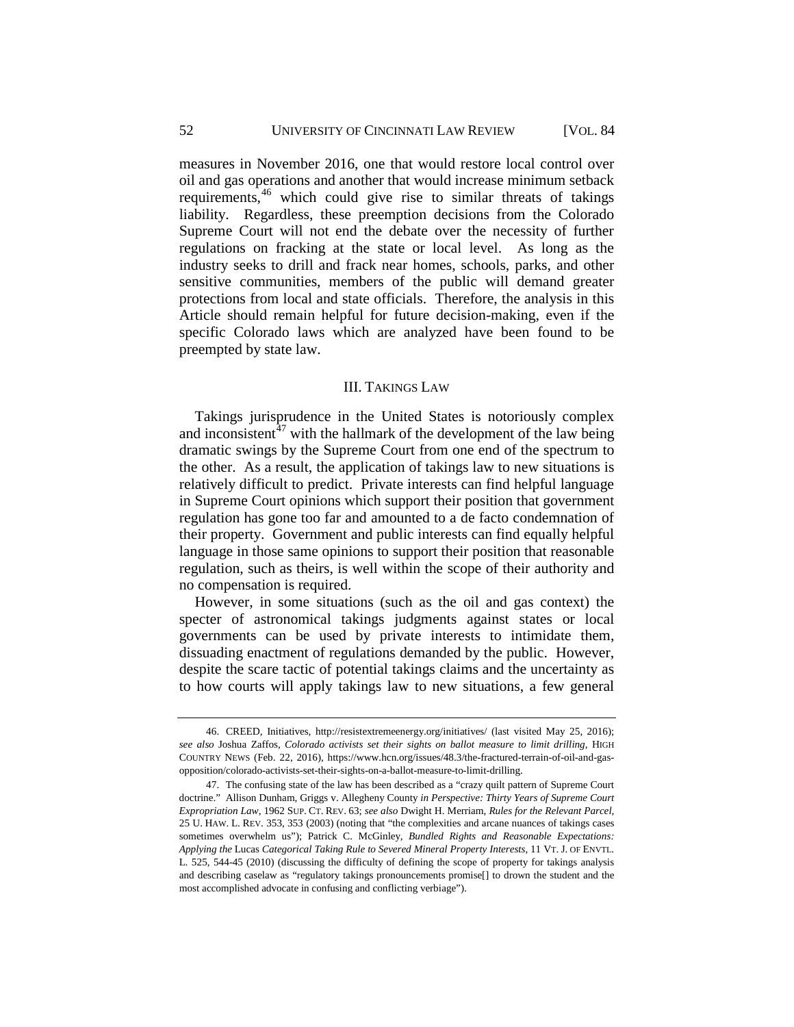measures in November 2016, one that would restore local control over oil and gas operations and another that would increase minimum setback requirements,[46] which could give rise to similar threats of takings liability. Regardless, these preemption decisions from the Colorado Supreme Court will not end the debate over the necessity of further regulations on fracking at the state or local level. As long as the industry seeks to drill and frack near homes, schools, parks, and other sensitive communities, members of the public will demand greater protections from local and state officials. Therefore, the analysis in this Article should remain helpful for future decision-making, even if the specific Colorado laws which are analyzed have been found to be preempted by state law.

## III. TAKINGS LAW

Takings jurisprudence in the United States is notoriously complex and inconsistent[47] with the hallmark of the development of the law being dramatic swings by the Supreme Court from one end of the spectrum to the other. As a result, the application of takings law to new situations is relatively difficult to predict. Private interests can find helpful language in Supreme Court opinions which support their position that government regulation has gone too far and amounted to a de facto condemnation of their property. Government and public interests can find equally helpful language in those same opinions to support their position that reasonable regulation, such as theirs, is well within the scope of their authority and no compensation is required.

However, in some situations (such as the oil and gas context) the specter of astronomical takings judgments against states or local governments can be used by private interests to intimidate them, dissuading enactment of regulations demanded by the public. However, despite the scare tactic of potential takings claims and the uncertainty as to how courts will apply takings law to new situations, a few general

---

46. CREED, Initiatives, http://resistextremeenergy.org/initiatives/ (last visited May 25, 2016); *see also* Joshua Zaffos, *Colorado activists set their sights on ballot measure to limit drilling*, HIGH COUNTRY NEWS (Feb. 22, 2016), https://www.hcn.org/issues/48.3/the-fractured-terrain-of-oil-and-gas-opposition/colorado-activists-set-their-sights-on-a-ballot-measure-to-limit-drilling.

47. The confusing state of the law has been described as a "crazy quilt pattern of Supreme Court doctrine." Allison Dunham, Griggs v. Allegheny County *in Perspective: Thirty Years of Supreme Court Expropriation Law*, 1962 SUP. CT. REV. 63; *see also* Dwight H. Merriam, *Rules for the Relevant Parcel*, 25 U. HAW. L. REV. 353, 353 (2003) (noting that "the complexities and arcane nuances of takings cases sometimes overwhelm us"); Patrick C. McGinley, *Bundled Rights and Reasonable Expectations: Applying the* Lucas *Categorical Taking Rule to Severed Mineral Property Interests*, 11 VT. J. OF ENVTL. L. 525, 544-45 (2010) (discussing the difficulty of defining the scope of property for takings analysis and describing caselaw as "regulatory takings pronouncements promise[] to drown the student and the most accomplished advocate in confusing and conflicting verbiage").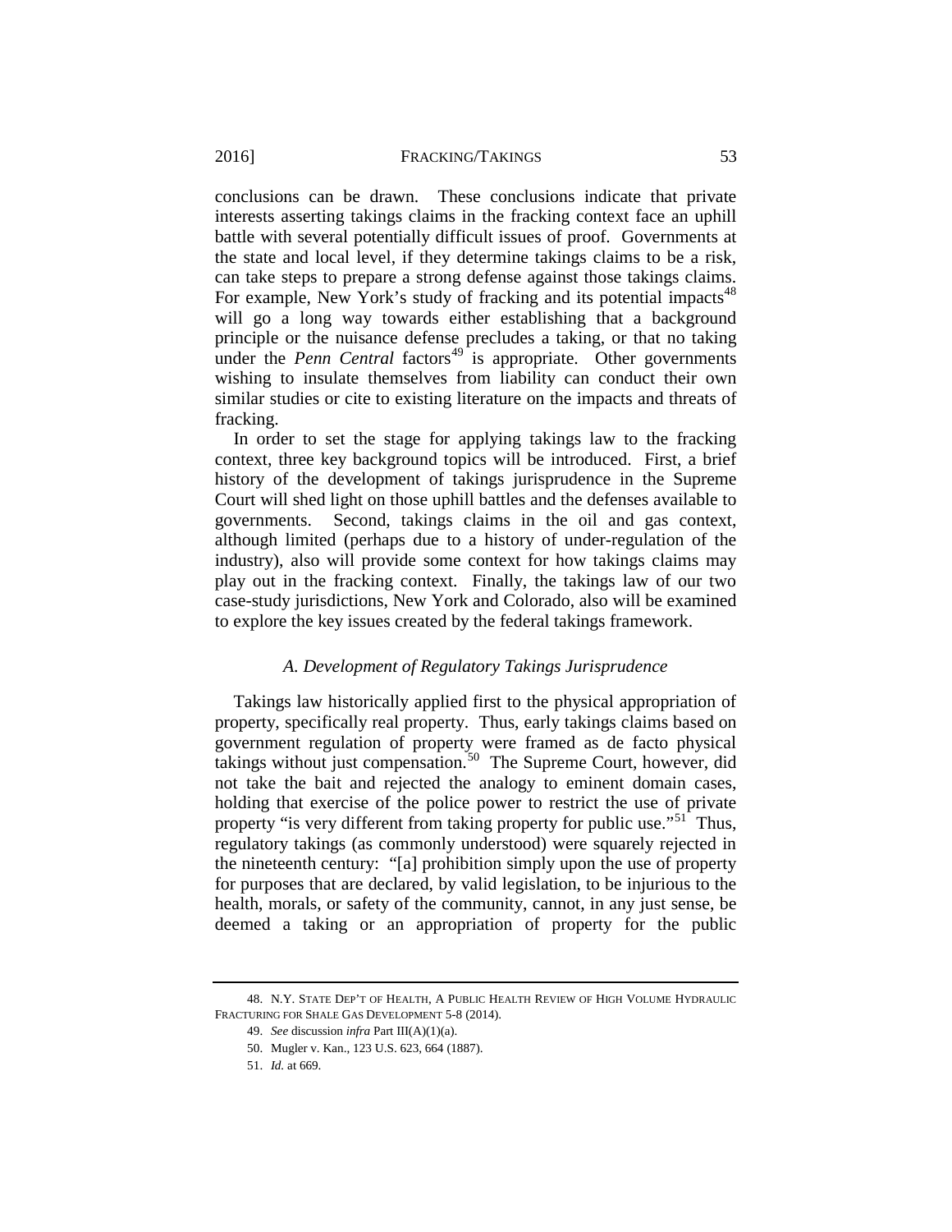conclusions can be drawn. These conclusions indicate that private interests asserting takings claims in the fracking context face an uphill battle with several potentially difficult issues of proof. Governments at the state and local level, if they determine takings claims to be a risk, can take steps to prepare a strong defense against those takings claims. For example, New York's study of fracking and its potential impacts[48] will go a long way towards either establishing that a background principle or the nuisance defense precludes a taking, or that no taking under the *Penn Central* factors[49] is appropriate. Other governments wishing to insulate themselves from liability can conduct their own similar studies or cite to existing literature on the impacts and threats of fracking.

In order to set the stage for applying takings law to the fracking context, three key background topics will be introduced. First, a brief history of the development of takings jurisprudence in the Supreme Court will shed light on those uphill battles and the defenses available to governments. Second, takings claims in the oil and gas context, although limited (perhaps due to a history of under-regulation of the industry), also will provide some context for how takings claims may play out in the fracking context. Finally, the takings law of our two case-study jurisdictions, New York and Colorado, also will be examined to explore the key issues created by the federal takings framework.

### *A. Development of Regulatory Takings Jurisprudence*

Takings law historically applied first to the physical appropriation of property, specifically real property. Thus, early takings claims based on government regulation of property were framed as de facto physical takings without just compensation.[50] The Supreme Court, however, did not take the bait and rejected the analogy to eminent domain cases, holding that exercise of the police power to restrict the use of private property "is very different from taking property for public use."[51] Thus, regulatory takings (as commonly understood) were squarely rejected in the nineteenth century: "[a] prohibition simply upon the use of property for purposes that are declared, by valid legislation, to be injurious to the health, morals, or safety of the community, cannot, in any just sense, be deemed a taking or an appropriation of property for the public

---

48. N.Y. STATE DEP'T OF HEALTH, A PUBLIC HEALTH REVIEW OF HIGH VOLUME HYDRAULIC FRACTURING FOR SHALE GAS DEVELOPMENT 5-8 (2014).

49. *See* discussion *infra* Part III(A)(1)(a).

50. Mugler v. Kan., 123 U.S. 623, 664 (1887).

51. *Id.* at 669.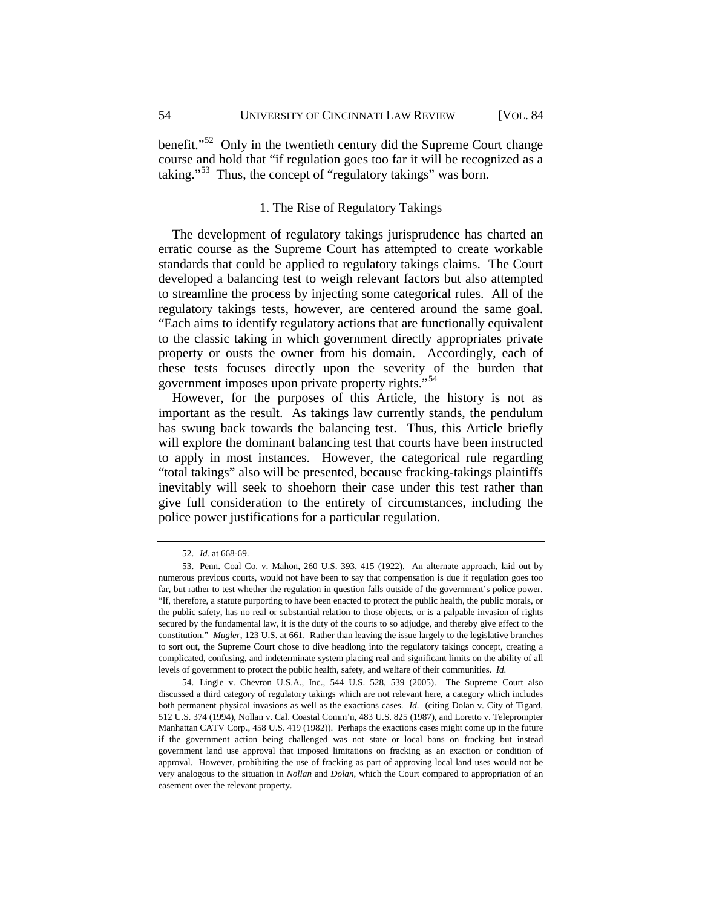benefit."[52] Only in the twentieth century did the Supreme Court change course and hold that "if regulation goes too far it will be recognized as a taking."[53] Thus, the concept of "regulatory takings" was born.

### 1. The Rise of Regulatory Takings

The development of regulatory takings jurisprudence has charted an erratic course as the Supreme Court has attempted to create workable standards that could be applied to regulatory takings claims. The Court developed a balancing test to weigh relevant factors but also attempted to streamline the process by injecting some categorical rules. All of the regulatory takings tests, however, are centered around the same goal. "Each aims to identify regulatory actions that are functionally equivalent to the classic taking in which government directly appropriates private property or ousts the owner from his domain. Accordingly, each of these tests focuses directly upon the severity of the burden that government imposes upon private property rights."[54]

However, for the purposes of this Article, the history is not as important as the result. As takings law currently stands, the pendulum has swung back towards the balancing test. Thus, this Article briefly will explore the dominant balancing test that courts have been instructed to apply in most instances. However, the categorical rule regarding "total takings" also will be presented, because fracking-takings plaintiffs inevitably will seek to shoehorn their case under this test rather than give full consideration to the entirety of circumstances, including the police power justifications for a particular regulation.

---

52. *Id.* at 668-69.

53. Penn. Coal Co. v. Mahon, 260 U.S. 393, 415 (1922). An alternate approach, laid out by numerous previous courts, would not have been to say that compensation is due if regulation goes too far, but rather to test whether the regulation in question falls outside of the government's police power. "If, therefore, a statute purporting to have been enacted to protect the public health, the public morals, or the public safety, has no real or substantial relation to those objects, or is a palpable invasion of rights secured by the fundamental law, it is the duty of the courts to so adjudge, and thereby give effect to the constitution." *Mugler*, 123 U.S. at 661. Rather than leaving the issue largely to the legislative branches to sort out, the Supreme Court chose to dive headlong into the regulatory takings concept, creating a complicated, confusing, and indeterminate system placing real and significant limits on the ability of all levels of government to protect the public health, safety, and welfare of their communities. *Id.*

54. Lingle v. Chevron U.S.A., Inc., 544 U.S. 528, 539 (2005). The Supreme Court also discussed a third category of regulatory takings which are not relevant here, a category which includes both permanent physical invasions as well as the exactions cases. *Id.* (citing Dolan v. City of Tigard, 512 U.S. 374 (1994), Nollan v. Cal. Coastal Comm'n, 483 U.S. 825 (1987), and Loretto v. Teleprompter Manhattan CATV Corp., 458 U.S. 419 (1982)). Perhaps the exactions cases might come up in the future if the government action being challenged was not state or local bans on fracking but instead government land use approval that imposed limitations on fracking as an exaction or condition of approval. However, prohibiting the use of fracking as part of approving local land uses would not be very analogous to the situation in *Nollan* and *Dolan*, which the Court compared to appropriation of an easement over the relevant property.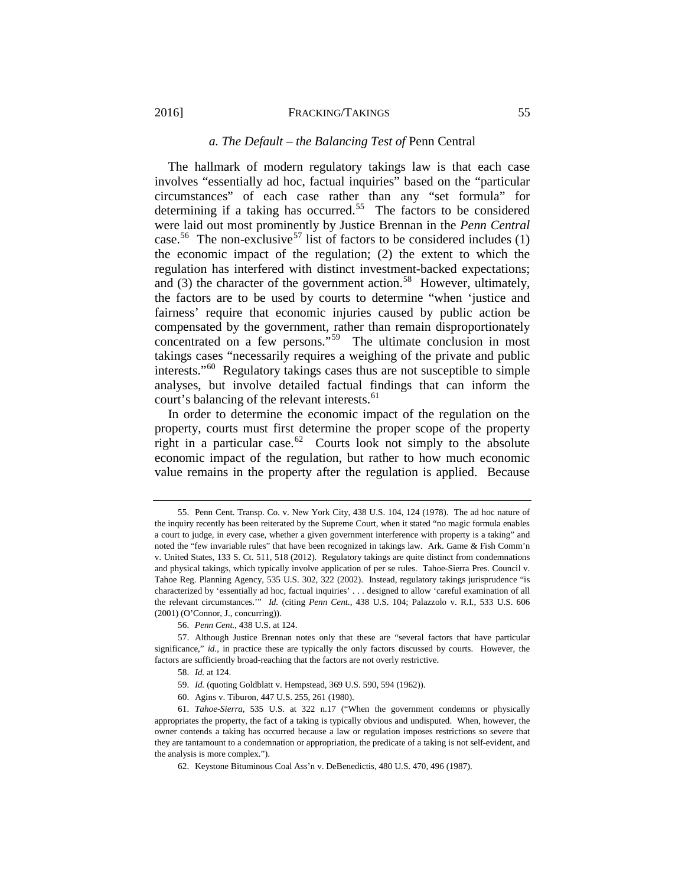### *a. The Default – the Balancing Test of* Penn Central

The hallmark of modern regulatory takings law is that each case involves "essentially ad hoc, factual inquiries" based on the "particular circumstances" of each case rather than any "set formula" for determining if a taking has occurred.[55] The factors to be considered were laid out most prominently by Justice Brennan in the *Penn Central* case.[56] The non-exclusive[57] list of factors to be considered includes (1) the economic impact of the regulation; (2) the extent to which the regulation has interfered with distinct investment-backed expectations; and (3) the character of the government action.[58] However, ultimately, the factors are to be used by courts to determine "when 'justice and fairness' require that economic injuries caused by public action be compensated by the government, rather than remain disproportionately concentrated on a few persons."[59] The ultimate conclusion in most takings cases "necessarily requires a weighing of the private and public interests."[60] Regulatory takings cases thus are not susceptible to simple analyses, but involve detailed factual findings that can inform the court's balancing of the relevant interests.[61]

In order to determine the economic impact of the regulation on the property, courts must first determine the proper scope of the property right in a particular case.[62] Courts look not simply to the absolute economic impact of the regulation, but rather to how much economic value remains in the property after the regulation is applied. Because

---

55. Penn Cent. Transp. Co. v. New York City, 438 U.S. 104, 124 (1978). The ad hoc nature of the inquiry recently has been reiterated by the Supreme Court, when it stated "no magic formula enables a court to judge, in every case, whether a given government interference with property is a taking" and noted the "few invariable rules" that have been recognized in takings law. Ark. Game & Fish Comm'n v. United States, 133 S. Ct. 511, 518 (2012). Regulatory takings are quite distinct from condemnations and physical takings, which typically involve application of per se rules. Tahoe-Sierra Pres. Council v. Tahoe Reg. Planning Agency, 535 U.S. 302, 322 (2002). Instead, regulatory takings jurisprudence "is characterized by 'essentially ad hoc, factual inquiries' . . . designed to allow 'careful examination of all the relevant circumstances.'" *Id.* (citing *Penn Cent.*, 438 U.S. 104; Palazzolo v. R.I., 533 U.S. 606 (2001) (O'Connor, J., concurring)).

56. *Penn Cent.*, 438 U.S. at 124.

57. Although Justice Brennan notes only that these are "several factors that have particular significance," *id.*, in practice these are typically the only factors discussed by courts. However, the factors are sufficiently broad-reaching that the factors are not overly restrictive.

58. *Id.* at 124.

59. *Id.* (quoting Goldblatt v. Hempstead, 369 U.S. 590, 594 (1962)).

60. Agins v. Tiburon, 447 U.S. 255, 261 (1980).

61. *Tahoe-Sierra*, 535 U.S. at 322 n.17 ("When the government condemns or physically appropriates the property, the fact of a taking is typically obvious and undisputed. When, however, the owner contends a taking has occurred because a law or regulation imposes restrictions so severe that they are tantamount to a condemnation or appropriation, the predicate of a taking is not self-evident, and the analysis is more complex.").

62. Keystone Bituminous Coal Ass'n v. DeBenedictis, 480 U.S. 470, 496 (1987).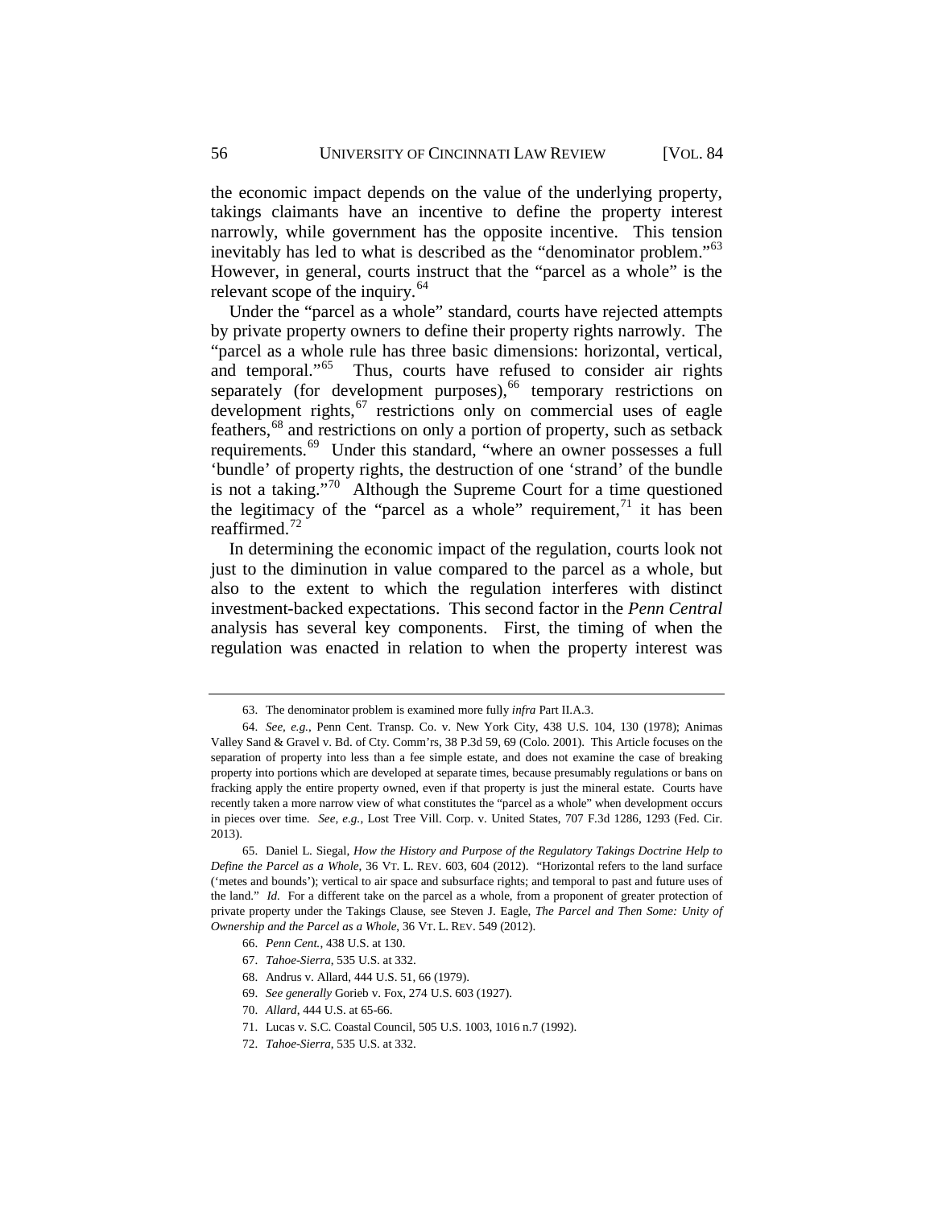the economic impact depends on the value of the underlying property, takings claimants have an incentive to define the property interest narrowly, while government has the opposite incentive. This tension inevitably has led to what is described as the "denominator problem."[63] However, in general, courts instruct that the "parcel as a whole" is the relevant scope of the inquiry.[64]

Under the "parcel as a whole" standard, courts have rejected attempts by private property owners to define their property rights narrowly. The "parcel as a whole rule has three basic dimensions: horizontal, vertical, and temporal."[65] Thus, courts have refused to consider air rights separately (for development purposes),[66] temporary restrictions on development rights,[67] restrictions only on commercial uses of eagle feathers,[68] and restrictions on only a portion of property, such as setback requirements.[69] Under this standard, "where an owner possesses a full 'bundle' of property rights, the destruction of one 'strand' of the bundle is not a taking."[70] Although the Supreme Court for a time questioned the legitimacy of the "parcel as a whole" requirement,[71] it has been reaffirmed.[72]

In determining the economic impact of the regulation, courts look not just to the diminution in value compared to the parcel as a whole, but also to the extent to which the regulation interferes with distinct investment-backed expectations. This second factor in the *Penn Central* analysis has several key components. First, the timing of when the regulation was enacted in relation to when the property interest was

---

63. The denominator problem is examined more fully *infra* Part II.A.3.

64. *See, e.g.*, Penn Cent. Transp. Co. v. New York City, 438 U.S. 104, 130 (1978); Animas Valley Sand & Gravel v. Bd. of Cty. Comm'rs, 38 P.3d 59, 69 (Colo. 2001). This Article focuses on the separation of property into less than a fee simple estate, and does not examine the case of breaking property into portions which are developed at separate times, because presumably regulations or bans on fracking apply the entire property owned, even if that property is just the mineral estate. Courts have recently taken a more narrow view of what constitutes the "parcel as a whole" when development occurs in pieces over time. *See, e.g.*, Lost Tree Vill. Corp. v. United States, 707 F.3d 1286, 1293 (Fed. Cir. 2013).

65. Daniel L. Siegal, *How the History and Purpose of the Regulatory Takings Doctrine Help to Define the Parcel as a Whole*, 36 VT. L. REV. 603, 604 (2012). "Horizontal refers to the land surface ('metes and bounds'); vertical to air space and subsurface rights; and temporal to past and future uses of the land." *Id.* For a different take on the parcel as a whole, from a proponent of greater protection of private property under the Takings Clause, see Steven J. Eagle, *The Parcel and Then Some: Unity of Ownership and the Parcel as a Whole*, 36 VT. L. REV. 549 (2012).

66. *Penn Cent.*, 438 U.S. at 130.

67. *Tahoe-Sierra*, 535 U.S. at 332.

68. Andrus v. Allard, 444 U.S. 51, 66 (1979).

69. *See generally* Gorieb v. Fox, 274 U.S. 603 (1927).

70. *Allard*, 444 U.S. at 65-66.

71. Lucas v. S.C. Coastal Council, 505 U.S. 1003, 1016 n.7 (1992).

72. *Tahoe-Sierra*, 535 U.S. at 332.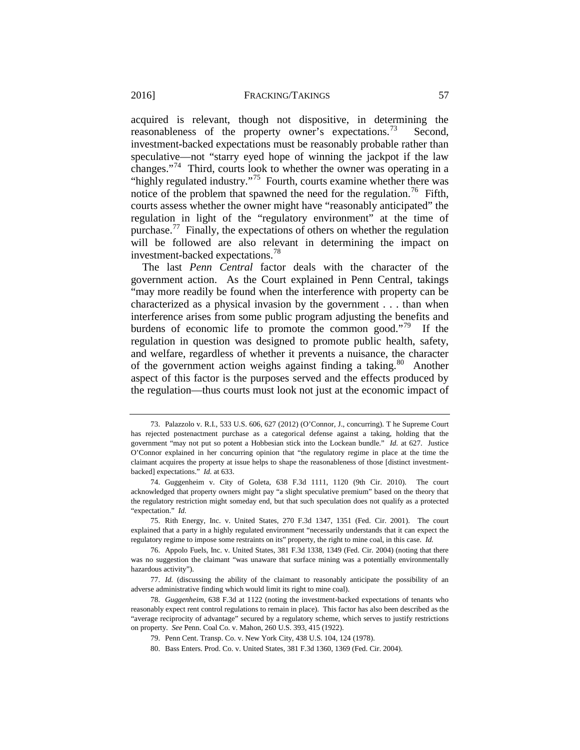acquired is relevant, though not dispositive, in determining the reasonableness of the property owner's expectations.[73] Second, investment-backed expectations must be reasonably probable rather than speculative—not "starry eyed hope of winning the jackpot if the law changes."[74] Third, courts look to whether the owner was operating in a "highly regulated industry."[75] Fourth, courts examine whether there was notice of the problem that spawned the need for the regulation.[76] Fifth, courts assess whether the owner might have "reasonably anticipated" the regulation in light of the "regulatory environment" at the time of purchase.[77] Finally, the expectations of others on whether the regulation will be followed are also relevant in determining the impact on investment-backed expectations.[78]

The last *Penn Central* factor deals with the character of the government action. As the Court explained in Penn Central, takings "may more readily be found when the interference with property can be characterized as a physical invasion by the government . . . than when interference arises from some public program adjusting the benefits and burdens of economic life to promote the common good."[79] If the regulation in question was designed to promote public health, safety, and welfare, regardless of whether it prevents a nuisance, the character of the government action weighs against finding a taking.[80] Another aspect of this factor is the purposes served and the effects produced by the regulation—thus courts must look not just at the economic impact of

---

73. Palazzolo v. R.I., 533 U.S. 606, 627 (2012) (O'Connor, J., concurring). T he Supreme Court has rejected postenactment purchase as a categorical defense against a taking, holding that the government "may not put so potent a Hobbesian stick into the Lockean bundle." *Id.* at 627. Justice O'Connor explained in her concurring opinion that "the regulatory regime in place at the time the claimant acquires the property at issue helps to shape the reasonableness of those [distinct investment-backed] expectations." *Id.* at 633.

74. Guggenheim v. City of Goleta, 638 F.3d 1111, 1120 (9th Cir. 2010). The court acknowledged that property owners might pay "a slight speculative premium" based on the theory that the regulatory restriction might someday end, but that such speculation does not qualify as a protected "expectation." *Id.*

75. Rith Energy, Inc. v. United States, 270 F.3d 1347, 1351 (Fed. Cir. 2001). The court explained that a party in a highly regulated environment "necessarily understands that it can expect the regulatory regime to impose some restraints on its" property, the right to mine coal, in this case. *Id.*

76. Appolo Fuels, Inc. v. United States, 381 F.3d 1338, 1349 (Fed. Cir. 2004) (noting that there was no suggestion the claimant "was unaware that surface mining was a potentially environmentally hazardous activity").

77. *Id.* (discussing the ability of the claimant to reasonably anticipate the possibility of an adverse administrative finding which would limit its right to mine coal).

78. *Guggenheim*, 638 F.3d at 1122 (noting the investment-backed expectations of tenants who reasonably expect rent control regulations to remain in place). This factor has also been described as the "average reciprocity of advantage" secured by a regulatory scheme, which serves to justify restrictions on property. *See* Penn. Coal Co. v. Mahon, 260 U.S. 393, 415 (1922).

79. Penn Cent. Transp. Co. v. New York City, 438 U.S. 104, 124 (1978).

80. Bass Enters. Prod. Co. v. United States, 381 F.3d 1360, 1369 (Fed. Cir. 2004).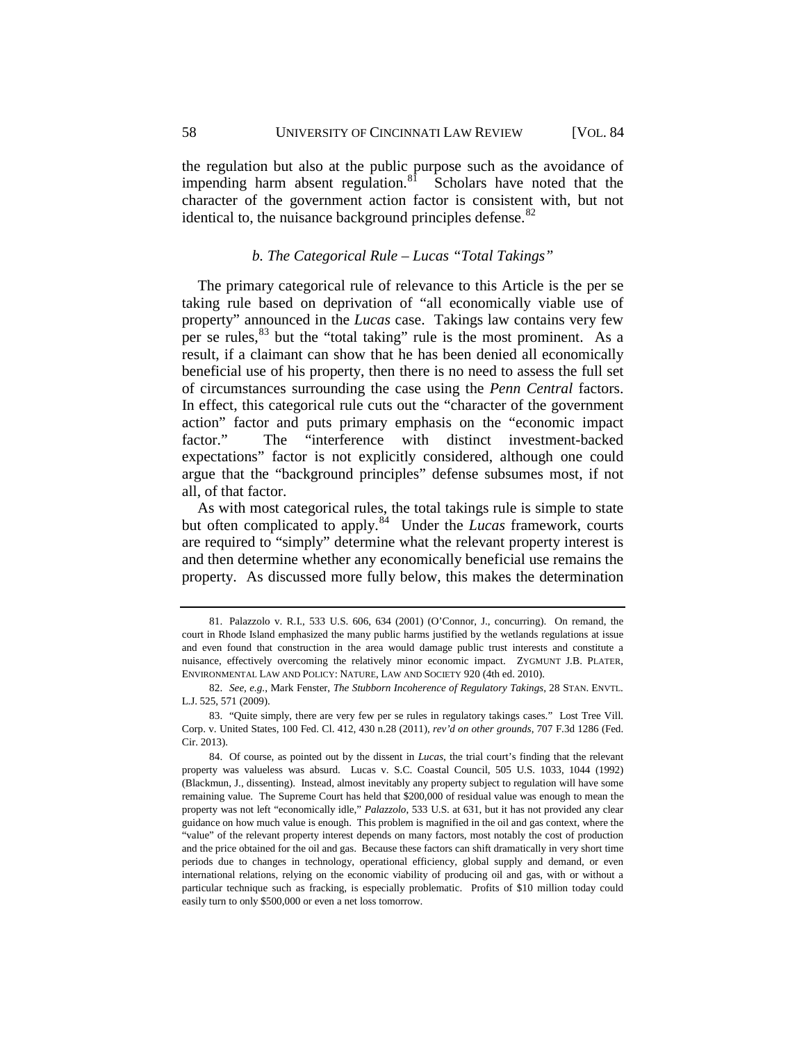the regulation but also at the public purpose such as the avoidance of impending harm absent regulation.[81] Scholars have noted that the character of the government action factor is consistent with, but not identical to, the nuisance background principles defense.[82]

### *b. The Categorical Rule – Lucas "Total Takings"*

The primary categorical rule of relevance to this Article is the per se taking rule based on deprivation of "all economically viable use of property" announced in the *Lucas* case. Takings law contains very few per se rules,[83] but the "total taking" rule is the most prominent. As a result, if a claimant can show that he has been denied all economically beneficial use of his property, then there is no need to assess the full set of circumstances surrounding the case using the *Penn Central* factors. In effect, this categorical rule cuts out the "character of the government action" factor and puts primary emphasis on the "economic impact factor." The "interference with distinct investment-backed expectations" factor is not explicitly considered, although one could argue that the "background principles" defense subsumes most, if not all, of that factor.

As with most categorical rules, the total takings rule is simple to state but often complicated to apply.[84] Under the *Lucas* framework, courts are required to "simply" determine what the relevant property interest is and then determine whether any economically beneficial use remains the property. As discussed more fully below, this makes the determination

---

81. Palazzolo v. R.I., 533 U.S. 606, 634 (2001) (O'Connor, J., concurring). On remand, the court in Rhode Island emphasized the many public harms justified by the wetlands regulations at issue and even found that construction in the area would damage public trust interests and constitute a nuisance, effectively overcoming the relatively minor economic impact. ZYGMUNT J.B. PLATER, ENVIRONMENTAL LAW AND POLICY: NATURE, LAW AND SOCIETY 920 (4th ed. 2010).

82. *See, e.g.*, Mark Fenster, *The Stubborn Incoherence of Regulatory Takings*, 28 STAN. ENVTL. L.J. 525, 571 (2009).

83. "Quite simply, there are very few per se rules in regulatory takings cases." Lost Tree Vill. Corp. v. United States, 100 Fed. Cl. 412, 430 n.28 (2011), *rev'd on other grounds*, 707 F.3d 1286 (Fed. Cir. 2013).

84. Of course, as pointed out by the dissent in *Lucas*, the trial court's finding that the relevant property was valueless was absurd. Lucas v. S.C. Coastal Council, 505 U.S. 1033, 1044 (1992) (Blackmun, J., dissenting). Instead, almost inevitably any property subject to regulation will have some remaining value. The Supreme Court has held that $200,000 of residual value was enough to mean the property was not left "economically idle," *Palazzolo*, 533 U.S. at 631, but it has not provided any clear guidance on how much value is enough. This problem is magnified in the oil and gas context, where the "value" of the relevant property interest depends on many factors, most notably the cost of production and the price obtained for the oil and gas. Because these factors can shift dramatically in very short time periods due to changes in technology, operational efficiency, global supply and demand, or even international relations, relying on the economic viability of producing oil and gas, with or without a particular technique such as fracking, is especially problematic. Profits of $10 million today could easily turn to only $500,000 or even a net loss tomorrow.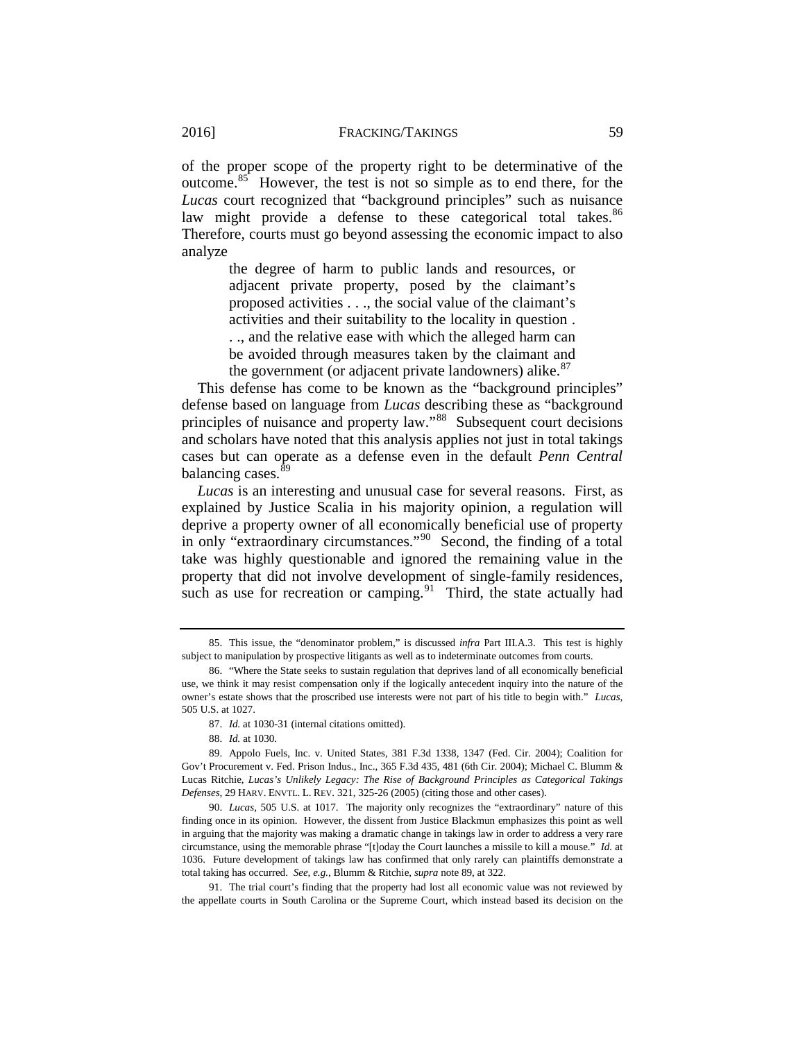of the proper scope of the property right to be determinative of the outcome.[85] However, the test is not so simple as to end there, for the *Lucas* court recognized that "background principles" such as nuisance law might provide a defense to these categorical total takes.[86] Therefore, courts must go beyond assessing the economic impact to also analyze

> the degree of harm to public lands and resources, or adjacent private property, posed by the claimant's proposed activities . . ., the social value of the claimant's activities and their suitability to the locality in question . . ., and the relative ease with which the alleged harm can be avoided through measures taken by the claimant and the government (or adjacent private landowners) alike.[87]

This defense has come to be known as the "background principles" defense based on language from *Lucas* describing these as "background principles of nuisance and property law."[88] Subsequent court decisions and scholars have noted that this analysis applies not just in total takings cases but can operate as a defense even in the default *Penn Central* balancing cases.[89]

*Lucas* is an interesting and unusual case for several reasons. First, as explained by Justice Scalia in his majority opinion, a regulation will deprive a property owner of all economically beneficial use of property in only "extraordinary circumstances."[90] Second, the finding of a total take was highly questionable and ignored the remaining value in the property that did not involve development of single-family residences, such as use for recreation or camping.[91] Third, the state actually had

---

85. This issue, the "denominator problem," is discussed *infra* Part III.A.3. This test is highly subject to manipulation by prospective litigants as well as to indeterminate outcomes from courts.

86. "Where the State seeks to sustain regulation that deprives land of all economically beneficial use, we think it may resist compensation only if the logically antecedent inquiry into the nature of the owner's estate shows that the proscribed use interests were not part of his title to begin with." *Lucas*, 505 U.S. at 1027.

87. *Id.* at 1030-31 (internal citations omitted).

88. *Id.* at 1030.

89. Appolo Fuels, Inc. v. United States, 381 F.3d 1338, 1347 (Fed. Cir. 2004); Coalition for Gov't Procurement v. Fed. Prison Indus., Inc., 365 F.3d 435, 481 (6th Cir. 2004); Michael C. Blumm & Lucas Ritchie, *Lucas's Unlikely Legacy: The Rise of Background Principles as Categorical Takings Defenses*, 29 HARV. ENVTL. L. REV. 321, 325-26 (2005) (citing those and other cases).

90. *Lucas*, 505 U.S. at 1017. The majority only recognizes the "extraordinary" nature of this finding once in its opinion. However, the dissent from Justice Blackmun emphasizes this point as well in arguing that the majority was making a dramatic change in takings law in order to address a very rare circumstance, using the memorable phrase "[t]oday the Court launches a missile to kill a mouse." *Id.* at 1036. Future development of takings law has confirmed that only rarely can plaintiffs demonstrate a total taking has occurred. *See, e.g.*, Blumm & Ritchie, *supra* note 89, at 322.

91. The trial court's finding that the property had lost all economic value was not reviewed by the appellate courts in South Carolina or the Supreme Court, which instead based its decision on the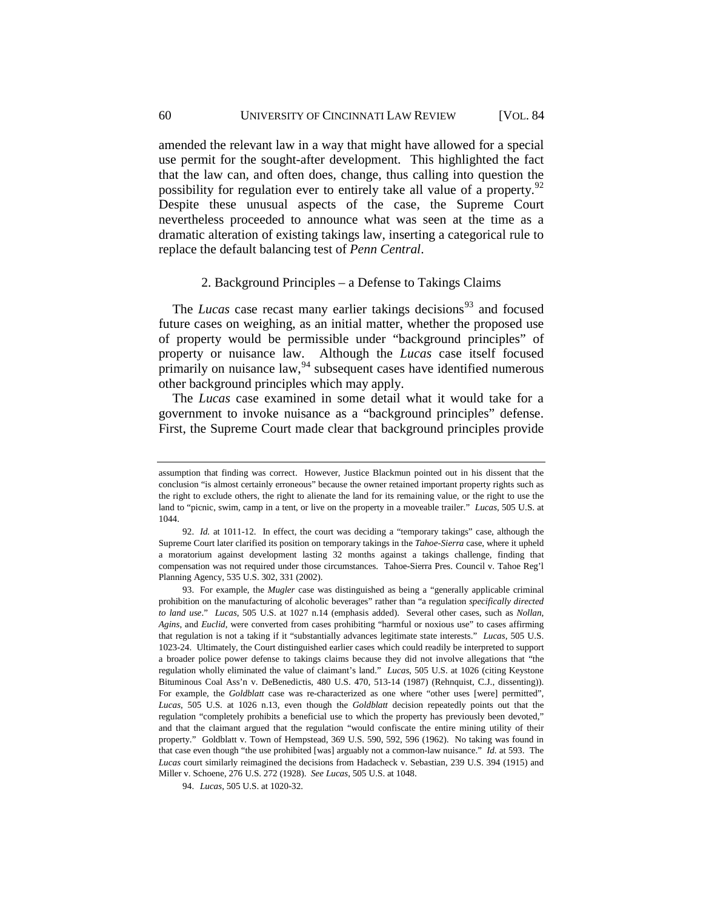amended the relevant law in a way that might have allowed for a special use permit for the sought-after development. This highlighted the fact that the law can, and often does, change, thus calling into question the possibility for regulation ever to entirely take all value of a property.[92] Despite these unusual aspects of the case, the Supreme Court nevertheless proceeded to announce what was seen at the time as a dramatic alteration of existing takings law, inserting a categorical rule to replace the default balancing test of *Penn Central*.

### 2. Background Principles – a Defense to Takings Claims

The *Lucas* case recast many earlier takings decisions[93] and focused future cases on weighing, as an initial matter, whether the proposed use of property would be permissible under "background principles" of property or nuisance law. Although the *Lucas* case itself focused primarily on nuisance law,[94] subsequent cases have identified numerous other background principles which may apply.

The *Lucas* case examined in some detail what it would take for a government to invoke nuisance as a "background principles" defense. First, the Supreme Court made clear that background principles provide

---

assumption that finding was correct. However, Justice Blackmun pointed out in his dissent that the conclusion "is almost certainly erroneous" because the owner retained important property rights such as the right to exclude others, the right to alienate the land for its remaining value, or the right to use the land to "picnic, swim, camp in a tent, or live on the property in a moveable trailer." *Lucas*, 505 U.S. at 1044.

92. *Id.* at 1011-12. In effect, the court was deciding a "temporary takings" case, although the Supreme Court later clarified its position on temporary takings in the *Tahoe-Sierra* case, where it upheld a moratorium against development lasting 32 months against a takings challenge, finding that compensation was not required under those circumstances. Tahoe-Sierra Pres. Council v. Tahoe Reg'l Planning Agency, 535 U.S. 302, 331 (2002).

93. For example, the *Mugler* case was distinguished as being a "generally applicable criminal prohibition on the manufacturing of alcoholic beverages" rather than "a regulation *specifically directed to land use*." *Lucas*, 505 U.S. at 1027 n.14 (emphasis added). Several other cases, such as *Nollan*, *Agins*, and *Euclid*, were converted from cases prohibiting "harmful or noxious use" to cases affirming that regulation is not a taking if it "substantially advances legitimate state interests." *Lucas*, 505 U.S. 1023-24. Ultimately, the Court distinguished earlier cases which could readily be interpreted to support a broader police power defense to takings claims because they did not involve allegations that "the regulation wholly eliminated the value of claimant's land." *Lucas*, 505 U.S. at 1026 (citing Keystone Bituminous Coal Ass'n v. DeBenedictis, 480 U.S. 470, 513-14 (1987) (Rehnquist, C.J., dissenting)). For example, the *Goldblatt* case was re-characterized as one where "other uses [were] permitted", *Lucas*, 505 U.S. at 1026 n.13, even though the *Goldblatt* decision repeatedly points out that the regulation "completely prohibits a beneficial use to which the property has previously been devoted," and that the claimant argued that the regulation "would confiscate the entire mining utility of their property." Goldblatt v. Town of Hempstead, 369 U.S. 590, 592, 596 (1962). No taking was found in that case even though "the use prohibited [was] arguably not a common-law nuisance." *Id.* at 593. The *Lucas* court similarly reimagined the decisions from Hadacheck v. Sebastian, 239 U.S. 394 (1915) and Miller v. Schoene, 276 U.S. 272 (1928). *See Lucas*, 505 U.S. at 1048.

94. *Lucas*, 505 U.S. at 1020-32.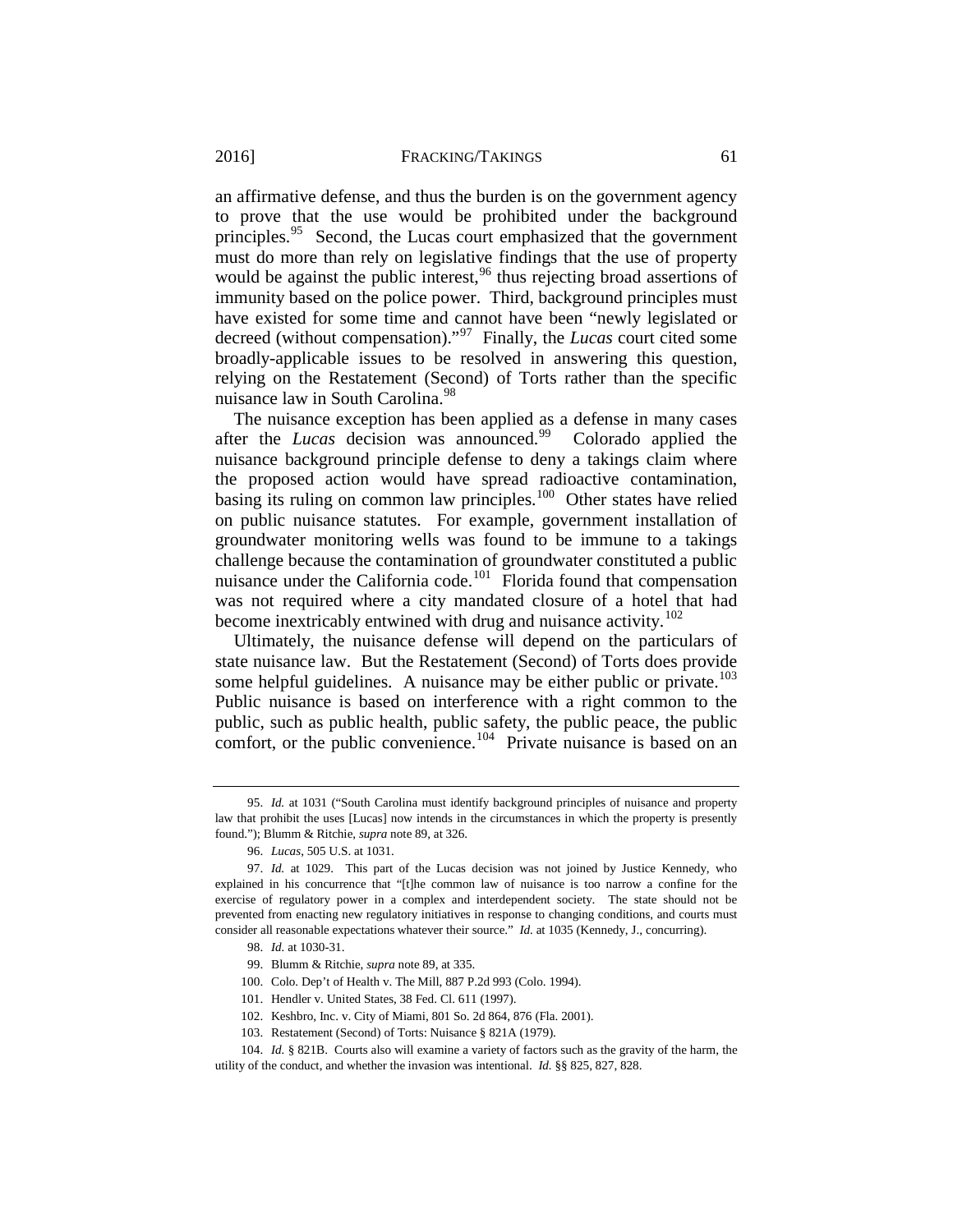an affirmative defense, and thus the burden is on the government agency to prove that the use would be prohibited under the background principles.[95] Second, the Lucas court emphasized that the government must do more than rely on legislative findings that the use of property would be against the public interest,[96] thus rejecting broad assertions of immunity based on the police power. Third, background principles must have existed for some time and cannot have been "newly legislated or decreed (without compensation)."[97] Finally, the *Lucas* court cited some broadly-applicable issues to be resolved in answering this question, relying on the Restatement (Second) of Torts rather than the specific nuisance law in South Carolina.[98]

The nuisance exception has been applied as a defense in many cases after the *Lucas* decision was announced.[99] Colorado applied the nuisance background principle defense to deny a takings claim where the proposed action would have spread radioactive contamination, basing its ruling on common law principles.[100] Other states have relied on public nuisance statutes. For example, government installation of groundwater monitoring wells was found to be immune to a takings challenge because the contamination of groundwater constituted a public nuisance under the California code.[101] Florida found that compensation was not required where a city mandated closure of a hotel that had become inextricably entwined with drug and nuisance activity.[102]

Ultimately, the nuisance defense will depend on the particulars of state nuisance law. But the Restatement (Second) of Torts does provide some helpful guidelines. A nuisance may be either public or private.[103] Public nuisance is based on interference with a right common to the public, such as public health, public safety, the public peace, the public comfort, or the public convenience.[104] Private nuisance is based on an

---

95. *Id.* at 1031 ("South Carolina must identify background principles of nuisance and property law that prohibit the uses [Lucas] now intends in the circumstances in which the property is presently found."); Blumm & Ritchie, *supra* note 89, at 326.

96. *Lucas*, 505 U.S. at 1031.

97. *Id.* at 1029. This part of the Lucas decision was not joined by Justice Kennedy, who explained in his concurrence that "[t]he common law of nuisance is too narrow a confine for the exercise of regulatory power in a complex and interdependent society. The state should not be prevented from enacting new regulatory initiatives in response to changing conditions, and courts must consider all reasonable expectations whatever their source." *Id.* at 1035 (Kennedy, J., concurring).

98. *Id.* at 1030-31.

99. Blumm & Ritchie, *supra* note 89, at 335.

100. Colo. Dep't of Health v. The Mill, 887 P.2d 993 (Colo. 1994).

101. Hendler v. United States, 38 Fed. Cl. 611 (1997).

102. Keshbro, Inc. v. City of Miami, 801 So. 2d 864, 876 (Fla. 2001).

103. Restatement (Second) of Torts: Nuisance § 821A (1979).

104. *Id.* § 821B. Courts also will examine a variety of factors such as the gravity of the harm, the utility of the conduct, and whether the invasion was intentional. *Id.* §§ 825, 827, 828.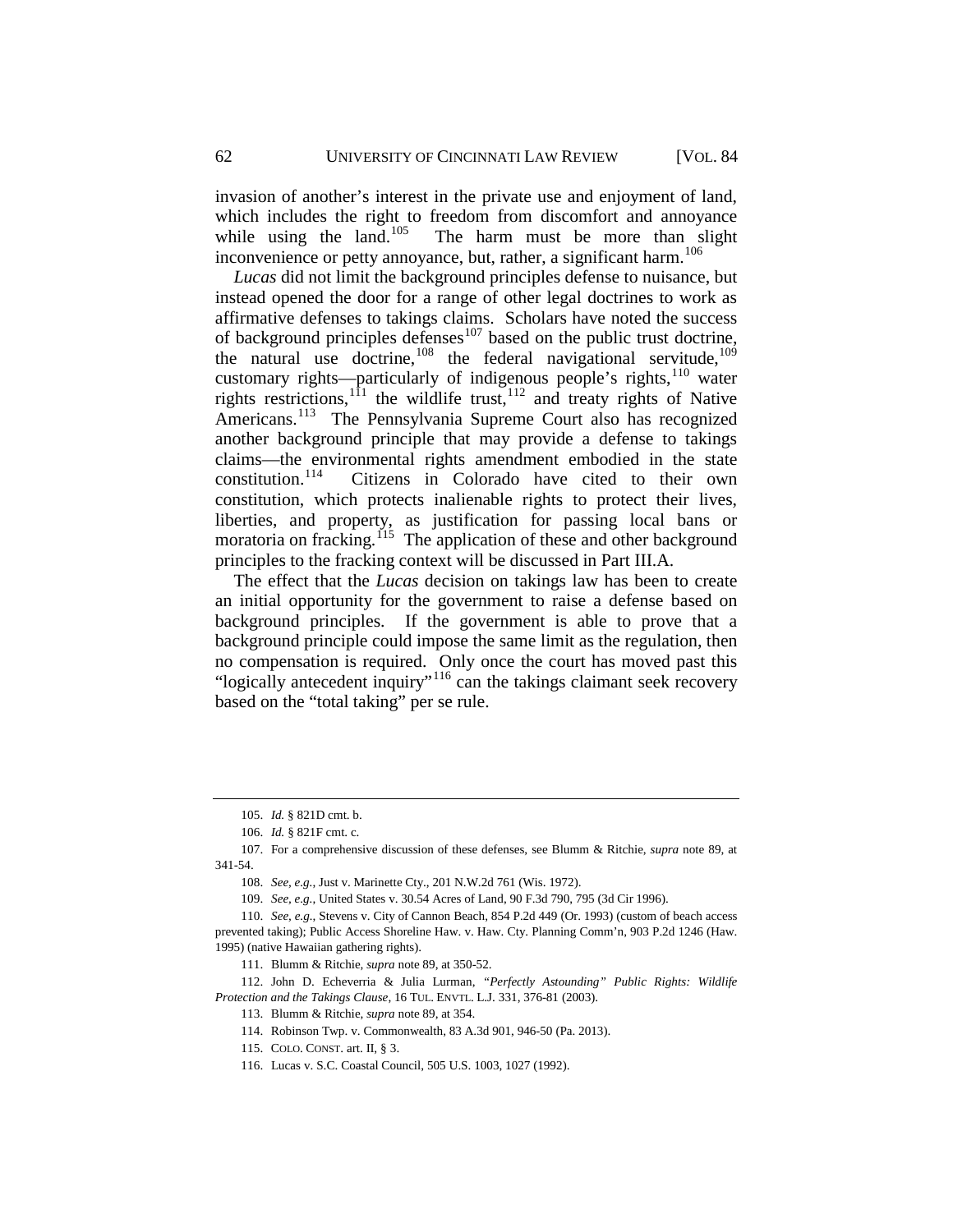invasion of another's interest in the private use and enjoyment of land, which includes the right to freedom from discomfort and annoyance while using the land.[105] The harm must be more than slight inconvenience or petty annoyance, but, rather, a significant harm.[106]

*Lucas* did not limit the background principles defense to nuisance, but instead opened the door for a range of other legal doctrines to work as affirmative defenses to takings claims. Scholars have noted the success of background principles defenses[107] based on the public trust doctrine, the natural use doctrine,[108] the federal navigational servitude,[109] customary rights—particularly of indigenous people's rights,[110] water rights restrictions,[111] the wildlife trust,[112] and treaty rights of Native Americans.[113] The Pennsylvania Supreme Court also has recognized another background principle that may provide a defense to takings claims—the environmental rights amendment embodied in the state constitution.[114] Citizens in Colorado have cited to their own constitution, which protects inalienable rights to protect their lives, liberties, and property, as justification for passing local bans or moratoria on fracking.[115] The application of these and other background principles to the fracking context will be discussed in Part III.A.

The effect that the *Lucas* decision on takings law has been to create an initial opportunity for the government to raise a defense based on background principles. If the government is able to prove that a background principle could impose the same limit as the regulation, then no compensation is required. Only once the court has moved past this "logically antecedent inquiry"[116] can the takings claimant seek recovery based on the "total taking" per se rule.

---

105. *Id.* § 821D cmt. b.

106. *Id.* § 821F cmt. c.

107. For a comprehensive discussion of these defenses, see Blumm & Ritchie, *supra* note 89, at 341-54.

108. *See, e.g.*, Just v. Marinette Cty., 201 N.W.2d 761 (Wis. 1972).

109. *See, e.g.*, United States v. 30.54 Acres of Land, 90 F.3d 790, 795 (3d Cir 1996).

110. *See, e.g.*, Stevens v. City of Cannon Beach, 854 P.2d 449 (Or. 1993) (custom of beach access prevented taking); Public Access Shoreline Haw. v. Haw. Cty. Planning Comm'n, 903 P.2d 1246 (Haw. 1995) (native Hawaiian gathering rights).

111. Blumm & Ritchie, *supra* note 89, at 350-52.

112. John D. Echeverria & Julia Lurman, *"Perfectly Astounding" Public Rights: Wildlife Protection and the Takings Clause*, 16 TUL. ENVTL. L.J. 331, 376-81 (2003).

113. Blumm & Ritchie, *supra* note 89, at 354.

114. Robinson Twp. v. Commonwealth, 83 A.3d 901, 946-50 (Pa. 2013).

115. COLO. CONST. art. II, § 3.

116. Lucas v. S.C. Coastal Council, 505 U.S. 1003, 1027 (1992).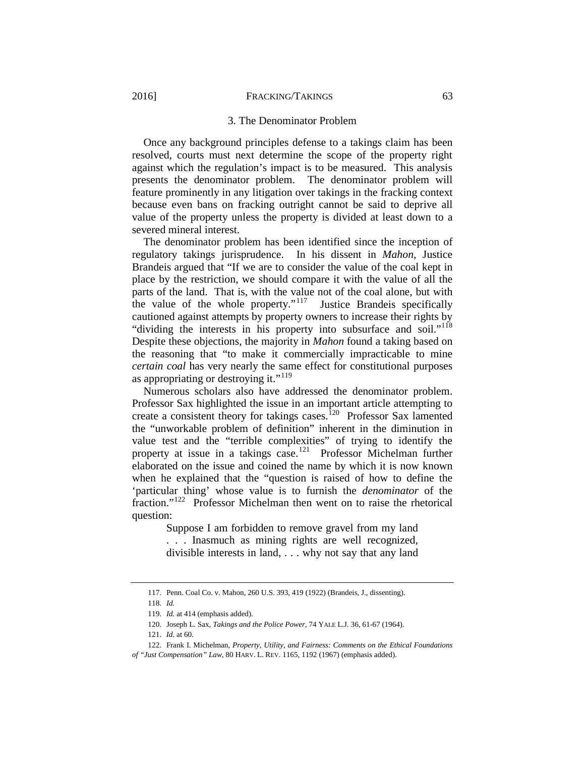### 3. The Denominator Problem

Once any background principles defense to a takings claim has been resolved, courts must next determine the scope of the property right against which the regulation's impact is to be measured. This analysis presents the denominator problem. The denominator problem will feature prominently in any litigation over takings in the fracking context because even bans on fracking outright cannot be said to deprive all value of the property unless the property is divided at least down to a severed mineral interest.

The denominator problem has been identified since the inception of regulatory takings jurisprudence. In his dissent in *Mahon*, Justice Brandeis argued that "If we are to consider the value of the coal kept in place by the restriction, we should compare it with the value of all the parts of the land. That is, with the value not of the coal alone, but with the value of the whole property."[117] Justice Brandeis specifically cautioned against attempts by property owners to increase their rights by "dividing the interests in his property into subsurface and soil."[118] Despite these objections, the majority in *Mahon* found a taking based on the reasoning that "to make it commercially impracticable to mine *certain coal* has very nearly the same effect for constitutional purposes as appropriating or destroying it."[119]

Numerous scholars also have addressed the denominator problem. Professor Sax highlighted the issue in an important article attempting to create a consistent theory for takings cases.[120] Professor Sax lamented the "unworkable problem of definition" inherent in the diminution in value test and the "terrible complexities" of trying to identify the property at issue in a takings case.[121] Professor Michelman further elaborated on the issue and coined the name by which it is now known when he explained that the "question is raised of how to define the 'particular thing' whose value is to furnish the *denominator* of the fraction."[122] Professor Michelman then went on to raise the rhetorical question:

> Suppose I am forbidden to remove gravel from my land . . . Inasmuch as mining rights are well recognized, divisible interests in land, . . . why not say that any land

---

117. Penn. Coal Co. v. Mahon, 260 U.S. 393, 419 (1922) (Brandeis, J., dissenting).

118. *Id.*

119. *Id.* at 414 (emphasis added).

120. Joseph L. Sax, *Takings and the Police Power*, 74 YALE L.J. 36, 61-67 (1964).

121. *Id.* at 60.

122. Frank I. Michelman, *Property, Utility, and Fairness: Comments on the Ethical Foundations of "Just Compensation" Law*, 80 HARV. L. REV. 1165, 1192 (1967) (emphasis added).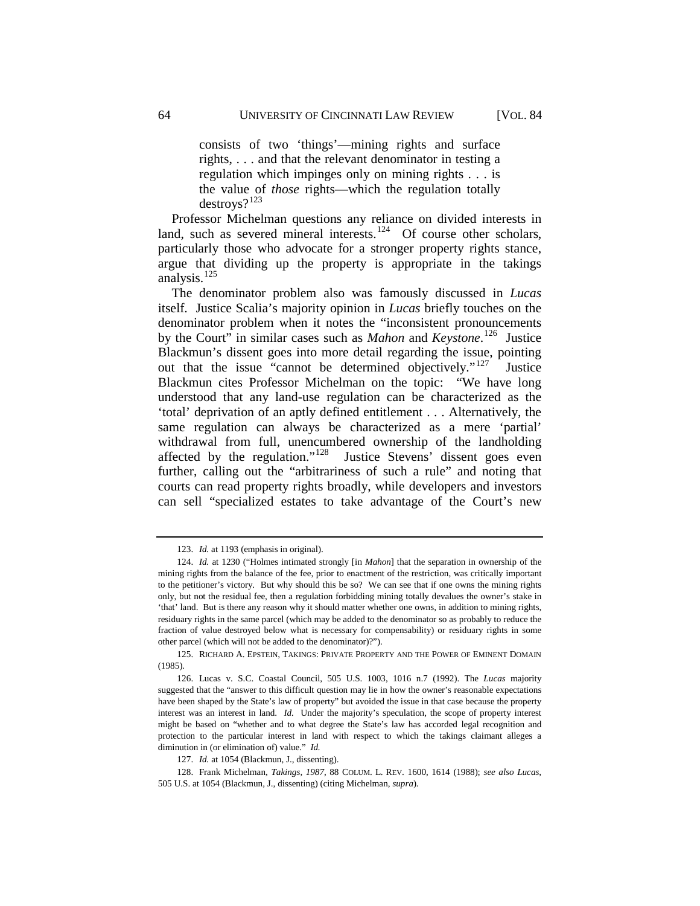> consists of two 'things'—mining rights and surface rights, . . . and that the relevant denominator in testing a regulation which impinges only on mining rights . . . is the value of *those* rights—which the regulation totally destroys?[123]

Professor Michelman questions any reliance on divided interests in land, such as severed mineral interests.[124] Of course other scholars, particularly those who advocate for a stronger property rights stance, argue that dividing up the property is appropriate in the takings analysis.[125]

The denominator problem also was famously discussed in *Lucas* itself. Justice Scalia's majority opinion in *Lucas* briefly touches on the denominator problem when it notes the "inconsistent pronouncements by the Court" in similar cases such as *Mahon* and *Keystone*.[126] Justice Blackmun's dissent goes into more detail regarding the issue, pointing out that the issue "cannot be determined objectively."[127] Justice Blackmun cites Professor Michelman on the topic: "We have long understood that any land-use regulation can be characterized as the 'total' deprivation of an aptly defined entitlement . . . Alternatively, the same regulation can always be characterized as a mere 'partial' withdrawal from full, unencumbered ownership of the landholding affected by the regulation."[128] Justice Stevens' dissent goes even further, calling out the "arbitrariness of such a rule" and noting that courts can read property rights broadly, while developers and investors can sell "specialized estates to take advantage of the Court's new

---

123. *Id.* at 1193 (emphasis in original).

124. *Id.* at 1230 ("Holmes intimated strongly [in *Mahon*] that the separation in ownership of the mining rights from the balance of the fee, prior to enactment of the restriction, was critically important to the petitioner's victory. But why should this be so? We can see that if one owns the mining rights only, but not the residual fee, then a regulation forbidding mining totally devalues the owner's stake in 'that' land. But is there any reason why it should matter whether one owns, in addition to mining rights, residuary rights in the same parcel (which may be added to the denominator so as probably to reduce the fraction of value destroyed below what is necessary for compensability) or residuary rights in some other parcel (which will not be added to the denominator)?").

125. RICHARD A. EPSTEIN, TAKINGS: PRIVATE PROPERTY AND THE POWER OF EMINENT DOMAIN (1985).

126. Lucas v. S.C. Coastal Council, 505 U.S. 1003, 1016 n.7 (1992). The *Lucas* majority suggested that the "answer to this difficult question may lie in how the owner's reasonable expectations have been shaped by the State's law of property" but avoided the issue in that case because the property interest was an interest in land. *Id.* Under the majority's speculation, the scope of property interest might be based on "whether and to what degree the State's law has accorded legal recognition and protection to the particular interest in land with respect to which the takings claimant alleges a diminution in (or elimination of) value." *Id.*

127. *Id.* at 1054 (Blackmun, J., dissenting).

128. Frank Michelman, *Takings, 1987*, 88 COLUM. L. REV. 1600, 1614 (1988); *see also Lucas*, 505 U.S. at 1054 (Blackmun, J., dissenting) (citing Michelman, *supra*).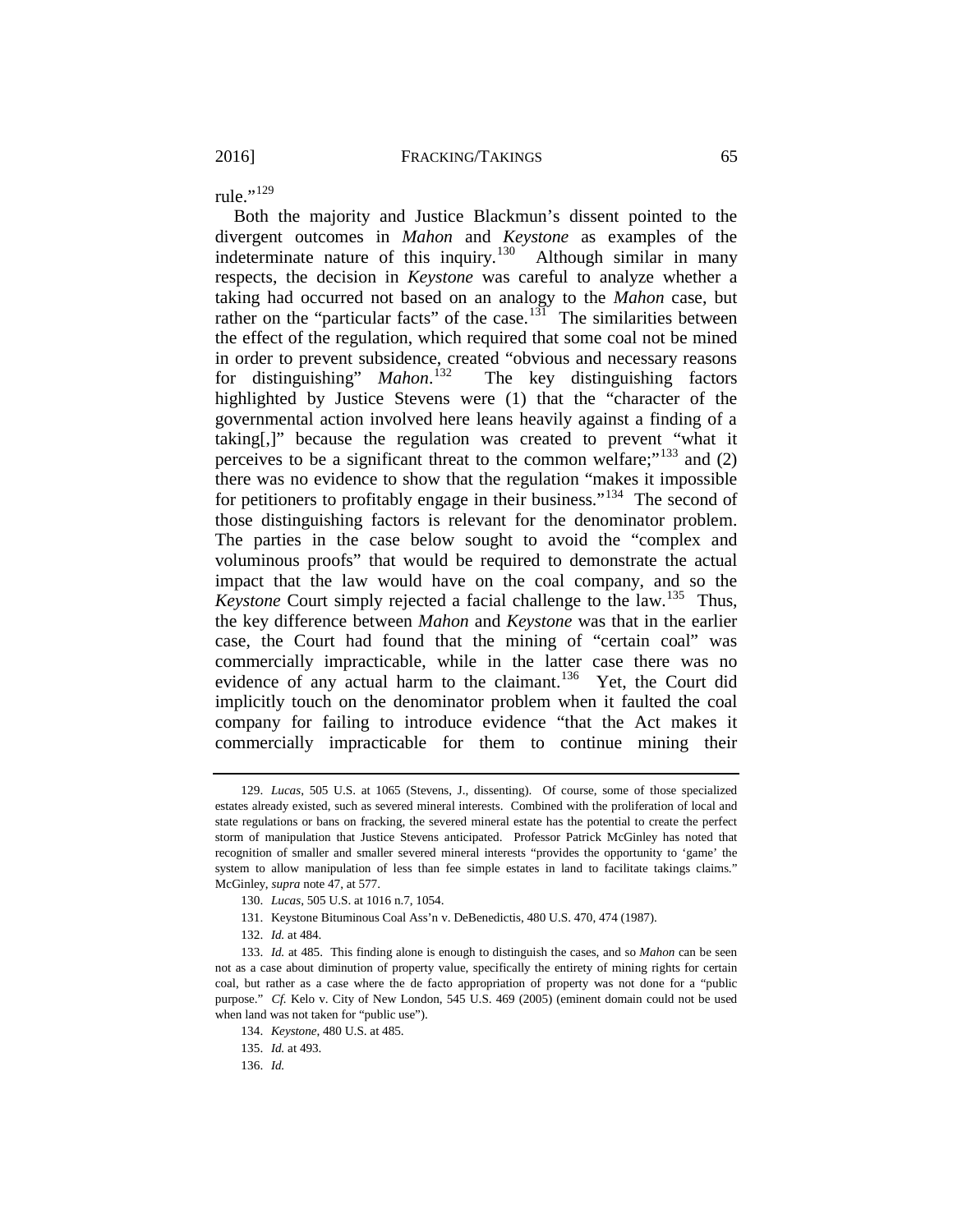rule."[129]

Both the majority and Justice Blackmun's dissent pointed to the divergent outcomes in *Mahon* and *Keystone* as examples of the indeterminate nature of this inquiry.[130] Although similar in many respects, the decision in *Keystone* was careful to analyze whether a taking had occurred not based on an analogy to the *Mahon* case, but rather on the "particular facts" of the case.[131] The similarities between the effect of the regulation, which required that some coal not be mined in order to prevent subsidence, created "obvious and necessary reasons for distinguishing" *Mahon*.[132] The key distinguishing factors highlighted by Justice Stevens were (1) that the "character of the governmental action involved here leans heavily against a finding of a taking[,]" because the regulation was created to prevent "what it perceives to be a significant threat to the common welfare;"[133] and (2) there was no evidence to show that the regulation "makes it impossible for petitioners to profitably engage in their business."[134] The second of those distinguishing factors is relevant for the denominator problem. The parties in the case below sought to avoid the "complex and voluminous proofs" that would be required to demonstrate the actual impact that the law would have on the coal company, and so the *Keystone* Court simply rejected a facial challenge to the law.[135] Thus, the key difference between *Mahon* and *Keystone* was that in the earlier case, the Court had found that the mining of "certain coal" was commercially impracticable, while in the latter case there was no evidence of any actual harm to the claimant.[136] Yet, the Court did implicitly touch on the denominator problem when it faulted the coal company for failing to introduce evidence "that the Act makes it commercially impracticable for them to continue mining their

---

129. *Lucas*, 505 U.S. at 1065 (Stevens, J., dissenting). Of course, some of those specialized estates already existed, such as severed mineral interests. Combined with the proliferation of local and state regulations or bans on fracking, the severed mineral estate has the potential to create the perfect storm of manipulation that Justice Stevens anticipated. Professor Patrick McGinley has noted that recognition of smaller and smaller severed mineral interests "provides the opportunity to 'game' the system to allow manipulation of less than fee simple estates in land to facilitate takings claims." McGinley, *supra* note 47, at 577.

130. *Lucas*, 505 U.S. at 1016 n.7, 1054.

131. Keystone Bituminous Coal Ass'n v. DeBenedictis, 480 U.S. 470, 474 (1987).

132. *Id.* at 484.

133. *Id.* at 485. This finding alone is enough to distinguish the cases, and so *Mahon* can be seen not as a case about diminution of property value, specifically the entirety of mining rights for certain coal, but rather as a case where the de facto appropriation of property was not done for a "public purpose." *Cf.* Kelo v. City of New London, 545 U.S. 469 (2005) (eminent domain could not be used when land was not taken for "public use").

134. *Keystone*, 480 U.S. at 485.

135. *Id.* at 493.

136. *Id.*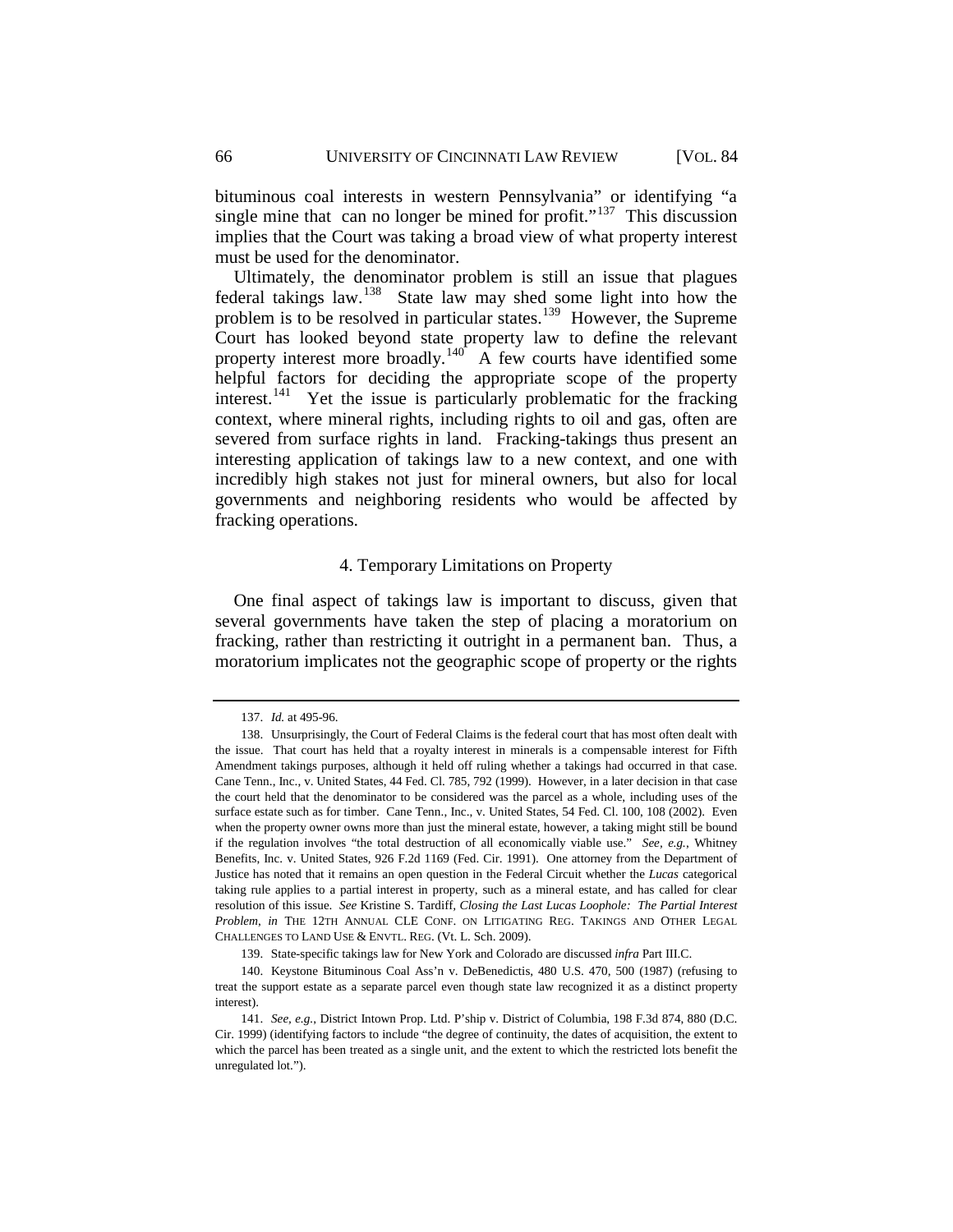bituminous coal interests in western Pennsylvania" or identifying "a single mine that can no longer be mined for profit."[137] This discussion implies that the Court was taking a broad view of what property interest must be used for the denominator.

Ultimately, the denominator problem is still an issue that plagues federal takings law.[138] State law may shed some light into how the problem is to be resolved in particular states.[139] However, the Supreme Court has looked beyond state property law to define the relevant property interest more broadly.[140] A few courts have identified some helpful factors for deciding the appropriate scope of the property interest.[141] Yet the issue is particularly problematic for the fracking context, where mineral rights, including rights to oil and gas, often are severed from surface rights in land. Fracking-takings thus present an interesting application of takings law to a new context, and one with incredibly high stakes not just for mineral owners, but also for local governments and neighboring residents who would be affected by fracking operations.

### 4. Temporary Limitations on Property

One final aspect of takings law is important to discuss, given that several governments have taken the step of placing a moratorium on fracking, rather than restricting it outright in a permanent ban. Thus, a moratorium implicates not the geographic scope of property or the rights

---

137. *Id.* at 495-96.

138. Unsurprisingly, the Court of Federal Claims is the federal court that has most often dealt with the issue. That court has held that a royalty interest in minerals is a compensable interest for Fifth Amendment takings purposes, although it held off ruling whether a takings had occurred in that case. Cane Tenn., Inc., v. United States, 44 Fed. Cl. 785, 792 (1999). However, in a later decision in that case the court held that the denominator to be considered was the parcel as a whole, including uses of the surface estate such as for timber. Cane Tenn., Inc., v. United States, 54 Fed. Cl. 100, 108 (2002). Even when the property owner owns more than just the mineral estate, however, a taking might still be bound if the regulation involves "the total destruction of all economically viable use." *See, e.g.*, Whitney Benefits, Inc. v. United States, 926 F.2d 1169 (Fed. Cir. 1991). One attorney from the Department of Justice has noted that it remains an open question in the Federal Circuit whether the *Lucas* categorical taking rule applies to a partial interest in property, such as a mineral estate, and has called for clear resolution of this issue. *See* Kristine S. Tardiff, *Closing the Last Lucas Loophole: The Partial Interest Problem*, *in* THE 12TH ANNUAL CLE CONF. ON LITIGATING REG. TAKINGS AND OTHER LEGAL CHALLENGES TO LAND USE & ENVTL. REG. (Vt. L. Sch. 2009).

139. State-specific takings law for New York and Colorado are discussed *infra* Part III.C.

140. Keystone Bituminous Coal Ass'n v. DeBenedictis, 480 U.S. 470, 500 (1987) (refusing to treat the support estate as a separate parcel even though state law recognized it as a distinct property interest).

141. *See, e.g.*, District Intown Prop. Ltd. P'ship v. District of Columbia, 198 F.3d 874, 880 (D.C. Cir. 1999) (identifying factors to include "the degree of continuity, the dates of acquisition, the extent to which the parcel has been treated as a single unit, and the extent to which the restricted lots benefit the unregulated lot.").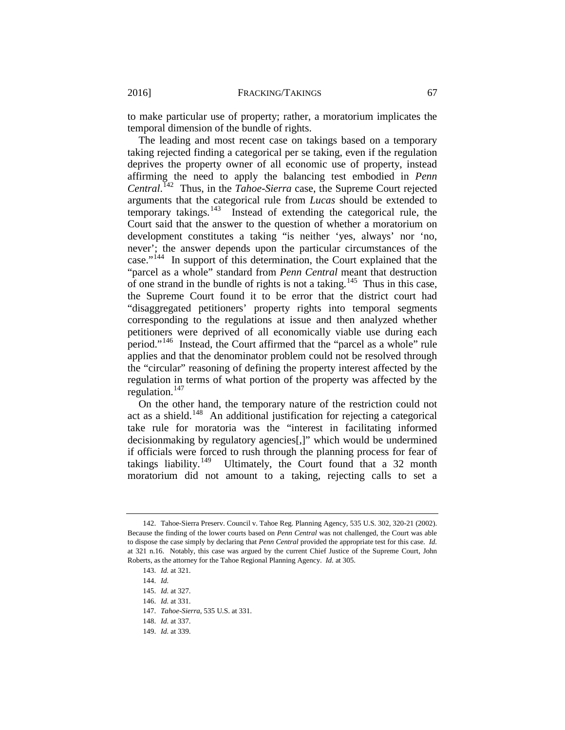to make particular use of property; rather, a moratorium implicates the temporal dimension of the bundle of rights.

The leading and most recent case on takings based on a temporary taking rejected finding a categorical per se taking, even if the regulation deprives the property owner of all economic use of property, instead affirming the need to apply the balancing test embodied in *Penn Central*.[142] Thus, in the *Tahoe-Sierra* case, the Supreme Court rejected arguments that the categorical rule from *Lucas* should be extended to temporary takings.[143] Instead of extending the categorical rule, the Court said that the answer to the question of whether a moratorium on development constitutes a taking "is neither 'yes, always' nor 'no, never'; the answer depends upon the particular circumstances of the case."[144] In support of this determination, the Court explained that the "parcel as a whole" standard from *Penn Central* meant that destruction of one strand in the bundle of rights is not a taking.[145] Thus in this case, the Supreme Court found it to be error that the district court had "disaggregated petitioners' property rights into temporal segments corresponding to the regulations at issue and then analyzed whether petitioners were deprived of all economically viable use during each period."[146] Instead, the Court affirmed that the "parcel as a whole" rule applies and that the denominator problem could not be resolved through the "circular" reasoning of defining the property interest affected by the regulation in terms of what portion of the property was affected by the regulation.[147]

On the other hand, the temporary nature of the restriction could not act as a shield.[148] An additional justification for rejecting a categorical take rule for moratoria was the "interest in facilitating informed decisionmaking by regulatory agencies[,]" which would be undermined if officials were forced to rush through the planning process for fear of takings liability.[149] Ultimately, the Court found that a 32 month moratorium did not amount to a taking, rejecting calls to set a

---

142. Tahoe-Sierra Preserv. Council v. Tahoe Reg. Planning Agency, 535 U.S. 302, 320-21 (2002). Because the finding of the lower courts based on *Penn Central* was not challenged, the Court was able to dispose the case simply by declaring that *Penn Central* provided the appropriate test for this case. *Id.* at 321 n.16. Notably, this case was argued by the current Chief Justice of the Supreme Court, John Roberts, as the attorney for the Tahoe Regional Planning Agency. *Id.* at 305.

143. *Id.* at 321.

144. *Id.*

145. *Id.* at 327.

146. *Id.* at 331.

147. *Tahoe-Sierra*, 535 U.S. at 331.

148. *Id.* at 337.

149. *Id.* at 339.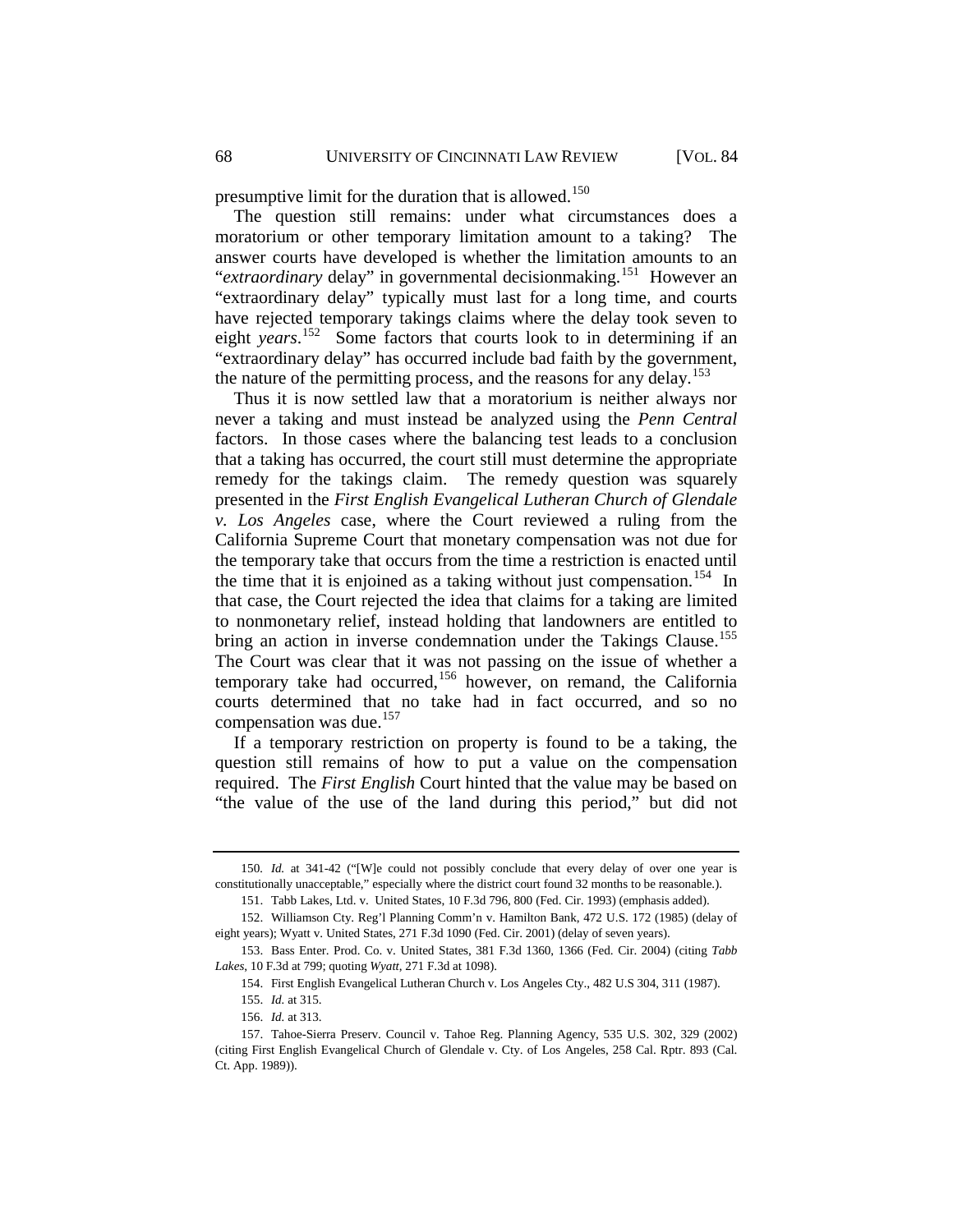presumptive limit for the duration that is allowed.[150]

The question still remains: under what circumstances does a moratorium or other temporary limitation amount to a taking? The answer courts have developed is whether the limitation amounts to an "*extraordinary* delay" in governmental decisionmaking.[151] However an "extraordinary delay" typically must last for a long time, and courts have rejected temporary takings claims where the delay took seven to eight *years*.[152] Some factors that courts look to in determining if an "extraordinary delay" has occurred include bad faith by the government, the nature of the permitting process, and the reasons for any delay.[153]

Thus it is now settled law that a moratorium is neither always nor never a taking and must instead be analyzed using the *Penn Central* factors. In those cases where the balancing test leads to a conclusion that a taking has occurred, the court still must determine the appropriate remedy for the takings claim. The remedy question was squarely presented in the *First English Evangelical Lutheran Church of Glendale v. Los Angeles* case, where the Court reviewed a ruling from the California Supreme Court that monetary compensation was not due for the temporary take that occurs from the time a restriction is enacted until the time that it is enjoined as a taking without just compensation.[154] In that case, the Court rejected the idea that claims for a taking are limited to nonmonetary relief, instead holding that landowners are entitled to bring an action in inverse condemnation under the Takings Clause.[155] The Court was clear that it was not passing on the issue of whether a temporary take had occurred,[156] however, on remand, the California courts determined that no take had in fact occurred, and so no compensation was due.[157]

If a temporary restriction on property is found to be a taking, the question still remains of how to put a value on the compensation required. The *First English* Court hinted that the value may be based on "the value of the use of the land during this period," but did not

---

150. *Id.* at 341-42 ("[W]e could not possibly conclude that every delay of over one year is constitutionally unacceptable," especially where the district court found 32 months to be reasonable.).

151. Tabb Lakes, Ltd. v. United States, 10 F.3d 796, 800 (Fed. Cir. 1993) (emphasis added).

152. Williamson Cty. Reg'l Planning Comm'n v. Hamilton Bank, 472 U.S. 172 (1985) (delay of eight years); Wyatt v. United States, 271 F.3d 1090 (Fed. Cir. 2001) (delay of seven years).

153. Bass Enter. Prod. Co. v. United States, 381 F.3d 1360, 1366 (Fed. Cir. 2004) (citing *Tabb Lakes*, 10 F.3d at 799; quoting *Wyatt*, 271 F.3d at 1098).

154. First English Evangelical Lutheran Church v. Los Angeles Cty., 482 U.S 304, 311 (1987).

155. *Id.* at 315.

156. *Id.* at 313.

157. Tahoe-Sierra Preserv. Council v. Tahoe Reg. Planning Agency, 535 U.S. 302, 329 (2002) (citing First English Evangelical Church of Glendale v. Cty. of Los Angeles, 258 Cal. Rptr. 893 (Cal. Ct. App. 1989)).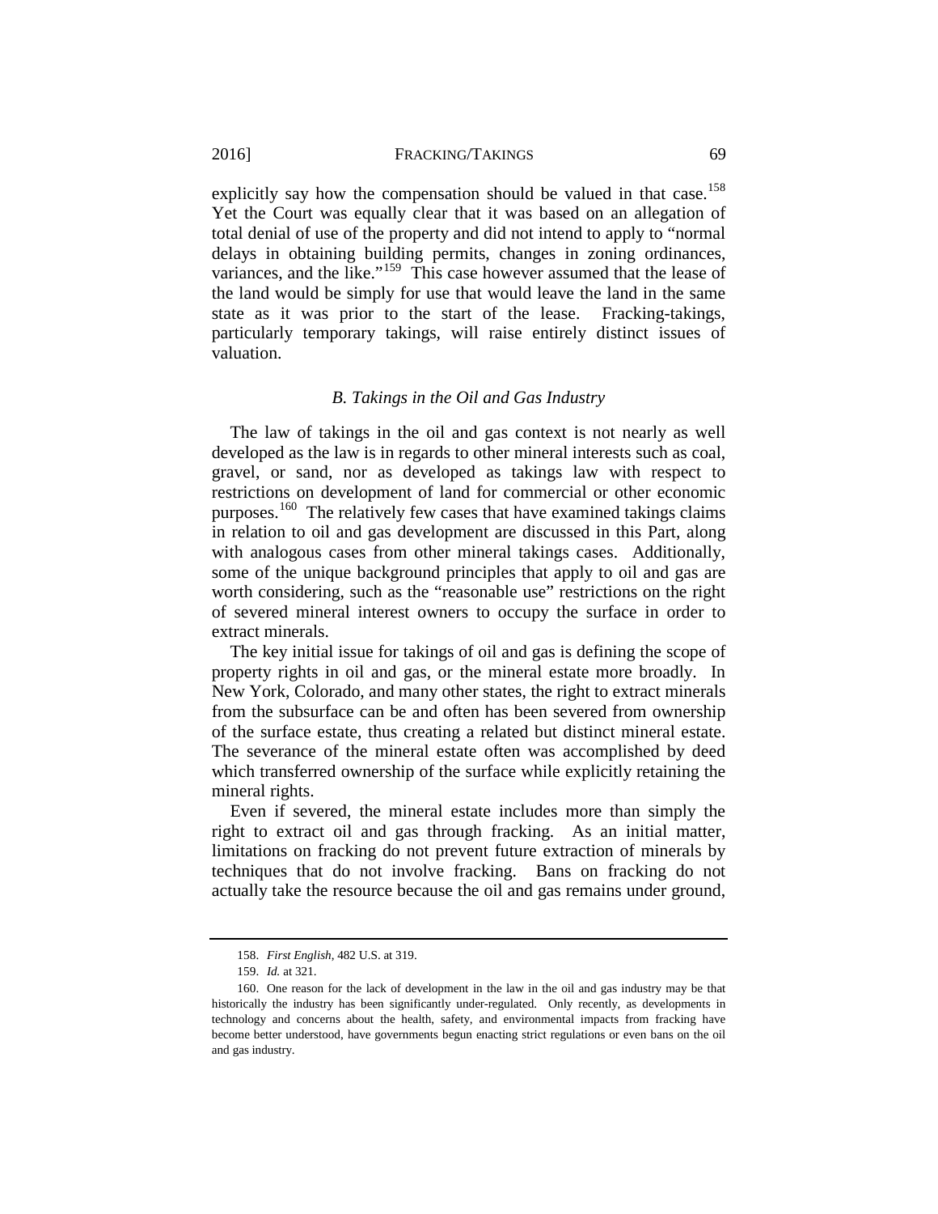explicitly say how the compensation should be valued in that case.[158] Yet the Court was equally clear that it was based on an allegation of total denial of use of the property and did not intend to apply to "normal delays in obtaining building permits, changes in zoning ordinances, variances, and the like."[159] This case however assumed that the lease of the land would be simply for use that would leave the land in the same state as it was prior to the start of the lease. Fracking-takings, particularly temporary takings, will raise entirely distinct issues of valuation.

### *B. Takings in the Oil and Gas Industry*

The law of takings in the oil and gas context is not nearly as well developed as the law is in regards to other mineral interests such as coal, gravel, or sand, nor as developed as takings law with respect to restrictions on development of land for commercial or other economic purposes.[160] The relatively few cases that have examined takings claims in relation to oil and gas development are discussed in this Part, along with analogous cases from other mineral takings cases. Additionally, some of the unique background principles that apply to oil and gas are worth considering, such as the "reasonable use" restrictions on the right of severed mineral interest owners to occupy the surface in order to extract minerals.

The key initial issue for takings of oil and gas is defining the scope of property rights in oil and gas, or the mineral estate more broadly. In New York, Colorado, and many other states, the right to extract minerals from the subsurface can be and often has been severed from ownership of the surface estate, thus creating a related but distinct mineral estate. The severance of the mineral estate often was accomplished by deed which transferred ownership of the surface while explicitly retaining the mineral rights.

Even if severed, the mineral estate includes more than simply the right to extract oil and gas through fracking. As an initial matter, limitations on fracking do not prevent future extraction of minerals by techniques that do not involve fracking. Bans on fracking do not actually take the resource because the oil and gas remains under ground,

---

158. *First English*, 482 U.S. at 319.

159. *Id.* at 321.

160. One reason for the lack of development in the law in the oil and gas industry may be that historically the industry has been significantly under-regulated. Only recently, as developments in technology and concerns about the health, safety, and environmental impacts from fracking have become better understood, have governments begun enacting strict regulations or even bans on the oil and gas industry.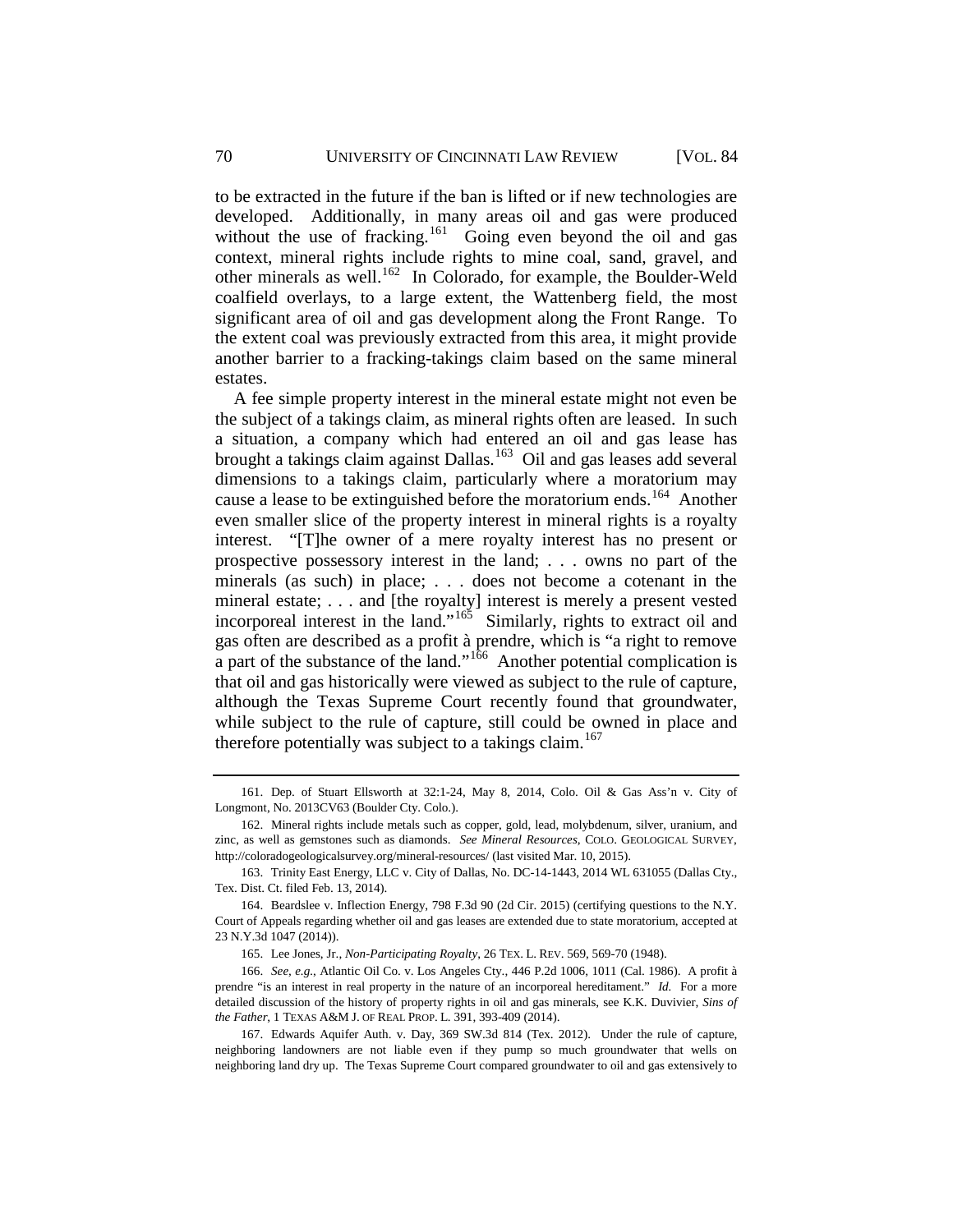to be extracted in the future if the ban is lifted or if new technologies are developed. Additionally, in many areas oil and gas were produced without the use of fracking.[161] Going even beyond the oil and gas context, mineral rights include rights to mine coal, sand, gravel, and other minerals as well.[162] In Colorado, for example, the Boulder-Weld coalfield overlays, to a large extent, the Wattenberg field, the most significant area of oil and gas development along the Front Range. To the extent coal was previously extracted from this area, it might provide another barrier to a fracking-takings claim based on the same mineral estates.

A fee simple property interest in the mineral estate might not even be the subject of a takings claim, as mineral rights often are leased. In such a situation, a company which had entered an oil and gas lease has brought a takings claim against Dallas.[163] Oil and gas leases add several dimensions to a takings claim, particularly where a moratorium may cause a lease to be extinguished before the moratorium ends.[164] Another even smaller slice of the property interest in mineral rights is a royalty interest. "[T]he owner of a mere royalty interest has no present or prospective possessory interest in the land; . . . owns no part of the minerals (as such) in place; . . . does not become a cotenant in the mineral estate; . . . and [the royalty] interest is merely a present vested incorporeal interest in the land."[165] Similarly, rights to extract oil and gas often are described as a profit à prendre, which is "a right to remove a part of the substance of the land."[166] Another potential complication is that oil and gas historically were viewed as subject to the rule of capture, although the Texas Supreme Court recently found that groundwater, while subject to the rule of capture, still could be owned in place and therefore potentially was subject to a takings claim.[167]

---

161. Dep. of Stuart Ellsworth at 32:1-24, May 8, 2014, Colo. Oil & Gas Ass'n v. City of Longmont, No. 2013CV63 (Boulder Cty. Colo.).

162. Mineral rights include metals such as copper, gold, lead, molybdenum, silver, uranium, and zinc, as well as gemstones such as diamonds. *See Mineral Resources*, COLO. GEOLOGICAL SURVEY, http://coloradogeologicalsurvey.org/mineral-resources/ (last visited Mar. 10, 2015).

163. Trinity East Energy, LLC v. City of Dallas, No. DC-14-1443, 2014 WL 631055 (Dallas Cty., Tex. Dist. Ct. filed Feb. 13, 2014).

164. Beardslee v. Inflection Energy, 798 F.3d 90 (2d Cir. 2015) (certifying questions to the N.Y. Court of Appeals regarding whether oil and gas leases are extended due to state moratorium, accepted at 23 N.Y.3d 1047 (2014)).

165. Lee Jones, Jr., *Non-Participating Royalty*, 26 TEX. L. REV. 569, 569-70 (1948).

166. *See, e.g.*, Atlantic Oil Co. v. Los Angeles Cty., 446 P.2d 1006, 1011 (Cal. 1986). A profit à prendre "is an interest in real property in the nature of an incorporeal hereditament." *Id.* For a more detailed discussion of the history of property rights in oil and gas minerals, see K.K. Duvivier, *Sins of the Father*, 1 TEXAS A&M J. OF REAL PROP. L. 391, 393-409 (2014).

167. Edwards Aquifer Auth. v. Day, 369 SW.3d 814 (Tex. 2012). Under the rule of capture, neighboring landowners are not liable even if they pump so much groundwater that wells on neighboring land dry up. The Texas Supreme Court compared groundwater to oil and gas extensively to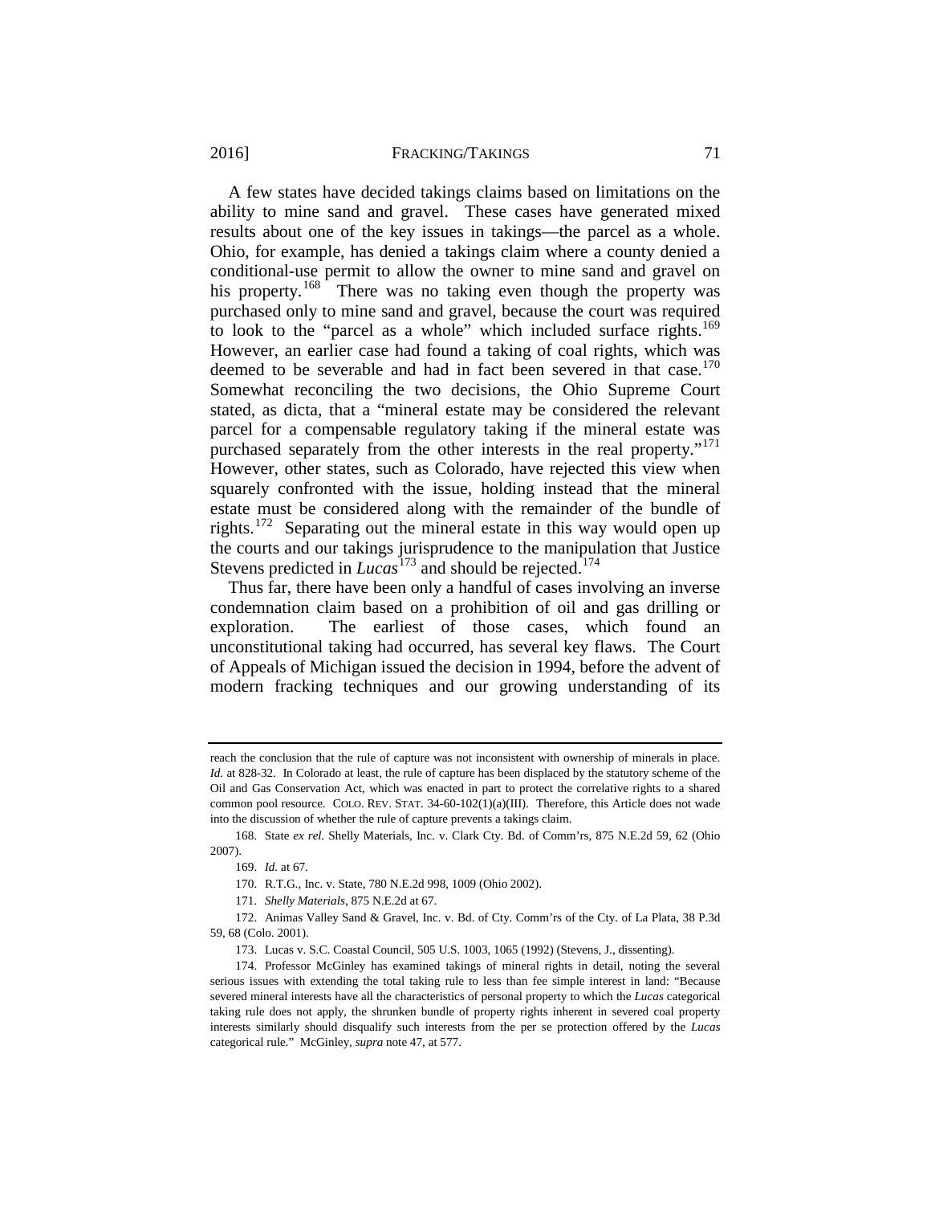A few states have decided takings claims based on limitations on the ability to mine sand and gravel. These cases have generated mixed results about one of the key issues in takings—the parcel as a whole. Ohio, for example, has denied a takings claim where a county denied a conditional-use permit to allow the owner to mine sand and gravel on his property.[168] There was no taking even though the property was purchased only to mine sand and gravel, because the court was required to look to the "parcel as a whole" which included surface rights.[169] However, an earlier case had found a taking of coal rights, which was deemed to be severable and had in fact been severed in that case.[170] Somewhat reconciling the two decisions, the Ohio Supreme Court stated, as dicta, that a "mineral estate may be considered the relevant parcel for a compensable regulatory taking if the mineral estate was purchased separately from the other interests in the real property."[171] However, other states, such as Colorado, have rejected this view when squarely confronted with the issue, holding instead that the mineral estate must be considered along with the remainder of the bundle of rights.[172] Separating out the mineral estate in this way would open up the courts and our takings jurisprudence to the manipulation that Justice Stevens predicted in *Lucas*[173] and should be rejected.[174]

Thus far, there have been only a handful of cases involving an inverse condemnation claim based on a prohibition of oil and gas drilling or exploration. The earliest of those cases, which found an unconstitutional taking had occurred, has several key flaws. The Court of Appeals of Michigan issued the decision in 1994, before the advent of modern fracking techniques and our growing understanding of its

---

reach the conclusion that the rule of capture was not inconsistent with ownership of minerals in place. *Id.* at 828-32. In Colorado at least, the rule of capture has been displaced by the statutory scheme of the Oil and Gas Conservation Act, which was enacted in part to protect the correlative rights to a shared common pool resource. COLO. REV. STAT. 34-60-102(1)(a)(III). Therefore, this Article does not wade into the discussion of whether the rule of capture prevents a takings claim.

168. State *ex rel.* Shelly Materials, Inc. v. Clark Cty. Bd. of Comm'rs, 875 N.E.2d 59, 62 (Ohio 2007).

169. *Id.* at 67.

170. R.T.G., Inc. v. State, 780 N.E.2d 998, 1009 (Ohio 2002).

171. *Shelly Materials*, 875 N.E.2d at 67.

172. Animas Valley Sand & Gravel, Inc. v. Bd. of Cty. Comm'rs of the Cty. of La Plata, 38 P.3d 59, 68 (Colo. 2001).

173. Lucas v. S.C. Coastal Council, 505 U.S. 1003, 1065 (1992) (Stevens, J., dissenting).

174. Professor McGinley has examined takings of mineral rights in detail, noting the several serious issues with extending the total taking rule to less than fee simple interest in land: "Because severed mineral interests have all the characteristics of personal property to which the *Lucas* categorical taking rule does not apply, the shrunken bundle of property rights inherent in severed coal property interests similarly should disqualify such interests from the per se protection offered by the *Lucas* categorical rule." McGinley, *supra* note 47, at 577.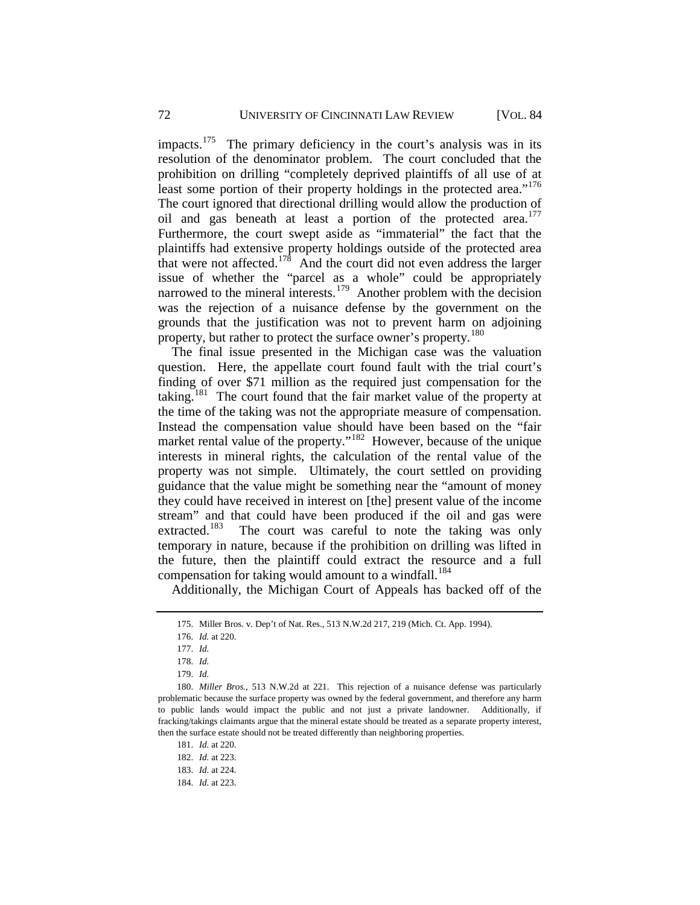impacts.[175] The primary deficiency in the court's analysis was in its resolution of the denominator problem. The court concluded that the prohibition on drilling "completely deprived plaintiffs of all use of at least some portion of their property holdings in the protected area."[176] The court ignored that directional drilling would allow the production of oil and gas beneath at least a portion of the protected area.[177] Furthermore, the court swept aside as "immaterial" the fact that the plaintiffs had extensive property holdings outside of the protected area that were not affected.[178] And the court did not even address the larger issue of whether the "parcel as a whole" could be appropriately narrowed to the mineral interests.[179] Another problem with the decision was the rejection of a nuisance defense by the government on the grounds that the justification was not to prevent harm on adjoining property, but rather to protect the surface owner's property.[180]

The final issue presented in the Michigan case was the valuation question. Here, the appellate court found fault with the trial court's finding of over $71 million as the required just compensation for the taking.[181] The court found that the fair market value of the property at the time of the taking was not the appropriate measure of compensation. Instead the compensation value should have been based on the "fair market rental value of the property."[182] However, because of the unique interests in mineral rights, the calculation of the rental value of the property was not simple. Ultimately, the court settled on providing guidance that the value might be something near the "amount of money they could have received in interest on [the] present value of the income stream" and that could have been produced if the oil and gas were extracted.[183] The court was careful to note the taking was only temporary in nature, because if the prohibition on drilling was lifted in the future, then the plaintiff could extract the resource and a full compensation for taking would amount to a windfall.[184]

Additionally, the Michigan Court of Appeals has backed off of the

---

175. Miller Bros. v. Dep't of Nat. Res., 513 N.W.2d 217, 219 (Mich. Ct. App. 1994).

176. *Id.* at 220.

177. *Id.*

178. *Id.*

179. *Id.*

180. *Miller Bros.*, 513 N.W.2d at 221. This rejection of a nuisance defense was particularly problematic because the surface property was owned by the federal government, and therefore any harm to public lands would impact the public and not just a private landowner. Additionally, if fracking/takings claimants argue that the mineral estate should be treated as a separate property interest, then the surface estate should not be treated differently than neighboring properties.

181. *Id.* at 220.

182. *Id.* at 223.

183. *Id.* at 224.

184. *Id.* at 223.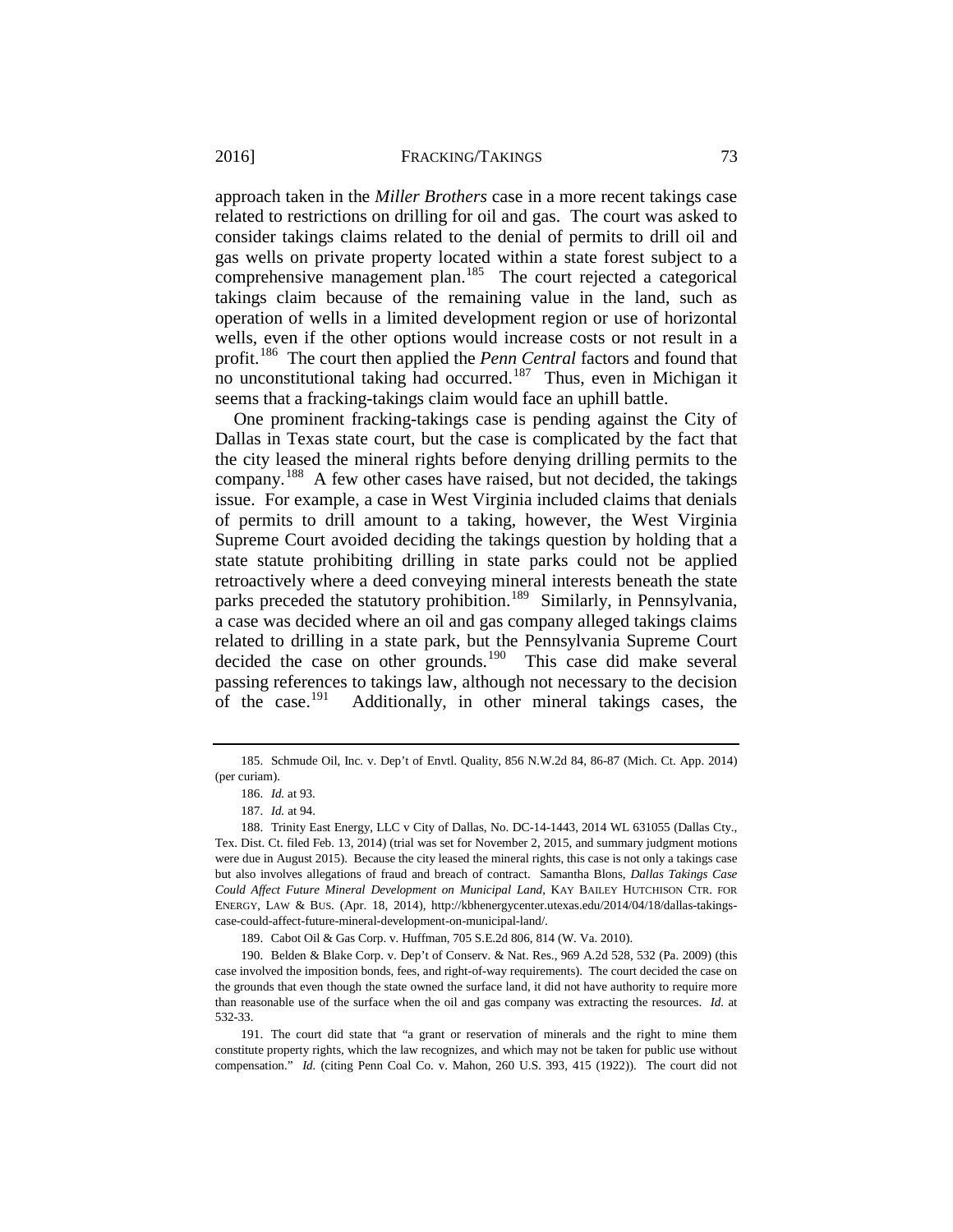approach taken in the *Miller Brothers* case in a more recent takings case related to restrictions on drilling for oil and gas. The court was asked to consider takings claims related to the denial of permits to drill oil and gas wells on private property located within a state forest subject to a comprehensive management plan.[185] The court rejected a categorical takings claim because of the remaining value in the land, such as operation of wells in a limited development region or use of horizontal wells, even if the other options would increase costs or not result in a profit.[186] The court then applied the *Penn Central* factors and found that no unconstitutional taking had occurred.[187] Thus, even in Michigan it seems that a fracking-takings claim would face an uphill battle.

One prominent fracking-takings case is pending against the City of Dallas in Texas state court, but the case is complicated by the fact that the city leased the mineral rights before denying drilling permits to the company.[188] A few other cases have raised, but not decided, the takings issue. For example, a case in West Virginia included claims that denials of permits to drill amount to a taking, however, the West Virginia Supreme Court avoided deciding the takings question by holding that a state statute prohibiting drilling in state parks could not be applied retroactively where a deed conveying mineral interests beneath the state parks preceded the statutory prohibition.[189] Similarly, in Pennsylvania, a case was decided where an oil and gas company alleged takings claims related to drilling in a state park, but the Pennsylvania Supreme Court decided the case on other grounds.[190] This case did make several passing references to takings law, although not necessary to the decision of the case.[191] Additionally, in other mineral takings cases, the

---

185. Schmude Oil, Inc. v. Dep't of Envtl. Quality, 856 N.W.2d 84, 86-87 (Mich. Ct. App. 2014) (per curiam).

186. *Id.* at 93.

187. *Id.* at 94.

188. Trinity East Energy, LLC v City of Dallas, No. DC-14-1443, 2014 WL 631055 (Dallas Cty., Tex. Dist. Ct. filed Feb. 13, 2014) (trial was set for November 2, 2015, and summary judgment motions were due in August 2015). Because the city leased the mineral rights, this case is not only a takings case but also involves allegations of fraud and breach of contract. Samantha Blons, *Dallas Takings Case Could Affect Future Mineral Development on Municipal Land*, KAY BAILEY HUTCHISON CTR. FOR ENERGY, LAW & BUS. (Apr. 18, 2014), http://kbhenergycenter.utexas.edu/2014/04/18/dallas-takings-case-could-affect-future-mineral-development-on-municipal-land/.

189. Cabot Oil & Gas Corp. v. Huffman, 705 S.E.2d 806, 814 (W. Va. 2010).

190. Belden & Blake Corp. v. Dep't of Conserv. & Nat. Res., 969 A.2d 528, 532 (Pa. 2009) (this case involved the imposition bonds, fees, and right-of-way requirements). The court decided the case on the grounds that even though the state owned the surface land, it did not have authority to require more than reasonable use of the surface when the oil and gas company was extracting the resources. *Id.* at 532-33.

191. The court did state that "a grant or reservation of minerals and the right to mine them constitute property rights, which the law recognizes, and which may not be taken for public use without compensation." *Id.* (citing Penn Coal Co. v. Mahon, 260 U.S. 393, 415 (1922)). The court did not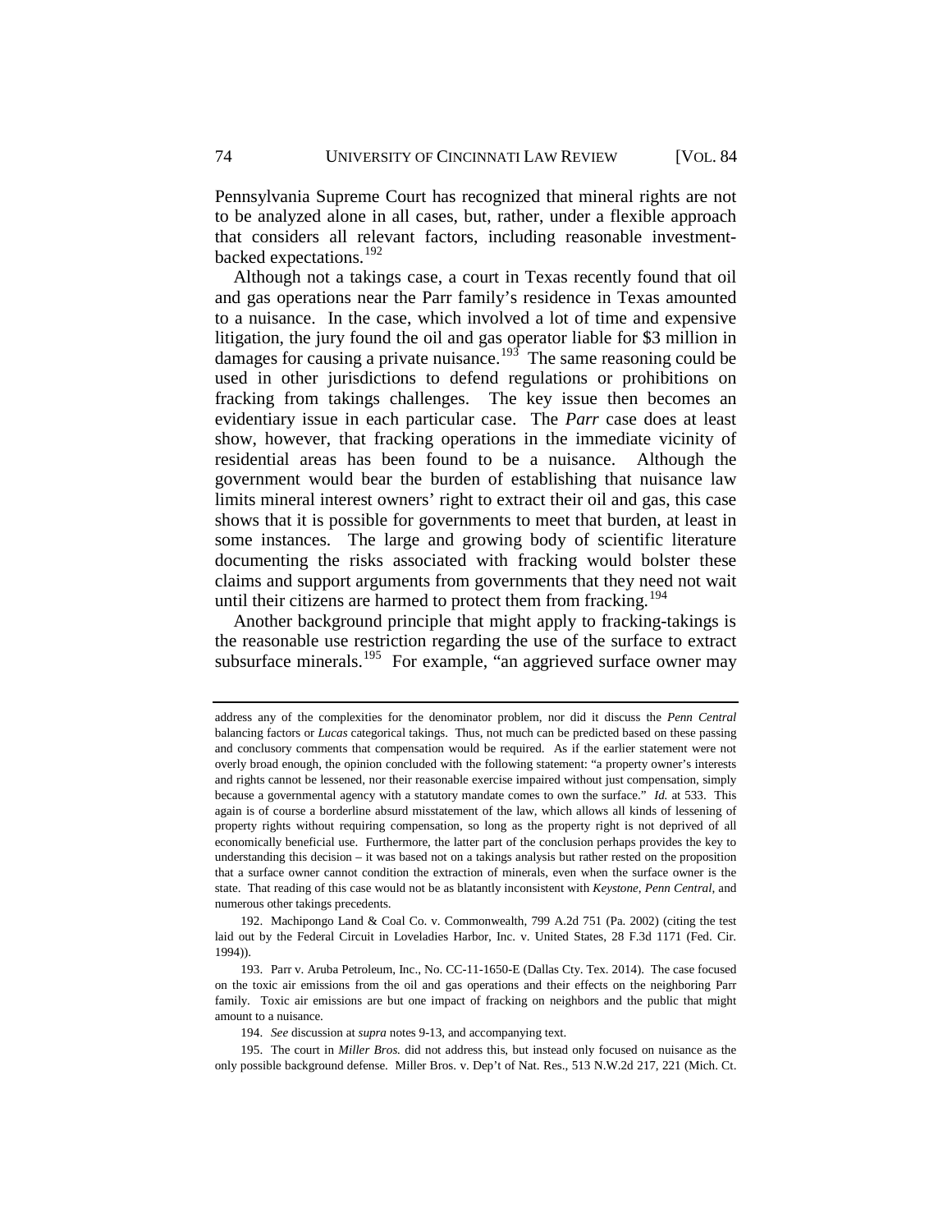Pennsylvania Supreme Court has recognized that mineral rights are not to be analyzed alone in all cases, but, rather, under a flexible approach that considers all relevant factors, including reasonable investment-backed expectations.[192]

Although not a takings case, a court in Texas recently found that oil and gas operations near the Parr family's residence in Texas amounted to a nuisance. In the case, which involved a lot of time and expensive litigation, the jury found the oil and gas operator liable for $3 million in damages for causing a private nuisance.[193] The same reasoning could be used in other jurisdictions to defend regulations or prohibitions on fracking from takings challenges. The key issue then becomes an evidentiary issue in each particular case. The *Parr* case does at least show, however, that fracking operations in the immediate vicinity of residential areas has been found to be a nuisance. Although the government would bear the burden of establishing that nuisance law limits mineral interest owners' right to extract their oil and gas, this case shows that it is possible for governments to meet that burden, at least in some instances. The large and growing body of scientific literature documenting the risks associated with fracking would bolster these claims and support arguments from governments that they need not wait until their citizens are harmed to protect them from fracking.[194]

Another background principle that might apply to fracking-takings is the reasonable use restriction regarding the use of the surface to extract subsurface minerals.[195] For example, "an aggrieved surface owner may

---

address any of the complexities for the denominator problem, nor did it discuss the *Penn Central* balancing factors or *Lucas* categorical takings. Thus, not much can be predicted based on these passing and conclusory comments that compensation would be required. As if the earlier statement were not overly broad enough, the opinion concluded with the following statement: "a property owner's interests and rights cannot be lessened, nor their reasonable exercise impaired without just compensation, simply because a governmental agency with a statutory mandate comes to own the surface." *Id.* at 533. This again is of course a borderline absurd misstatement of the law, which allows all kinds of lessening of property rights without requiring compensation, so long as the property right is not deprived of all economically beneficial use. Furthermore, the latter part of the conclusion perhaps provides the key to understanding this decision – it was based not on a takings analysis but rather rested on the proposition that a surface owner cannot condition the extraction of minerals, even when the surface owner is the state. That reading of this case would not be as blatantly inconsistent with *Keystone*, *Penn Central*, and numerous other takings precedents.

192. Machipongo Land & Coal Co. v. Commonwealth, 799 A.2d 751 (Pa. 2002) (citing the test laid out by the Federal Circuit in Loveladies Harbor, Inc. v. United States, 28 F.3d 1171 (Fed. Cir. 1994)).

193. Parr v. Aruba Petroleum, Inc., No. CC-11-1650-E (Dallas Cty. Tex. 2014). The case focused on the toxic air emissions from the oil and gas operations and their effects on the neighboring Parr family. Toxic air emissions are but one impact of fracking on neighbors and the public that might amount to a nuisance.

194. *See* discussion at *supra* notes 9-13, and accompanying text.

195. The court in *Miller Bros.* did not address this, but instead only focused on nuisance as the only possible background defense. Miller Bros. v. Dep't of Nat. Res., 513 N.W.2d 217, 221 (Mich. Ct.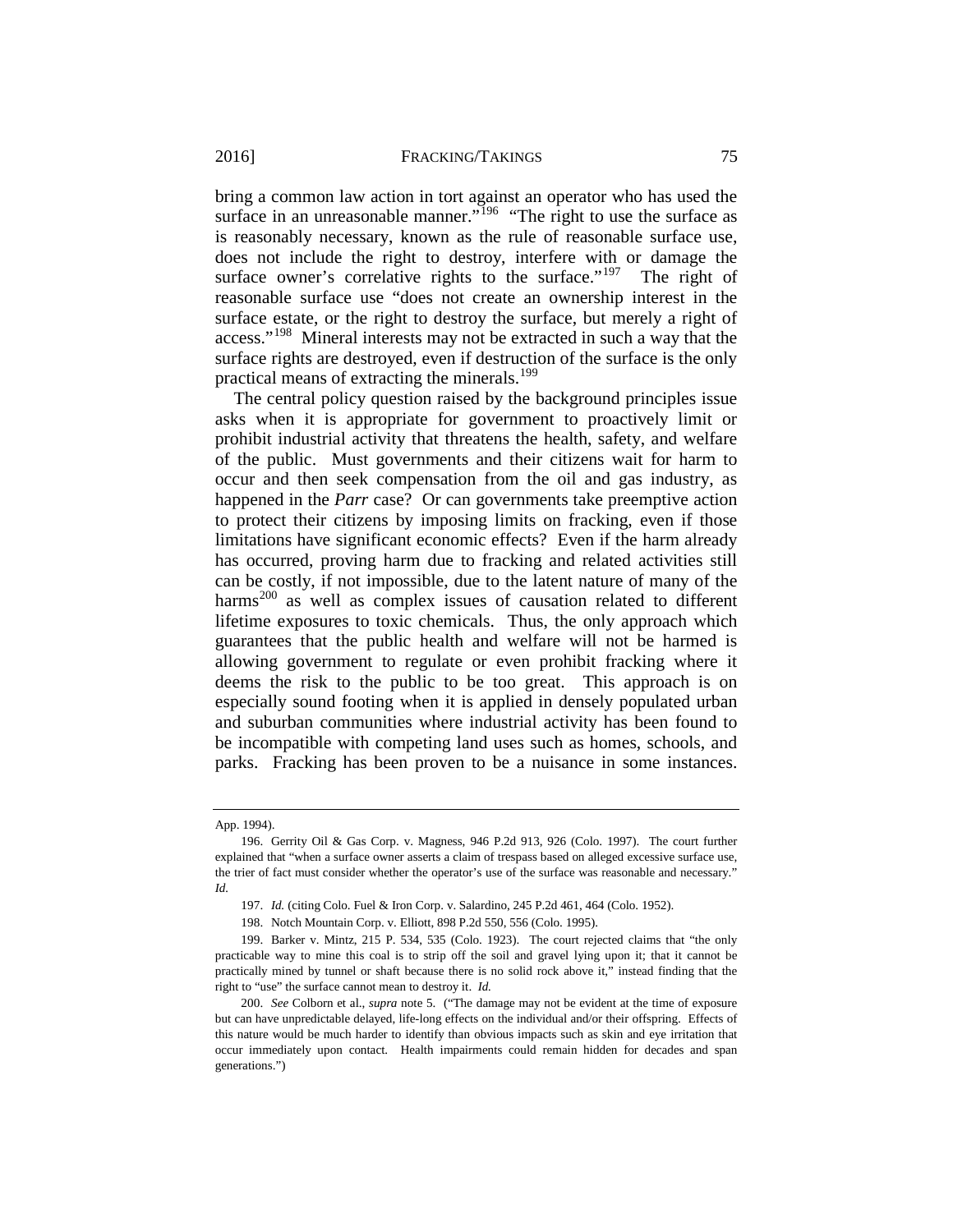bring a common law action in tort against an operator who has used the surface in an unreasonable manner."[196] "The right to use the surface as is reasonably necessary, known as the rule of reasonable surface use, does not include the right to destroy, interfere with or damage the surface owner's correlative rights to the surface."[197] The right of reasonable surface use "does not create an ownership interest in the surface estate, or the right to destroy the surface, but merely a right of access."[198] Mineral interests may not be extracted in such a way that the surface rights are destroyed, even if destruction of the surface is the only practical means of extracting the minerals.[199]

The central policy question raised by the background principles issue asks when it is appropriate for government to proactively limit or prohibit industrial activity that threatens the health, safety, and welfare of the public. Must governments and their citizens wait for harm to occur and then seek compensation from the oil and gas industry, as happened in the *Parr* case? Or can governments take preemptive action to protect their citizens by imposing limits on fracking, even if those limitations have significant economic effects? Even if the harm already has occurred, proving harm due to fracking and related activities still can be costly, if not impossible, due to the latent nature of many of the harms[200] as well as complex issues of causation related to different lifetime exposures to toxic chemicals. Thus, the only approach which guarantees that the public health and welfare will not be harmed is allowing government to regulate or even prohibit fracking where it deems the risk to the public to be too great. This approach is on especially sound footing when it is applied in densely populated urban and suburban communities where industrial activity has been found to be incompatible with competing land uses such as homes, schools, and parks. Fracking has been proven to be a nuisance in some instances.

---

App. 1994).

196. Gerrity Oil & Gas Corp. v. Magness, 946 P.2d 913, 926 (Colo. 1997). The court further explained that "when a surface owner asserts a claim of trespass based on alleged excessive surface use, the trier of fact must consider whether the operator's use of the surface was reasonable and necessary." *Id.*

197. *Id.* (citing Colo. Fuel & Iron Corp. v. Salardino, 245 P.2d 461, 464 (Colo. 1952).

198. Notch Mountain Corp. v. Elliott, 898 P.2d 550, 556 (Colo. 1995).

199. Barker v. Mintz, 215 P. 534, 535 (Colo. 1923). The court rejected claims that "the only practicable way to mine this coal is to strip off the soil and gravel lying upon it; that it cannot be practically mined by tunnel or shaft because there is no solid rock above it," instead finding that the right to "use" the surface cannot mean to destroy it. *Id.*

200. *See* Colborn et al., *supra* note 5. ("The damage may not be evident at the time of exposure but can have unpredictable delayed, life-long effects on the individual and/or their offspring. Effects of this nature would be much harder to identify than obvious impacts such as skin and eye irritation that occur immediately upon contact. Health impairments could remain hidden for decades and span generations.")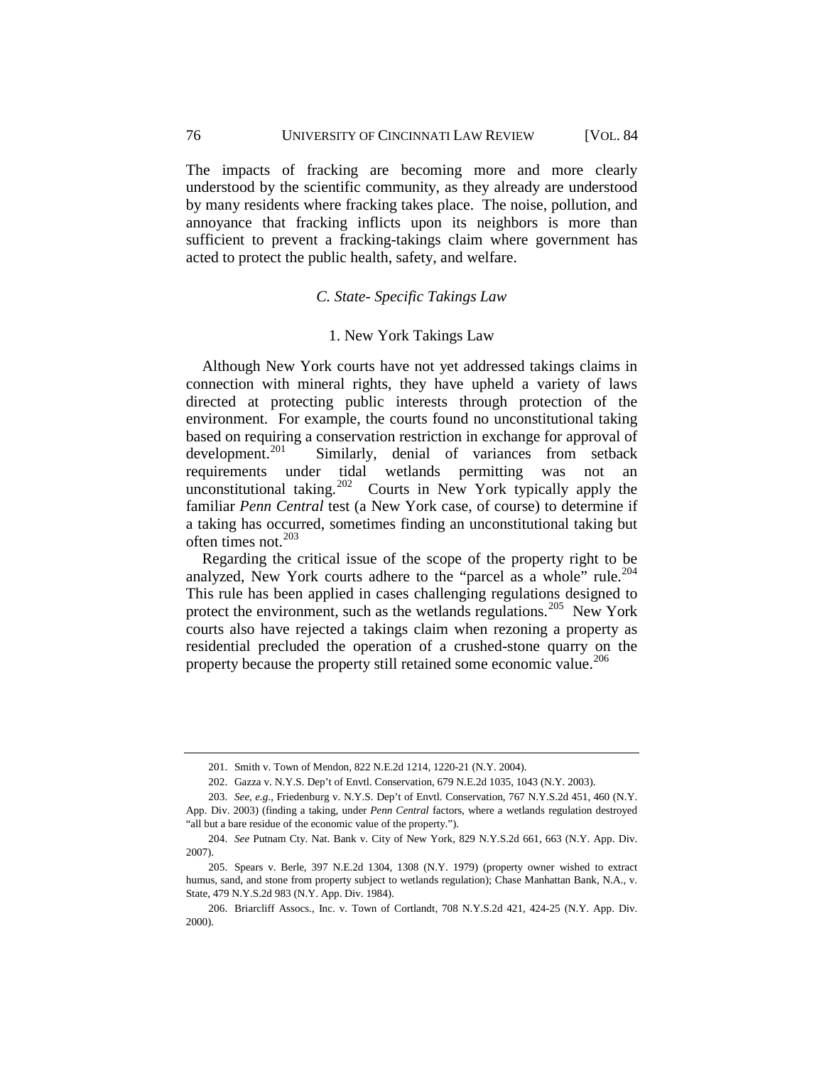The impacts of fracking are becoming more and more clearly understood by the scientific community, as they already are understood by many residents where fracking takes place. The noise, pollution, and annoyance that fracking inflicts upon its neighbors is more than sufficient to prevent a fracking-takings claim where government has acted to protect the public health, safety, and welfare.

### *C. State- Specific Takings Law*

#### 1. New York Takings Law

Although New York courts have not yet addressed takings claims in connection with mineral rights, they have upheld a variety of laws directed at protecting public interests through protection of the environment. For example, the courts found no unconstitutional taking based on requiring a conservation restriction in exchange for approval of development.[201] Similarly, denial of variances from setback requirements under tidal wetlands permitting was not an unconstitutional taking.[202] Courts in New York typically apply the familiar *Penn Central* test (a New York case, of course) to determine if a taking has occurred, sometimes finding an unconstitutional taking but often times not.[203]

Regarding the critical issue of the scope of the property right to be analyzed, New York courts adhere to the "parcel as a whole" rule.[204] This rule has been applied in cases challenging regulations designed to protect the environment, such as the wetlands regulations.[205] New York courts also have rejected a takings claim when rezoning a property as residential precluded the operation of a crushed-stone quarry on the property because the property still retained some economic value.[206]

---

201. Smith v. Town of Mendon, 822 N.E.2d 1214, 1220-21 (N.Y. 2004).

202. Gazza v. N.Y.S. Dep't of Envtl. Conservation, 679 N.E.2d 1035, 1043 (N.Y. 2003).

203. *See, e.g.*, Friedenburg v. N.Y.S. Dep't of Envtl. Conservation, 767 N.Y.S.2d 451, 460 (N.Y. App. Div. 2003) (finding a taking, under *Penn Central* factors, where a wetlands regulation destroyed "all but a bare residue of the economic value of the property.").

204. *See* Putnam Cty. Nat. Bank v. City of New York, 829 N.Y.S.2d 661, 663 (N.Y. App. Div. 2007).

205. Spears v. Berle, 397 N.E.2d 1304, 1308 (N.Y. 1979) (property owner wished to extract humus, sand, and stone from property subject to wetlands regulation); Chase Manhattan Bank, N.A., v. State, 479 N.Y.S.2d 983 (N.Y. App. Div. 1984).

206. Briarcliff Assocs., Inc. v. Town of Cortlandt, 708 N.Y.S.2d 421, 424-25 (N.Y. App. Div. 2000).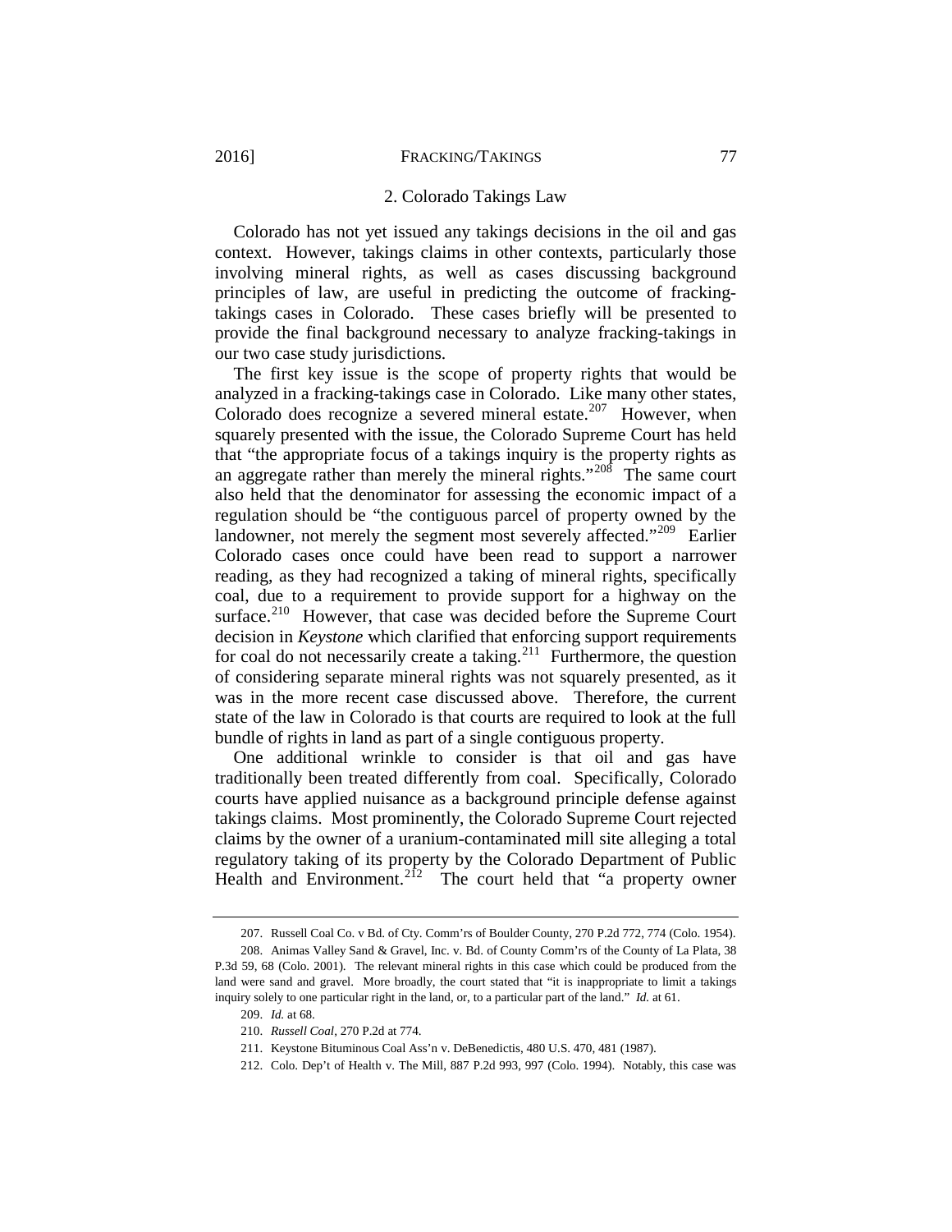### 2. Colorado Takings Law

Colorado has not yet issued any takings decisions in the oil and gas context. However, takings claims in other contexts, particularly those involving mineral rights, as well as cases discussing background principles of law, are useful in predicting the outcome of fracking-takings cases in Colorado. These cases briefly will be presented to provide the final background necessary to analyze fracking-takings in our two case study jurisdictions.

The first key issue is the scope of property rights that would be analyzed in a fracking-takings case in Colorado. Like many other states, Colorado does recognize a severed mineral estate.[207] However, when squarely presented with the issue, the Colorado Supreme Court has held that "the appropriate focus of a takings inquiry is the property rights as an aggregate rather than merely the mineral rights."[208] The same court also held that the denominator for assessing the economic impact of a regulation should be "the contiguous parcel of property owned by the landowner, not merely the segment most severely affected."[209] Earlier Colorado cases once could have been read to support a narrower reading, as they had recognized a taking of mineral rights, specifically coal, due to a requirement to provide support for a highway on the surface.[210] However, that case was decided before the Supreme Court decision in *Keystone* which clarified that enforcing support requirements for coal do not necessarily create a taking.[211] Furthermore, the question of considering separate mineral rights was not squarely presented, as it was in the more recent case discussed above. Therefore, the current state of the law in Colorado is that courts are required to look at the full bundle of rights in land as part of a single contiguous property.

One additional wrinkle to consider is that oil and gas have traditionally been treated differently from coal. Specifically, Colorado courts have applied nuisance as a background principle defense against takings claims. Most prominently, the Colorado Supreme Court rejected claims by the owner of a uranium-contaminated mill site alleging a total regulatory taking of its property by the Colorado Department of Public Health and Environment.[212] The court held that "a property owner

---

207. Russell Coal Co. v Bd. of Cty. Comm'rs of Boulder County, 270 P.2d 772, 774 (Colo. 1954).

208. Animas Valley Sand & Gravel, Inc. v. Bd. of County Comm'rs of the County of La Plata, 38 P.3d 59, 68 (Colo. 2001). The relevant mineral rights in this case which could be produced from the land were sand and gravel. More broadly, the court stated that "it is inappropriate to limit a takings inquiry solely to one particular right in the land, or, to a particular part of the land." *Id.* at 61.

209. *Id.* at 68.

210. *Russell Coal*, 270 P.2d at 774.

211. Keystone Bituminous Coal Ass'n v. DeBenedictis, 480 U.S. 470, 481 (1987).

212. Colo. Dep't of Health v. The Mill, 887 P.2d 993, 997 (Colo. 1994). Notably, this case was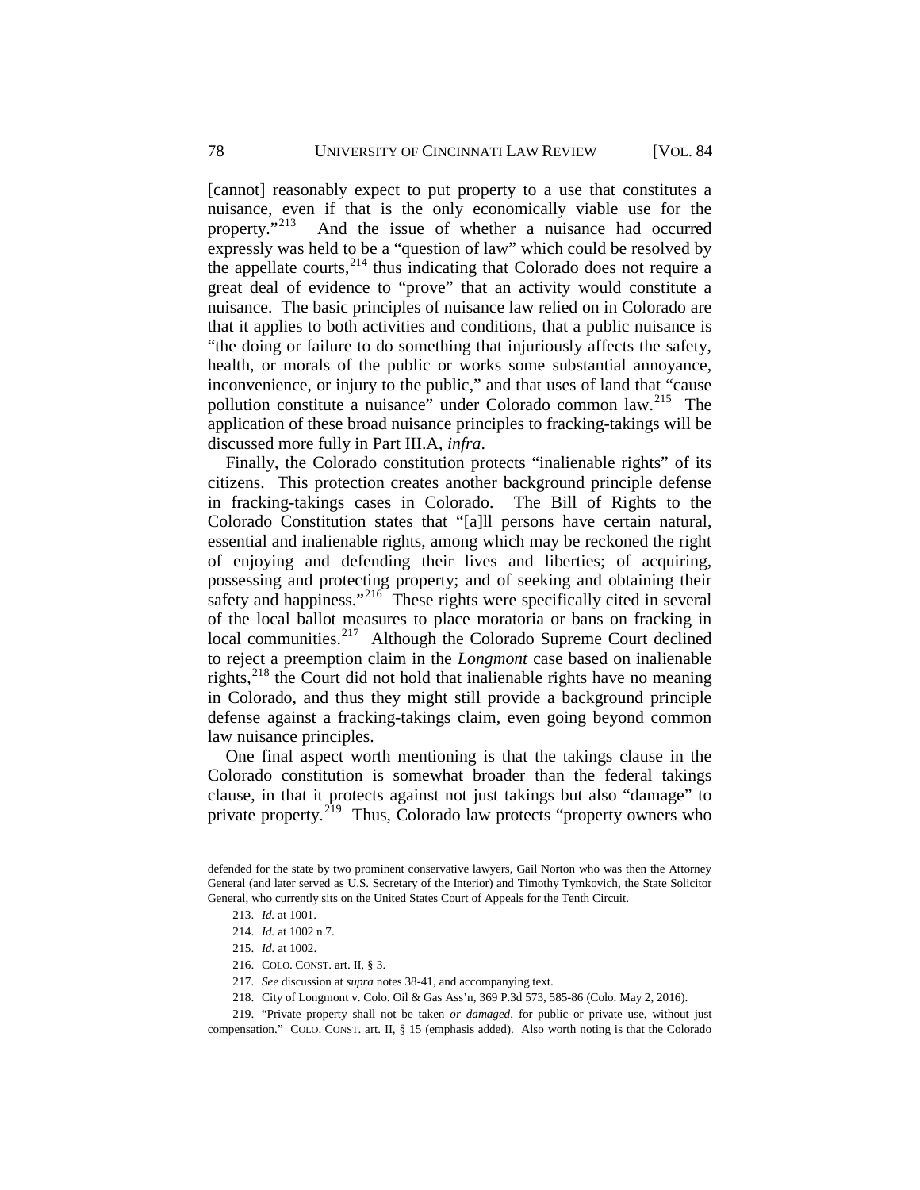[cannot] reasonably expect to put property to a use that constitutes a nuisance, even if that is the only economically viable use for the property."[213] And the issue of whether a nuisance had occurred expressly was held to be a "question of law" which could be resolved by the appellate courts,[214] thus indicating that Colorado does not require a great deal of evidence to "prove" that an activity would constitute a nuisance. The basic principles of nuisance law relied on in Colorado are that it applies to both activities and conditions, that a public nuisance is "the doing or failure to do something that injuriously affects the safety, health, or morals of the public or works some substantial annoyance, inconvenience, or injury to the public," and that uses of land that "cause pollution constitute a nuisance" under Colorado common law.[215] The application of these broad nuisance principles to fracking-takings will be discussed more fully in Part III.A, *infra*.

Finally, the Colorado constitution protects "inalienable rights" of its citizens. This protection creates another background principle defense in fracking-takings cases in Colorado. The Bill of Rights to the Colorado Constitution states that "[a]ll persons have certain natural, essential and inalienable rights, among which may be reckoned the right of enjoying and defending their lives and liberties; of acquiring, possessing and protecting property; and of seeking and obtaining their safety and happiness."[216] These rights were specifically cited in several of the local ballot measures to place moratoria or bans on fracking in local communities.[217] Although the Colorado Supreme Court declined to reject a preemption claim in the *Longmont* case based on inalienable rights,[218] the Court did not hold that inalienable rights have no meaning in Colorado, and thus they might still provide a background principle defense against a fracking-takings claim, even going beyond common law nuisance principles.

One final aspect worth mentioning is that the takings clause in the Colorado constitution is somewhat broader than the federal takings clause, in that it protects against not just takings but also "damage" to private property.[219] Thus, Colorado law protects "property owners who

---

defended for the state by two prominent conservative lawyers, Gail Norton who was then the Attorney General (and later served as U.S. Secretary of the Interior) and Timothy Tymkovich, the State Solicitor General, who currently sits on the United States Court of Appeals for the Tenth Circuit.

213. *Id.* at 1001.

214. *Id.* at 1002 n.7.

215. *Id.* at 1002.

216. COLO. CONST. art. II, § 3.

217. *See* discussion at *supra* notes 38-41, and accompanying text.

218. City of Longmont v. Colo. Oil & Gas Ass'n, 369 P.3d 573, 585-86 (Colo. May 2, 2016).

219. "Private property shall not be taken *or damaged*, for public or private use, without just compensation." COLO. CONST. art. II, § 15 (emphasis added). Also worth noting is that the Colorado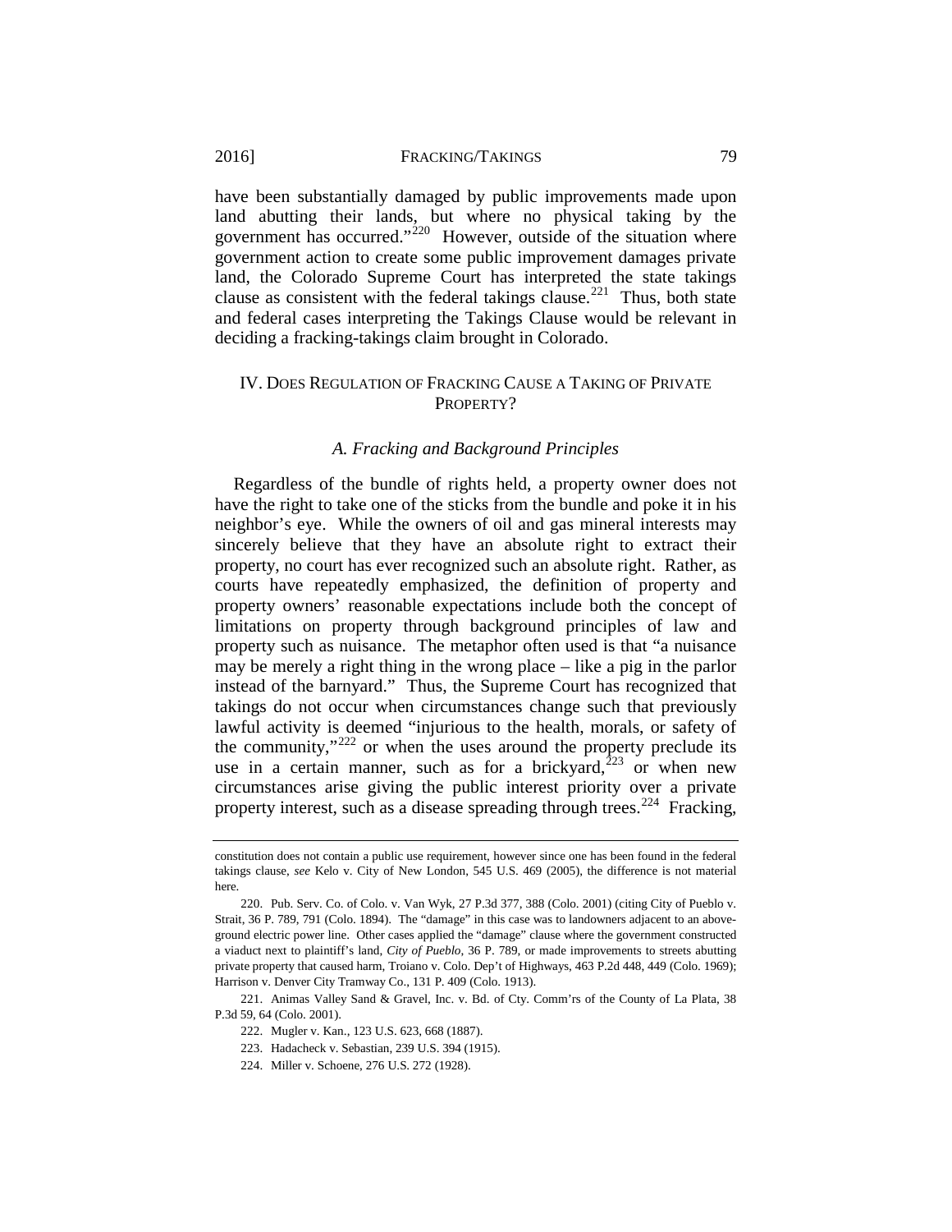have been substantially damaged by public improvements made upon land abutting their lands, but where no physical taking by the government has occurred."[220] However, outside of the situation where government action to create some public improvement damages private land, the Colorado Supreme Court has interpreted the state takings clause as consistent with the federal takings clause.[221] Thus, both state and federal cases interpreting the Takings Clause would be relevant in deciding a fracking-takings claim brought in Colorado.

## IV. Does Regulation of Fracking Cause a Taking of Private Property?

### *A. Fracking and Background Principles*

Regardless of the bundle of rights held, a property owner does not have the right to take one of the sticks from the bundle and poke it in his neighbor's eye. While the owners of oil and gas mineral interests may sincerely believe that they have an absolute right to extract their property, no court has ever recognized such an absolute right. Rather, as courts have repeatedly emphasized, the definition of property and property owners' reasonable expectations include both the concept of limitations on property through background principles of law and property such as nuisance. The metaphor often used is that "a nuisance may be merely a right thing in the wrong place – like a pig in the parlor instead of the barnyard." Thus, the Supreme Court has recognized that takings do not occur when circumstances change such that previously lawful activity is deemed "injurious to the health, morals, or safety of the community,"[222] or when the uses around the property preclude its use in a certain manner, such as for a brickyard,[223] or when new circumstances arise giving the public interest priority over a private property interest, such as a disease spreading through trees.[224] Fracking,

---

constitution does not contain a public use requirement, however since one has been found in the federal takings clause, *see* Kelo v. City of New London, 545 U.S. 469 (2005), the difference is not material here.

220. Pub. Serv. Co. of Colo. v. Van Wyk, 27 P.3d 377, 388 (Colo. 2001) (citing City of Pueblo v. Strait, 36 P. 789, 791 (Colo. 1894). The "damage" in this case was to landowners adjacent to an above-ground electric power line. Other cases applied the "damage" clause where the government constructed a viaduct next to plaintiff's land, *City of Pueblo*, 36 P. 789, or made improvements to streets abutting private property that caused harm, Troiano v. Colo. Dep't of Highways, 463 P.2d 448, 449 (Colo. 1969); Harrison v. Denver City Tramway Co., 131 P. 409 (Colo. 1913).

221. Animas Valley Sand & Gravel, Inc. v. Bd. of Cty. Comm'rs of the County of La Plata, 38 P.3d 59, 64 (Colo. 2001).

222. Mugler v. Kan., 123 U.S. 623, 668 (1887).

223. Hadacheck v. Sebastian, 239 U.S. 394 (1915).

224. Miller v. Schoene, 276 U.S. 272 (1928).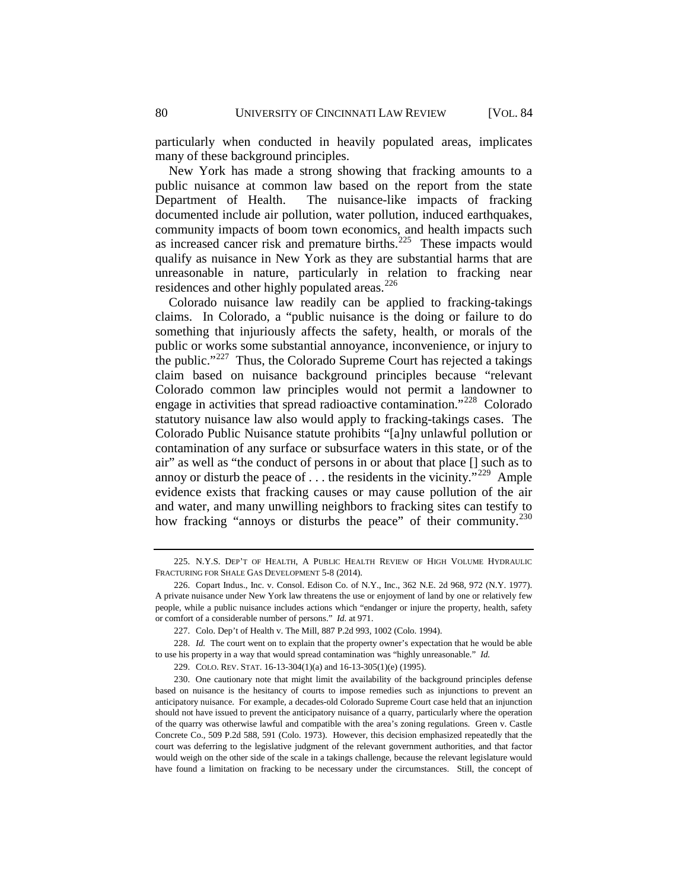particularly when conducted in heavily populated areas, implicates many of these background principles.

New York has made a strong showing that fracking amounts to a public nuisance at common law based on the report from the state Department of Health. The nuisance-like impacts of fracking documented include air pollution, water pollution, induced earthquakes, community impacts of boom town economics, and health impacts such as increased cancer risk and premature births.[225] These impacts would qualify as nuisance in New York as they are substantial harms that are unreasonable in nature, particularly in relation to fracking near residences and other highly populated areas.[226]

Colorado nuisance law readily can be applied to fracking-takings claims. In Colorado, a "public nuisance is the doing or failure to do something that injuriously affects the safety, health, or morals of the public or works some substantial annoyance, inconvenience, or injury to the public."[227] Thus, the Colorado Supreme Court has rejected a takings claim based on nuisance background principles because "relevant Colorado common law principles would not permit a landowner to engage in activities that spread radioactive contamination."[228] Colorado statutory nuisance law also would apply to fracking-takings cases. The Colorado Public Nuisance statute prohibits "[a]ny unlawful pollution or contamination of any surface or subsurface waters in this state, or of the air" as well as "the conduct of persons in or about that place [] such as to annoy or disturb the peace of . . . the residents in the vicinity."[229] Ample evidence exists that fracking causes or may cause pollution of the air and water, and many unwilling neighbors to fracking sites can testify to how fracking "annoys or disturbs the peace" of their community.[230]

---

225. N.Y.S. DEP'T OF HEALTH, A PUBLIC HEALTH REVIEW OF HIGH VOLUME HYDRAULIC FRACTURING FOR SHALE GAS DEVELOPMENT 5-8 (2014).

226. Copart Indus., Inc. v. Consol. Edison Co. of N.Y., Inc., 362 N.E. 2d 968, 972 (N.Y. 1977). A private nuisance under New York law threatens the use or enjoyment of land by one or relatively few people, while a public nuisance includes actions which "endanger or injure the property, health, safety or comfort of a considerable number of persons." *Id.* at 971.

227. Colo. Dep't of Health v. The Mill, 887 P.2d 993, 1002 (Colo. 1994).

228. *Id.* The court went on to explain that the property owner's expectation that he would be able to use his property in a way that would spread contamination was "highly unreasonable." *Id.*

229. COLO. REV. STAT. 16-13-304(1)(a) and 16-13-305(1)(e) (1995).

230. One cautionary note that might limit the availability of the background principles defense based on nuisance is the hesitancy of courts to impose remedies such as injunctions to prevent an anticipatory nuisance. For example, a decades-old Colorado Supreme Court case held that an injunction should not have issued to prevent the anticipatory nuisance of a quarry, particularly where the operation of the quarry was otherwise lawful and compatible with the area's zoning regulations. Green v. Castle Concrete Co., 509 P.2d 588, 591 (Colo. 1973). However, this decision emphasized repeatedly that the court was deferring to the legislative judgment of the relevant government authorities, and that factor would weigh on the other side of the scale in a takings challenge, because the relevant legislature would have found a limitation on fracking to be necessary under the circumstances. Still, the concept of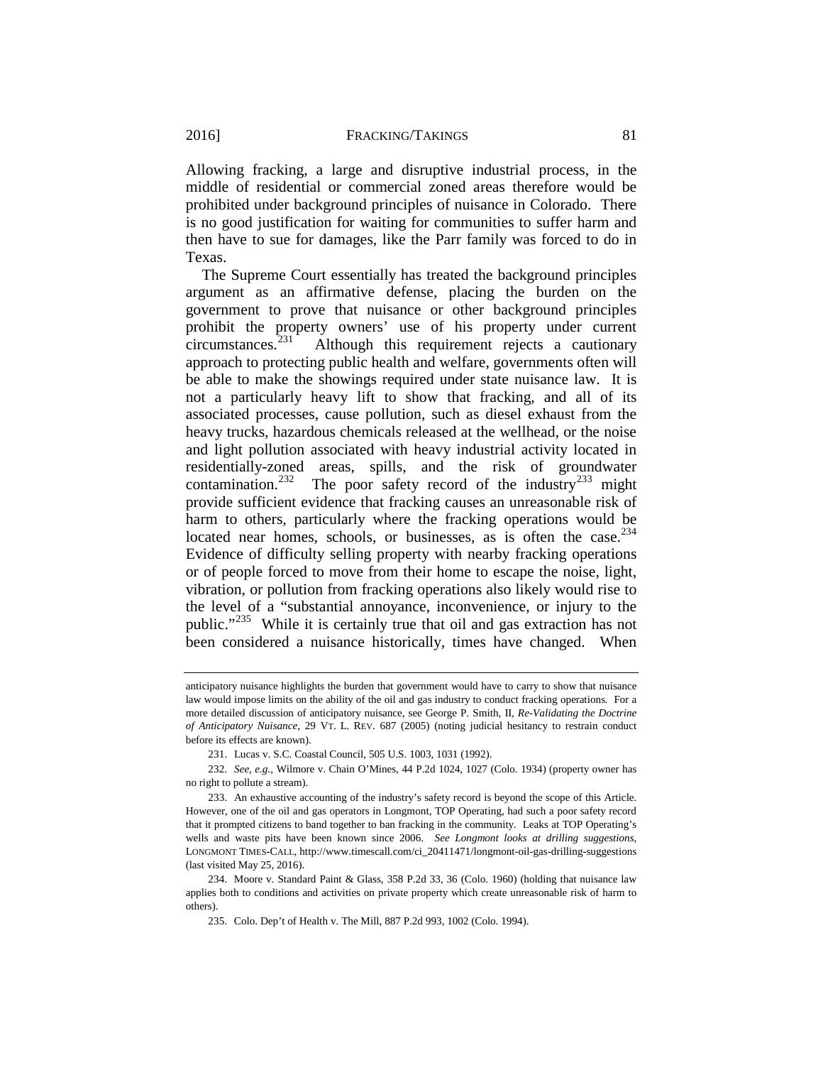Allowing fracking, a large and disruptive industrial process, in the middle of residential or commercial zoned areas therefore would be prohibited under background principles of nuisance in Colorado. There is no good justification for waiting for communities to suffer harm and then have to sue for damages, like the Parr family was forced to do in Texas.

The Supreme Court essentially has treated the background principles argument as an affirmative defense, placing the burden on the government to prove that nuisance or other background principles prohibit the property owners' use of his property under current circumstances.[231] Although this requirement rejects a cautionary approach to protecting public health and welfare, governments often will be able to make the showings required under state nuisance law. It is not a particularly heavy lift to show that fracking, and all of its associated processes, cause pollution, such as diesel exhaust from the heavy trucks, hazardous chemicals released at the wellhead, or the noise and light pollution associated with heavy industrial activity located in residentially-zoned areas, spills, and the risk of groundwater contamination.[232] The poor safety record of the industry[233] might provide sufficient evidence that fracking causes an unreasonable risk of harm to others, particularly where the fracking operations would be located near homes, schools, or businesses, as is often the case.[234] Evidence of difficulty selling property with nearby fracking operations or of people forced to move from their home to escape the noise, light, vibration, or pollution from fracking operations also likely would rise to the level of a "substantial annoyance, inconvenience, or injury to the public."[235] While it is certainly true that oil and gas extraction has not been considered a nuisance historically, times have changed. When

---

anticipatory nuisance highlights the burden that government would have to carry to show that nuisance law would impose limits on the ability of the oil and gas industry to conduct fracking operations. For a more detailed discussion of anticipatory nuisance, see George P. Smith, II, *Re-Validating the Doctrine of Anticipatory Nuisance*, 29 VT. L. REV. 687 (2005) (noting judicial hesitancy to restrain conduct before its effects are known).

231. Lucas v. S.C. Coastal Council, 505 U.S. 1003, 1031 (1992).

232. *See, e.g.*, Wilmore v. Chain O'Mines, 44 P.2d 1024, 1027 (Colo. 1934) (property owner has no right to pollute a stream).

233. An exhaustive accounting of the industry's safety record is beyond the scope of this Article. However, one of the oil and gas operators in Longmont, TOP Operating, had such a poor safety record that it prompted citizens to band together to ban fracking in the community. Leaks at TOP Operating's wells and waste pits have been known since 2006. *See Longmont looks at drilling suggestions*, LONGMONT TIMES-CALL, http://www.timescall.com/ci_20411471/longmont-oil-gas-drilling-suggestions (last visited May 25, 2016).

234. Moore v. Standard Paint & Glass, 358 P.2d 33, 36 (Colo. 1960) (holding that nuisance law applies both to conditions and activities on private property which create unreasonable risk of harm to others).

235. Colo. Dep't of Health v. The Mill, 887 P.2d 993, 1002 (Colo. 1994).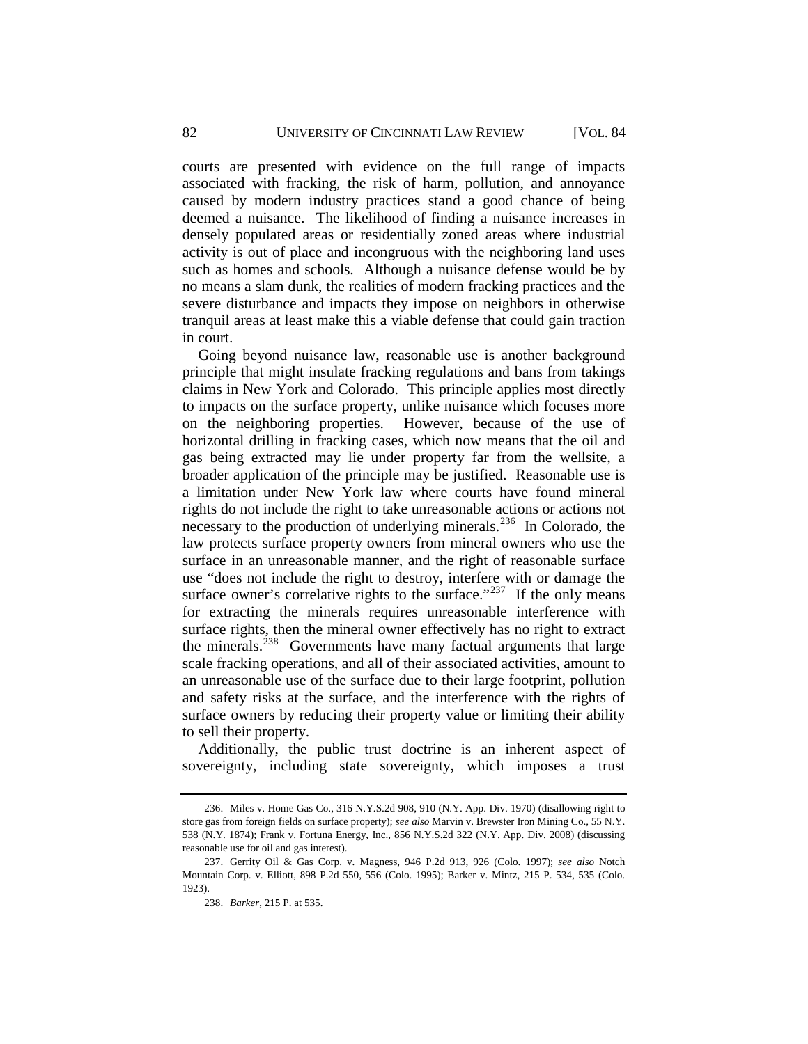courts are presented with evidence on the full range of impacts associated with fracking, the risk of harm, pollution, and annoyance caused by modern industry practices stand a good chance of being deemed a nuisance. The likelihood of finding a nuisance increases in densely populated areas or residentially zoned areas where industrial activity is out of place and incongruous with the neighboring land uses such as homes and schools. Although a nuisance defense would be by no means a slam dunk, the realities of modern fracking practices and the severe disturbance and impacts they impose on neighbors in otherwise tranquil areas at least make this a viable defense that could gain traction in court.

Going beyond nuisance law, reasonable use is another background principle that might insulate fracking regulations and bans from takings claims in New York and Colorado. This principle applies most directly to impacts on the surface property, unlike nuisance which focuses more on the neighboring properties. However, because of the use of horizontal drilling in fracking cases, which now means that the oil and gas being extracted may lie under property far from the wellsite, a broader application of the principle may be justified. Reasonable use is a limitation under New York law where courts have found mineral rights do not include the right to take unreasonable actions or actions not necessary to the production of underlying minerals.[236] In Colorado, the law protects surface property owners from mineral owners who use the surface in an unreasonable manner, and the right of reasonable surface use "does not include the right to destroy, interfere with or damage the surface owner's correlative rights to the surface."[237] If the only means for extracting the minerals requires unreasonable interference with surface rights, then the mineral owner effectively has no right to extract the minerals.[238] Governments have many factual arguments that large scale fracking operations, and all of their associated activities, amount to an unreasonable use of the surface due to their large footprint, pollution and safety risks at the surface, and the interference with the rights of surface owners by reducing their property value or limiting their ability to sell their property.

Additionally, the public trust doctrine is an inherent aspect of sovereignty, including state sovereignty, which imposes a trust

---

236. Miles v. Home Gas Co., 316 N.Y.S.2d 908, 910 (N.Y. App. Div. 1970) (disallowing right to store gas from foreign fields on surface property); *see also* Marvin v. Brewster Iron Mining Co., 55 N.Y. 538 (N.Y. 1874); Frank v. Fortuna Energy, Inc., 856 N.Y.S.2d 322 (N.Y. App. Div. 2008) (discussing reasonable use for oil and gas interest).

237. Gerrity Oil & Gas Corp. v. Magness, 946 P.2d 913, 926 (Colo. 1997); *see also* Notch Mountain Corp. v. Elliott, 898 P.2d 550, 556 (Colo. 1995); Barker v. Mintz, 215 P. 534, 535 (Colo. 1923).

238. *Barker*, 215 P. at 535.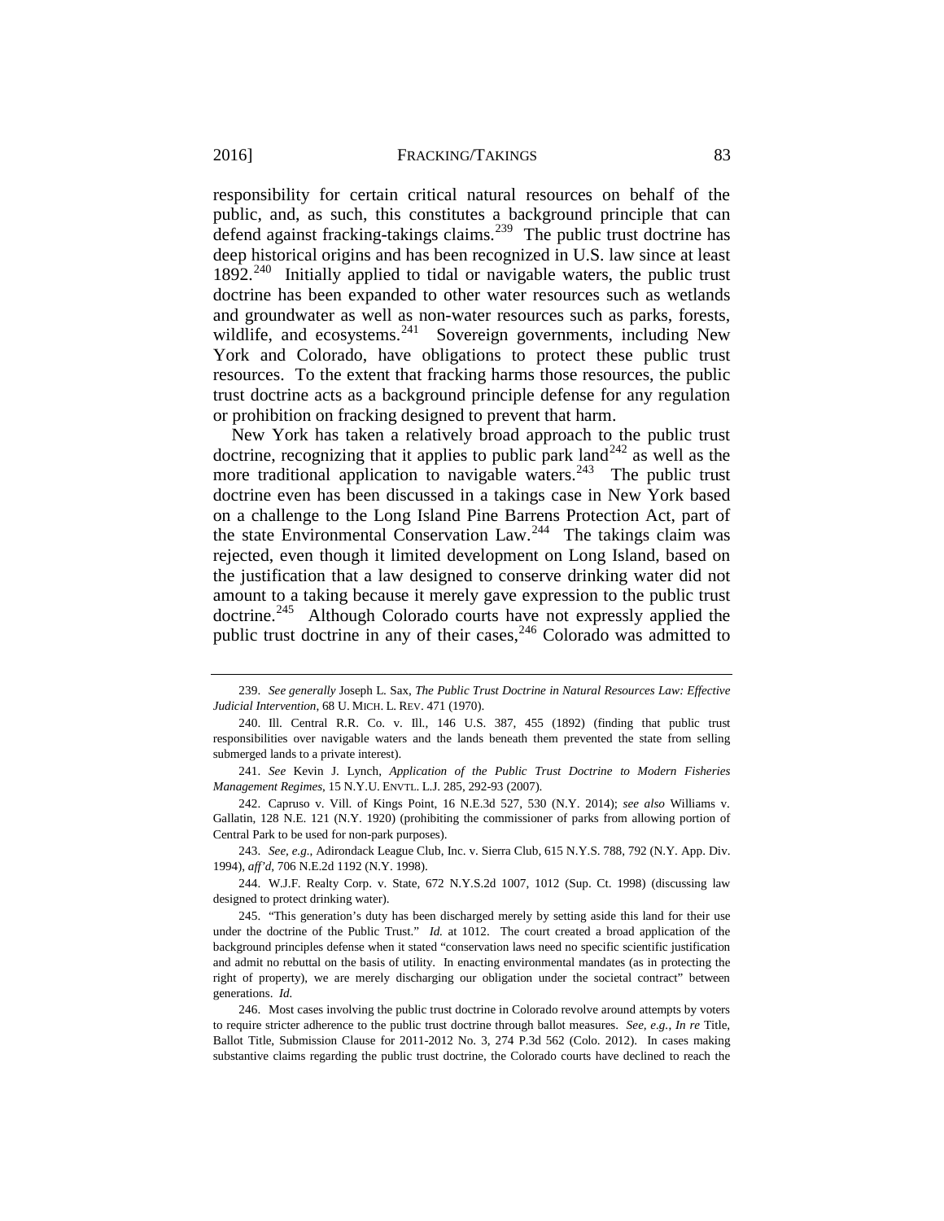responsibility for certain critical natural resources on behalf of the public, and, as such, this constitutes a background principle that can defend against fracking-takings claims.[239] The public trust doctrine has deep historical origins and has been recognized in U.S. law since at least 1892.[240] Initially applied to tidal or navigable waters, the public trust doctrine has been expanded to other water resources such as wetlands and groundwater as well as non-water resources such as parks, forests, wildlife, and ecosystems.[241] Sovereign governments, including New York and Colorado, have obligations to protect these public trust resources. To the extent that fracking harms those resources, the public trust doctrine acts as a background principle defense for any regulation or prohibition on fracking designed to prevent that harm.

New York has taken a relatively broad approach to the public trust doctrine, recognizing that it applies to public park land[242] as well as the more traditional application to navigable waters.[243] The public trust doctrine even has been discussed in a takings case in New York based on a challenge to the Long Island Pine Barrens Protection Act, part of the state Environmental Conservation Law.[244] The takings claim was rejected, even though it limited development on Long Island, based on the justification that a law designed to conserve drinking water did not amount to a taking because it merely gave expression to the public trust doctrine.[245] Although Colorado courts have not expressly applied the public trust doctrine in any of their cases,[246] Colorado was admitted to

---

239. *See generally* Joseph L. Sax, *The Public Trust Doctrine in Natural Resources Law: Effective Judicial Intervention*, 68 U. MICH. L. REV. 471 (1970).

240. Ill. Central R.R. Co. v. Ill., 146 U.S. 387, 455 (1892) (finding that public trust responsibilities over navigable waters and the lands beneath them prevented the state from selling submerged lands to a private interest).

241. *See* Kevin J. Lynch, *Application of the Public Trust Doctrine to Modern Fisheries Management Regimes*, 15 N.Y.U. ENVTL. L.J. 285, 292-93 (2007).

242. Capruso v. Vill. of Kings Point, 16 N.E.3d 527, 530 (N.Y. 2014); *see also* Williams v. Gallatin, 128 N.E. 121 (N.Y. 1920) (prohibiting the commissioner of parks from allowing portion of Central Park to be used for non-park purposes).

243. *See, e.g.*, Adirondack League Club, Inc. v. Sierra Club, 615 N.Y.S. 788, 792 (N.Y. App. Div. 1994), *aff'd*, 706 N.E.2d 1192 (N.Y. 1998).

244. W.J.F. Realty Corp. v. State, 672 N.Y.S.2d 1007, 1012 (Sup. Ct. 1998) (discussing law designed to protect drinking water).

245. "This generation's duty has been discharged merely by setting aside this land for their use under the doctrine of the Public Trust." *Id.* at 1012. The court created a broad application of the background principles defense when it stated "conservation laws need no specific scientific justification and admit no rebuttal on the basis of utility. In enacting environmental mandates (as in protecting the right of property), we are merely discharging our obligation under the societal contract" between generations. *Id.*

246. Most cases involving the public trust doctrine in Colorado revolve around attempts by voters to require stricter adherence to the public trust doctrine through ballot measures. *See, e.g.*, *In re* Title, Ballot Title, Submission Clause for 2011-2012 No. 3, 274 P.3d 562 (Colo. 2012). In cases making substantive claims regarding the public trust doctrine, the Colorado courts have declined to reach the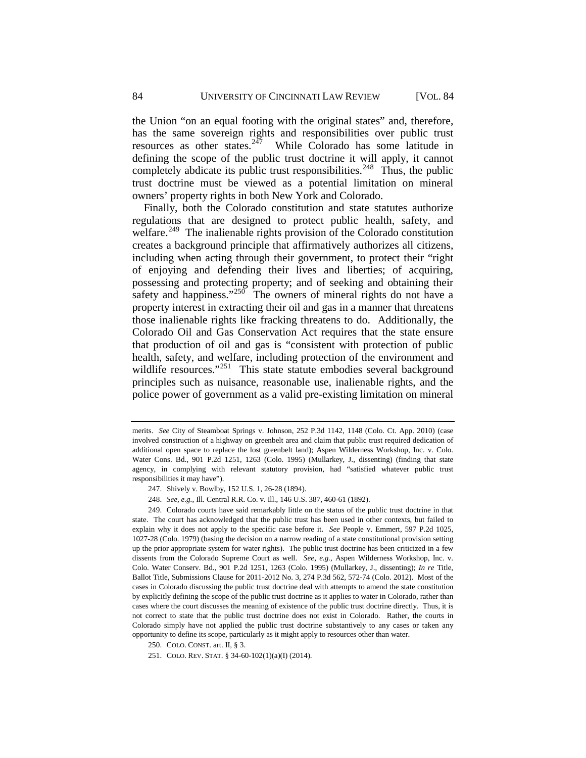the Union "on an equal footing with the original states" and, therefore, has the same sovereign rights and responsibilities over public trust resources as other states.[247] While Colorado has some latitude in defining the scope of the public trust doctrine it will apply, it cannot completely abdicate its public trust responsibilities.[248] Thus, the public trust doctrine must be viewed as a potential limitation on mineral owners' property rights in both New York and Colorado.

Finally, both the Colorado constitution and state statutes authorize regulations that are designed to protect public health, safety, and welfare.[249] The inalienable rights provision of the Colorado constitution creates a background principle that affirmatively authorizes all citizens, including when acting through their government, to protect their "right of enjoying and defending their lives and liberties; of acquiring, possessing and protecting property; and of seeking and obtaining their safety and happiness."[250] The owners of mineral rights do not have a property interest in extracting their oil and gas in a manner that threatens those inalienable rights like fracking threatens to do. Additionally, the Colorado Oil and Gas Conservation Act requires that the state ensure that production of oil and gas is "consistent with protection of public health, safety, and welfare, including protection of the environment and wildlife resources."[251] This state statute embodies several background principles such as nuisance, reasonable use, inalienable rights, and the police power of government as a valid pre-existing limitation on mineral

---

merits. *See* City of Steamboat Springs v. Johnson, 252 P.3d 1142, 1148 (Colo. Ct. App. 2010) (case involved construction of a highway on greenbelt area and claim that public trust required dedication of additional open space to replace the lost greenbelt land); Aspen Wilderness Workshop, Inc. v. Colo. Water Cons. Bd., 901 P.2d 1251, 1263 (Colo. 1995) (Mullarkey, J., dissenting) (finding that state agency, in complying with relevant statutory provision, had "satisfied whatever public trust responsibilities it may have").

247. Shively v. Bowlby, 152 U.S. 1, 26-28 (1894).

248. *See, e.g.*, Ill. Central R.R. Co. v. Ill., 146 U.S. 387, 460-61 (1892).

249. Colorado courts have said remarkably little on the status of the public trust doctrine in that state. The court has acknowledged that the public trust has been used in other contexts, but failed to explain why it does not apply to the specific case before it. *See* People v. Emmert, 597 P.2d 1025, 1027-28 (Colo. 1979) (basing the decision on a narrow reading of a state constitutional provision setting up the prior appropriate system for water rights). The public trust doctrine has been criticized in a few dissents from the Colorado Supreme Court as well. *See, e.g.*, Aspen Wilderness Workshop, Inc. v. Colo. Water Conserv. Bd., 901 P.2d 1251, 1263 (Colo. 1995) (Mullarkey, J., dissenting); *In re* Title, Ballot Title, Submissions Clause for 2011-2012 No. 3, 274 P.3d 562, 572-74 (Colo. 2012). Most of the cases in Colorado discussing the public trust doctrine deal with attempts to amend the state constitution by explicitly defining the scope of the public trust doctrine as it applies to water in Colorado, rather than cases where the court discusses the meaning of existence of the public trust doctrine directly. Thus, it is not correct to state that the public trust doctrine does not exist in Colorado. Rather, the courts in Colorado simply have not applied the public trust doctrine substantively to any cases or taken any opportunity to define its scope, particularly as it might apply to resources other than water.

250. COLO. CONST. art. II, § 3.

251. COLO. REV. STAT. § 34-60-102(1)(a)(I) (2014).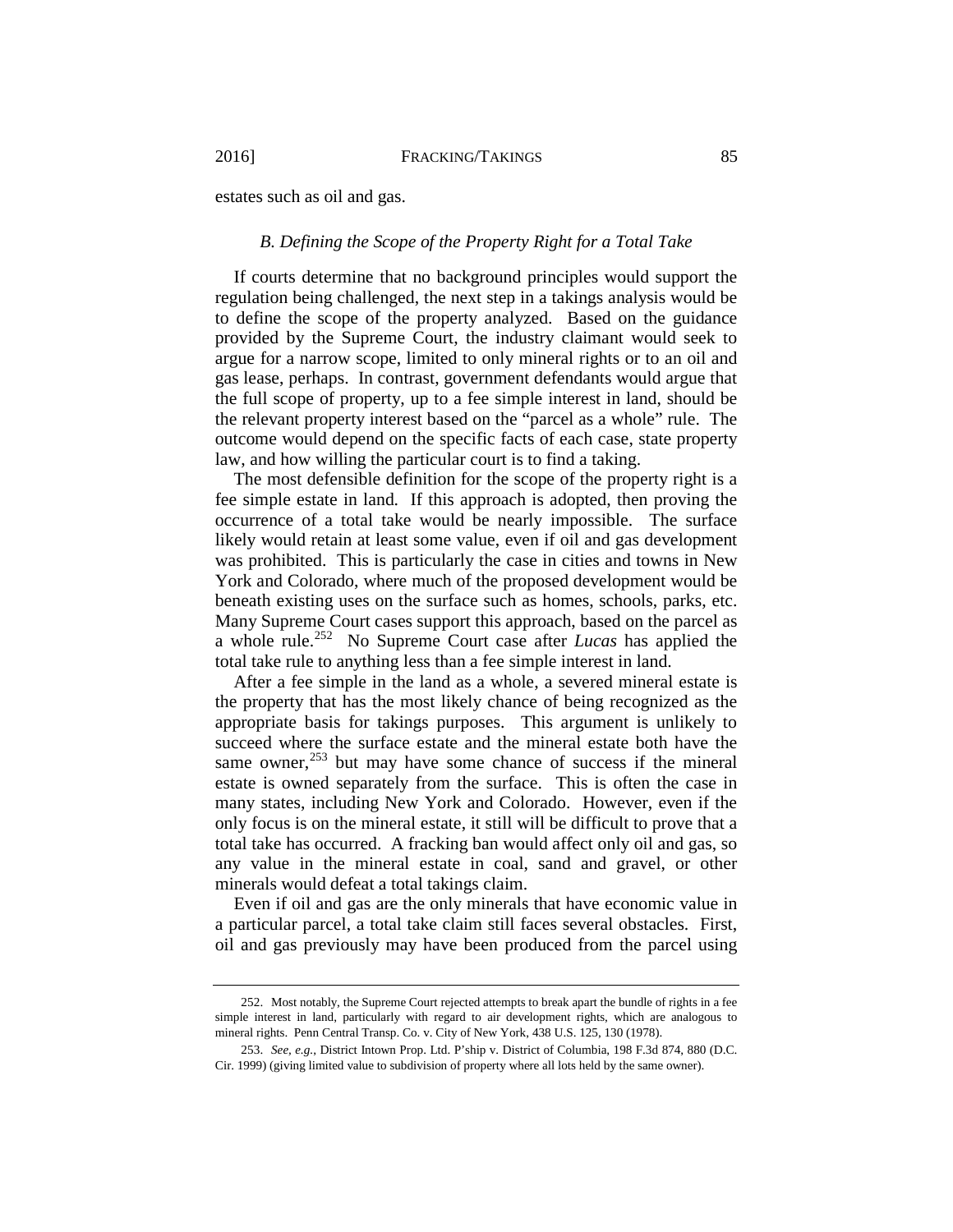estates such as oil and gas.

### *B. Defining the Scope of the Property Right for a Total Take*

If courts determine that no background principles would support the regulation being challenged, the next step in a takings analysis would be to define the scope of the property analyzed. Based on the guidance provided by the Supreme Court, the industry claimant would seek to argue for a narrow scope, limited to only mineral rights or to an oil and gas lease, perhaps. In contrast, government defendants would argue that the full scope of property, up to a fee simple interest in land, should be the relevant property interest based on the "parcel as a whole" rule. The outcome would depend on the specific facts of each case, state property law, and how willing the particular court is to find a taking.

The most defensible definition for the scope of the property right is a fee simple estate in land. If this approach is adopted, then proving the occurrence of a total take would be nearly impossible. The surface likely would retain at least some value, even if oil and gas development was prohibited. This is particularly the case in cities and towns in New York and Colorado, where much of the proposed development would be beneath existing uses on the surface such as homes, schools, parks, etc. Many Supreme Court cases support this approach, based on the parcel as a whole rule.[252] No Supreme Court case after *Lucas* has applied the total take rule to anything less than a fee simple interest in land.

After a fee simple in the land as a whole, a severed mineral estate is the property that has the most likely chance of being recognized as the appropriate basis for takings purposes. This argument is unlikely to succeed where the surface estate and the mineral estate both have the same owner,[253] but may have some chance of success if the mineral estate is owned separately from the surface. This is often the case in many states, including New York and Colorado. However, even if the only focus is on the mineral estate, it still will be difficult to prove that a total take has occurred. A fracking ban would affect only oil and gas, so any value in the mineral estate in coal, sand and gravel, or other minerals would defeat a total takings claim.

Even if oil and gas are the only minerals that have economic value in a particular parcel, a total take claim still faces several obstacles. First, oil and gas previously may have been produced from the parcel using

---

252. Most notably, the Supreme Court rejected attempts to break apart the bundle of rights in a fee simple interest in land, particularly with regard to air development rights, which are analogous to mineral rights. Penn Central Transp. Co. v. City of New York, 438 U.S. 125, 130 (1978).

253. *See, e.g.*, District Intown Prop. Ltd. P'ship v. District of Columbia, 198 F.3d 874, 880 (D.C. Cir. 1999) (giving limited value to subdivision of property where all lots held by the same owner).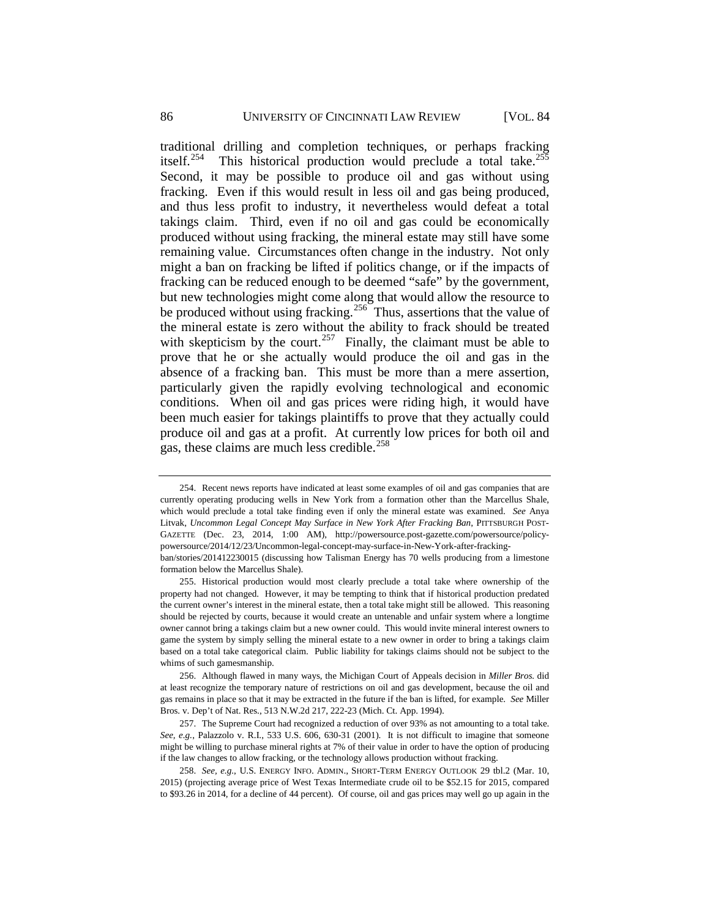traditional drilling and completion techniques, or perhaps fracking itself.[254] This historical production would preclude a total take.[255] Second, it may be possible to produce oil and gas without using fracking. Even if this would result in less oil and gas being produced, and thus less profit to industry, it nevertheless would defeat a total takings claim. Third, even if no oil and gas could be economically produced without using fracking, the mineral estate may still have some remaining value. Circumstances often change in the industry. Not only might a ban on fracking be lifted if politics change, or if the impacts of fracking can be reduced enough to be deemed "safe" by the government, but new technologies might come along that would allow the resource to be produced without using fracking.[256] Thus, assertions that the value of the mineral estate is zero without the ability to frack should be treated with skepticism by the court.[257] Finally, the claimant must be able to prove that he or she actually would produce the oil and gas in the absence of a fracking ban. This must be more than a mere assertion, particularly given the rapidly evolving technological and economic conditions. When oil and gas prices were riding high, it would have been much easier for takings plaintiffs to prove that they actually could produce oil and gas at a profit. At currently low prices for both oil and gas, these claims are much less credible.[258]

---

254. Recent news reports have indicated at least some examples of oil and gas companies that are currently operating producing wells in New York from a formation other than the Marcellus Shale, which would preclude a total take finding even if only the mineral estate was examined. *See* Anya Litvak, *Uncommon Legal Concept May Surface in New York After Fracking Ban*, PITTSBURGH POST-GAZETTE (Dec. 23, 2014, 1:00 AM), http://powersource.post-gazette.com/powersource/policy-powersource/2014/12/23/Uncommon-legal-concept-may-surface-in-New-York-after-fracking-ban/stories/201412230015 (discussing how Talisman Energy has 70 wells producing from a limestone formation below the Marcellus Shale).

255. Historical production would most clearly preclude a total take where ownership of the property had not changed. However, it may be tempting to think that if historical production predated the current owner's interest in the mineral estate, then a total take might still be allowed. This reasoning should be rejected by courts, because it would create an untenable and unfair system where a longtime owner cannot bring a takings claim but a new owner could. This would invite mineral interest owners to game the system by simply selling the mineral estate to a new owner in order to bring a takings claim based on a total take categorical claim. Public liability for takings claims should not be subject to the whims of such gamesmanship.

256. Although flawed in many ways, the Michigan Court of Appeals decision in *Miller Bros.* did at least recognize the temporary nature of restrictions on oil and gas development, because the oil and gas remains in place so that it may be extracted in the future if the ban is lifted, for example. *See* Miller Bros. v. Dep't of Nat. Res., 513 N.W.2d 217, 222-23 (Mich. Ct. App. 1994).

257. The Supreme Court had recognized a reduction of over 93% as not amounting to a total take. *See, e.g.*, Palazzolo v. R.I., 533 U.S. 606, 630-31 (2001). It is not difficult to imagine that someone might be willing to purchase mineral rights at 7% of their value in order to have the option of producing if the law changes to allow fracking, or the technology allows production without fracking.

258. *See, e.g.*, U.S. ENERGY INFO. ADMIN., SHORT-TERM ENERGY OUTLOOK 29 tbl.2 (Mar. 10, 2015) (projecting average price of West Texas Intermediate crude oil to be $52.15 for 2015, compared to $93.26 in 2014, for a decline of 44 percent). Of course, oil and gas prices may well go up again in the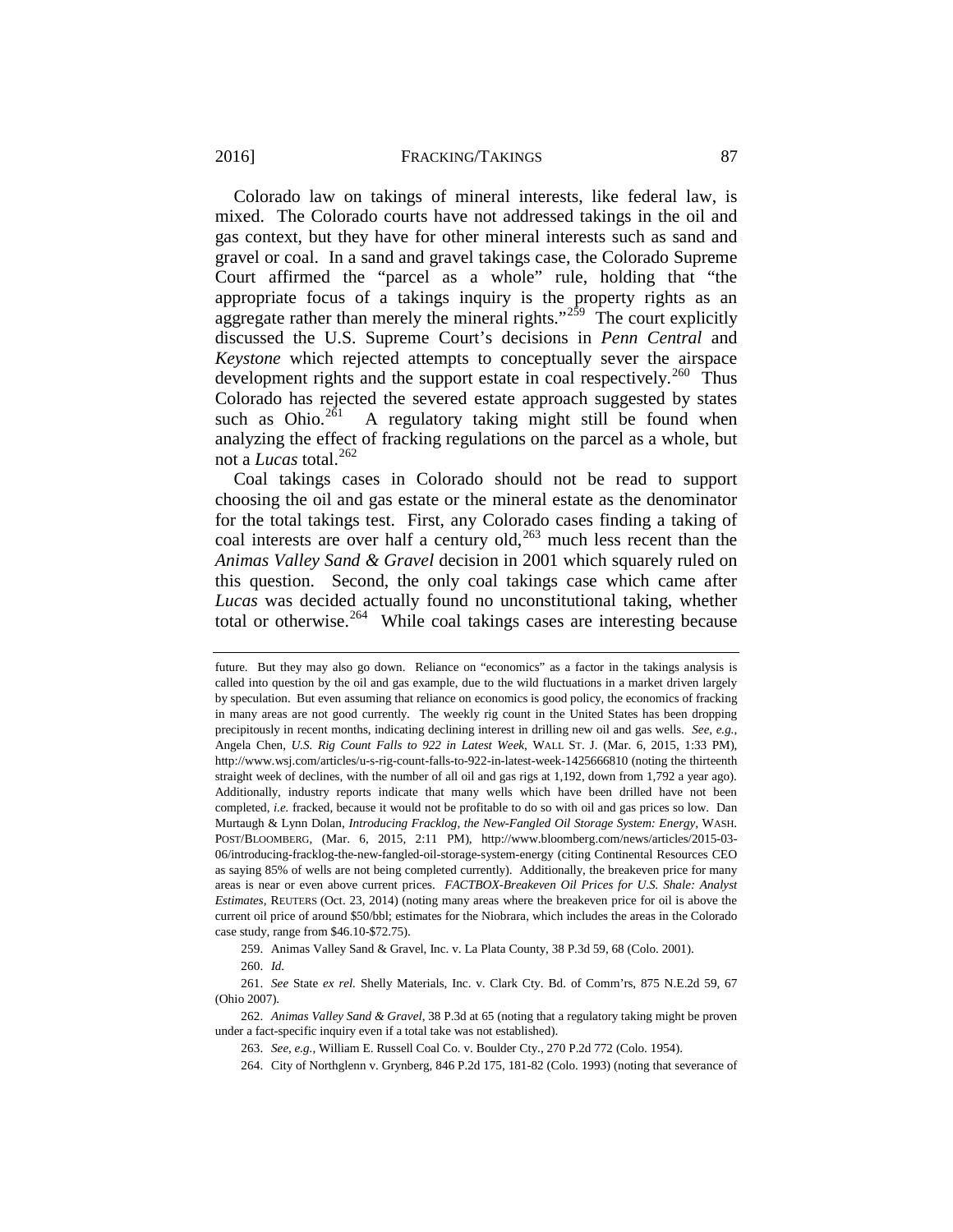Colorado law on takings of mineral interests, like federal law, is mixed. The Colorado courts have not addressed takings in the oil and gas context, but they have for other mineral interests such as sand and gravel or coal. In a sand and gravel takings case, the Colorado Supreme Court affirmed the "parcel as a whole" rule, holding that "the appropriate focus of a takings inquiry is the property rights as an aggregate rather than merely the mineral rights."[259] The court explicitly discussed the U.S. Supreme Court's decisions in *Penn Central* and *Keystone* which rejected attempts to conceptually sever the airspace development rights and the support estate in coal respectively.[260] Thus Colorado has rejected the severed estate approach suggested by states such as Ohio.[261] A regulatory taking might still be found when analyzing the effect of fracking regulations on the parcel as a whole, but not a *Lucas* total.[262]

Coal takings cases in Colorado should not be read to support choosing the oil and gas estate or the mineral estate as the denominator for the total takings test. First, any Colorado cases finding a taking of coal interests are over half a century old,[263] much less recent than the *Animas Valley Sand & Gravel* decision in 2001 which squarely ruled on this question. Second, the only coal takings case which came after *Lucas* was decided actually found no unconstitutional taking, whether total or otherwise.[264] While coal takings cases are interesting because

---

future. But they may also go down. Reliance on "economics" as a factor in the takings analysis is called into question by the oil and gas example, due to the wild fluctuations in a market driven largely by speculation. But even assuming that reliance on economics is good policy, the economics of fracking in many areas are not good currently. The weekly rig count in the United States has been dropping precipitously in recent months, indicating declining interest in drilling new oil and gas wells. *See, e.g.*, Angela Chen, *U.S. Rig Count Falls to 922 in Latest Week*, WALL ST. J. (Mar. 6, 2015, 1:33 PM), http://www.wsj.com/articles/u-s-rig-count-falls-to-922-in-latest-week-1425666810 (noting the thirteenth straight week of declines, with the number of all oil and gas rigs at 1,192, down from 1,792 a year ago). Additionally, industry reports indicate that many wells which have been drilled have not been completed, *i.e.* fracked, because it would not be profitable to do so with oil and gas prices so low. Dan Murtaugh & Lynn Dolan, *Introducing Fracklog, the New-Fangled Oil Storage System: Energy*, WASH. POST/BLOOMBERG, (Mar. 6, 2015, 2:11 PM), http://www.bloomberg.com/news/articles/2015-03-06/introducing-fracklog-the-new-fangled-oil-storage-system-energy (citing Continental Resources CEO as saying 85% of wells are not being completed currently). Additionally, the breakeven price for many areas is near or even above current prices. *FACTBOX-Breakeven Oil Prices for U.S. Shale: Analyst Estimates*, REUTERS (Oct. 23, 2014) (noting many areas where the breakeven price for oil is above the current oil price of around $50/bbl; estimates for the Niobrara, which includes the areas in the Colorado case study, range from $46.10-$72.75).

259. Animas Valley Sand & Gravel, Inc. v. La Plata County, 38 P.3d 59, 68 (Colo. 2001).

260. *Id.*

261. *See* State *ex rel.* Shelly Materials, Inc. v. Clark Cty. Bd. of Comm'rs, 875 N.E.2d 59, 67 (Ohio 2007).

262. *Animas Valley Sand & Gravel*, 38 P.3d at 65 (noting that a regulatory taking might be proven under a fact-specific inquiry even if a total take was not established).

263. *See, e.g.*, William E. Russell Coal Co. v. Boulder Cty., 270 P.2d 772 (Colo. 1954).

264. City of Northglenn v. Grynberg, 846 P.2d 175, 181-82 (Colo. 1993) (noting that severance of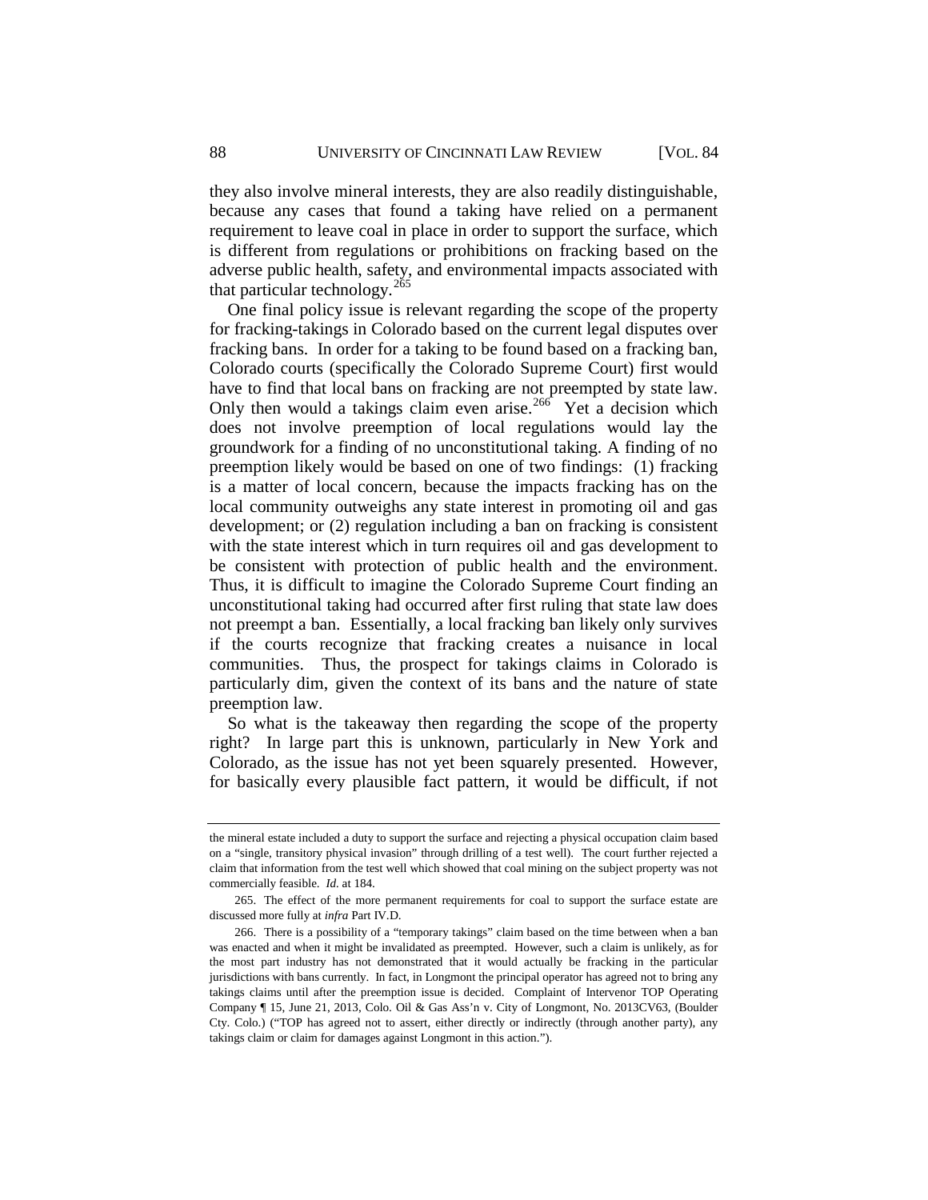they also involve mineral interests, they are also readily distinguishable, because any cases that found a taking have relied on a permanent requirement to leave coal in place in order to support the surface, which is different from regulations or prohibitions on fracking based on the adverse public health, safety, and environmental impacts associated with that particular technology.[265]

One final policy issue is relevant regarding the scope of the property for fracking-takings in Colorado based on the current legal disputes over fracking bans. In order for a taking to be found based on a fracking ban, Colorado courts (specifically the Colorado Supreme Court) first would have to find that local bans on fracking are not preempted by state law. Only then would a takings claim even arise.[266] Yet a decision which does not involve preemption of local regulations would lay the groundwork for a finding of no unconstitutional taking. A finding of no preemption likely would be based on one of two findings: (1) fracking is a matter of local concern, because the impacts fracking has on the local community outweighs any state interest in promoting oil and gas development; or (2) regulation including a ban on fracking is consistent with the state interest which in turn requires oil and gas development to be consistent with protection of public health and the environment. Thus, it is difficult to imagine the Colorado Supreme Court finding an unconstitutional taking had occurred after first ruling that state law does not preempt a ban. Essentially, a local fracking ban likely only survives if the courts recognize that fracking creates a nuisance in local communities. Thus, the prospect for takings claims in Colorado is particularly dim, given the context of its bans and the nature of state preemption law.

So what is the takeaway then regarding the scope of the property right? In large part this is unknown, particularly in New York and Colorado, as the issue has not yet been squarely presented. However, for basically every plausible fact pattern, it would be difficult, if not

---

the mineral estate included a duty to support the surface and rejecting a physical occupation claim based on a "single, transitory physical invasion" through drilling of a test well). The court further rejected a claim that information from the test well which showed that coal mining on the subject property was not commercially feasible. *Id.* at 184.

265. The effect of the more permanent requirements for coal to support the surface estate are discussed more fully at *infra* Part IV.D.

266. There is a possibility of a "temporary takings" claim based on the time between when a ban was enacted and when it might be invalidated as preempted. However, such a claim is unlikely, as for the most part industry has not demonstrated that it would actually be fracking in the particular jurisdictions with bans currently. In fact, in Longmont the principal operator has agreed not to bring any takings claims until after the preemption issue is decided. Complaint of Intervenor TOP Operating Company ¶ 15, June 21, 2013, Colo. Oil & Gas Ass'n v. City of Longmont, No. 2013CV63, (Boulder Cty. Colo.) ("TOP has agreed not to assert, either directly or indirectly (through another party), any takings claim or claim for damages against Longmont in this action.").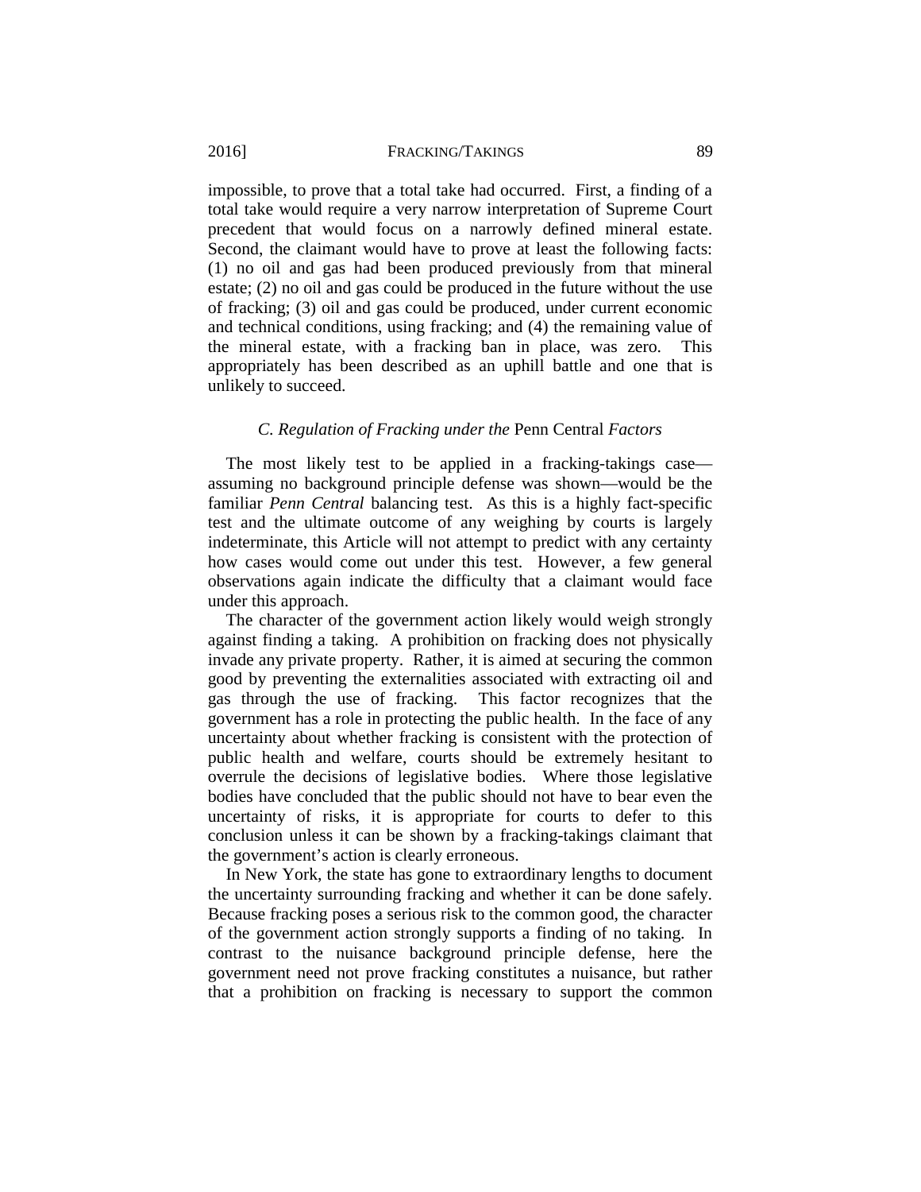impossible, to prove that a total take had occurred. First, a finding of a total take would require a very narrow interpretation of Supreme Court precedent that would focus on a narrowly defined mineral estate. Second, the claimant would have to prove at least the following facts: (1) no oil and gas had been produced previously from that mineral estate; (2) no oil and gas could be produced in the future without the use of fracking; (3) oil and gas could be produced, under current economic and technical conditions, using fracking; and (4) the remaining value of the mineral estate, with a fracking ban in place, was zero. This appropriately has been described as an uphill battle and one that is unlikely to succeed.

### *C. Regulation of Fracking under the* Penn Central *Factors*

The most likely test to be applied in a fracking-takings case—assuming no background principle defense was shown—would be the familiar *Penn Central* balancing test. As this is a highly fact-specific test and the ultimate outcome of any weighing by courts is largely indeterminate, this Article will not attempt to predict with any certainty how cases would come out under this test. However, a few general observations again indicate the difficulty that a claimant would face under this approach.

The character of the government action likely would weigh strongly against finding a taking. A prohibition on fracking does not physically invade any private property. Rather, it is aimed at securing the common good by preventing the externalities associated with extracting oil and gas through the use of fracking. This factor recognizes that the government has a role in protecting the public health. In the face of any uncertainty about whether fracking is consistent with the protection of public health and welfare, courts should be extremely hesitant to overrule the decisions of legislative bodies. Where those legislative bodies have concluded that the public should not have to bear even the uncertainty of risks, it is appropriate for courts to defer to this conclusion unless it can be shown by a fracking-takings claimant that the government's action is clearly erroneous.

In New York, the state has gone to extraordinary lengths to document the uncertainty surrounding fracking and whether it can be done safely. Because fracking poses a serious risk to the common good, the character of the government action strongly supports a finding of no taking. In contrast to the nuisance background principle defense, here the government need not prove fracking constitutes a nuisance, but rather that a prohibition on fracking is necessary to support the common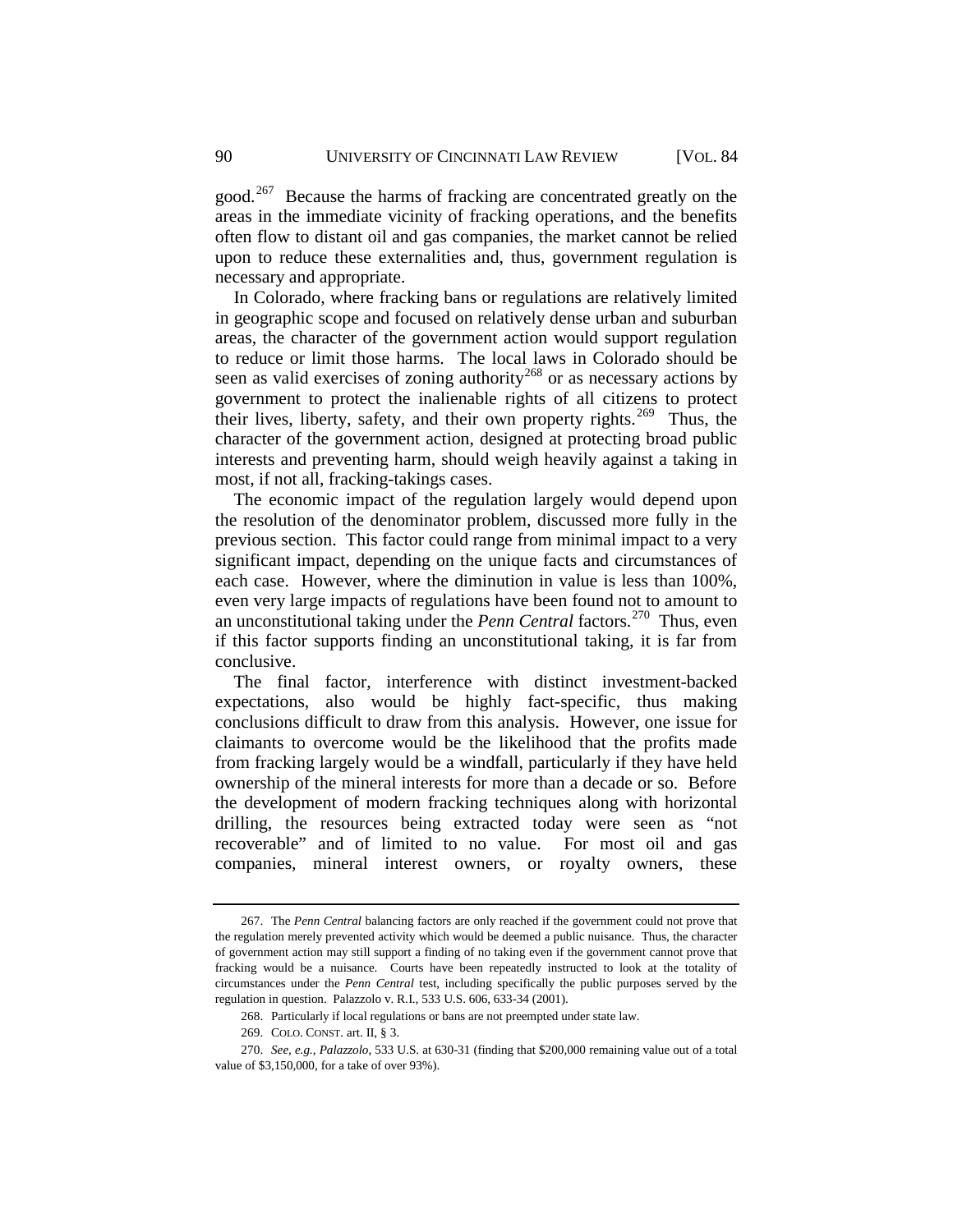good.[267] Because the harms of fracking are concentrated greatly on the areas in the immediate vicinity of fracking operations, and the benefits often flow to distant oil and gas companies, the market cannot be relied upon to reduce these externalities and, thus, government regulation is necessary and appropriate.

In Colorado, where fracking bans or regulations are relatively limited in geographic scope and focused on relatively dense urban and suburban areas, the character of the government action would support regulation to reduce or limit those harms. The local laws in Colorado should be seen as valid exercises of zoning authority[268] or as necessary actions by government to protect the inalienable rights of all citizens to protect their lives, liberty, safety, and their own property rights.[269] Thus, the character of the government action, designed at protecting broad public interests and preventing harm, should weigh heavily against a taking in most, if not all, fracking-takings cases.

The economic impact of the regulation largely would depend upon the resolution of the denominator problem, discussed more fully in the previous section. This factor could range from minimal impact to a very significant impact, depending on the unique facts and circumstances of each case. However, where the diminution in value is less than 100%, even very large impacts of regulations have been found not to amount to an unconstitutional taking under the *Penn Central* factors.[270] Thus, even if this factor supports finding an unconstitutional taking, it is far from conclusive.

The final factor, interference with distinct investment-backed expectations, also would be highly fact-specific, thus making conclusions difficult to draw from this analysis. However, one issue for claimants to overcome would be the likelihood that the profits made from fracking largely would be a windfall, particularly if they have held ownership of the mineral interests for more than a decade or so. Before the development of modern fracking techniques along with horizontal drilling, the resources being extracted today were seen as "not recoverable" and of limited to no value. For most oil and gas companies, mineral interest owners, or royalty owners, these

---

267. The *Penn Central* balancing factors are only reached if the government could not prove that the regulation merely prevented activity which would be deemed a public nuisance. Thus, the character of government action may still support a finding of no taking even if the government cannot prove that fracking would be a nuisance. Courts have been repeatedly instructed to look at the totality of circumstances under the *Penn Central* test, including specifically the public purposes served by the regulation in question. Palazzolo v. R.I., 533 U.S. 606, 633-34 (2001).

268. Particularly if local regulations or bans are not preempted under state law.

269. COLO. CONST. art. II, § 3.

270. *See, e.g.*, *Palazzolo*, 533 U.S. at 630-31 (finding that $200,000 remaining value out of a total value of $3,150,000, for a take of over 93%).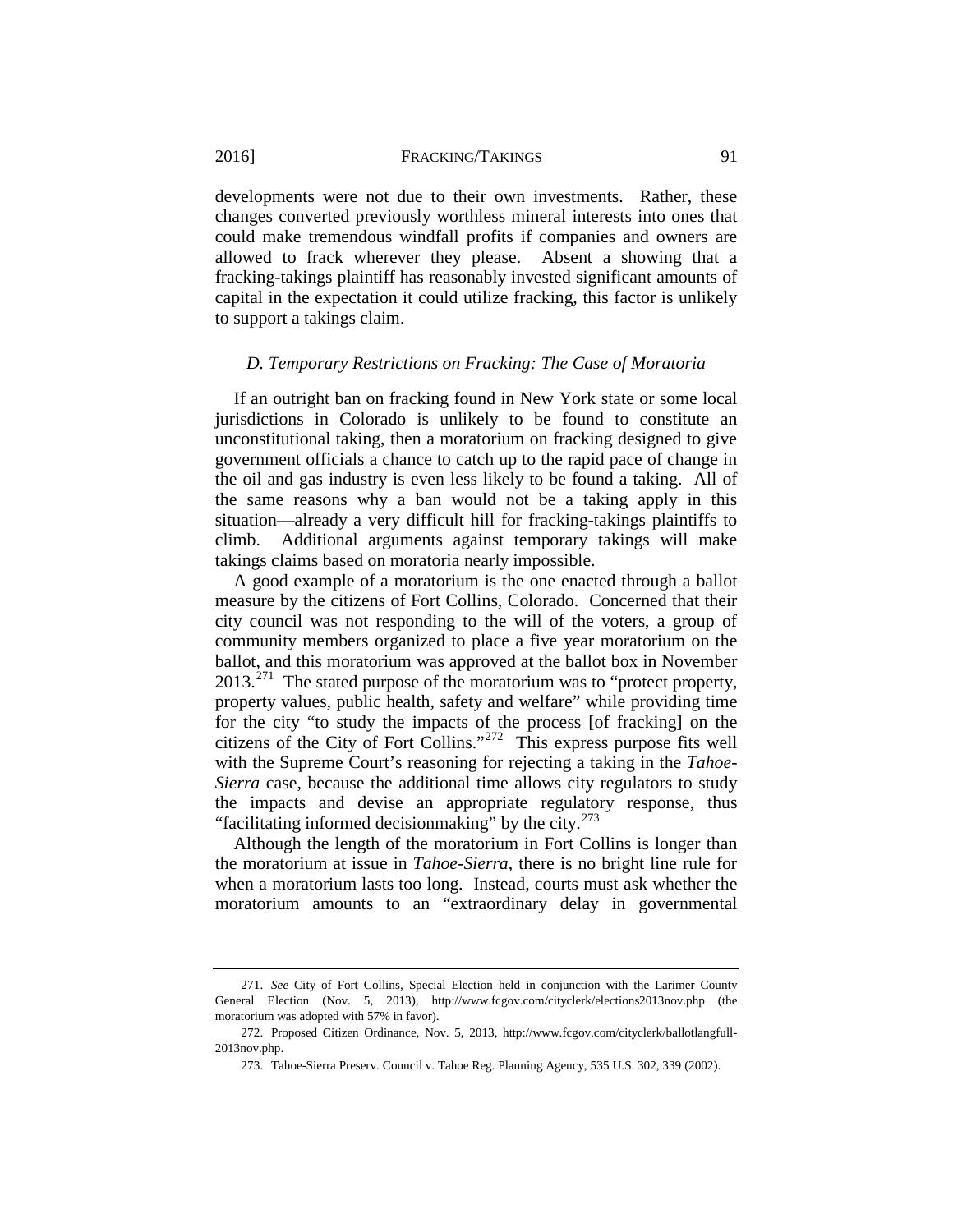developments were not due to their own investments. Rather, these changes converted previously worthless mineral interests into ones that could make tremendous windfall profits if companies and owners are allowed to frack wherever they please. Absent a showing that a fracking-takings plaintiff has reasonably invested significant amounts of capital in the expectation it could utilize fracking, this factor is unlikely to support a takings claim.

### *D. Temporary Restrictions on Fracking: The Case of Moratoria*

If an outright ban on fracking found in New York state or some local jurisdictions in Colorado is unlikely to be found to constitute an unconstitutional taking, then a moratorium on fracking designed to give government officials a chance to catch up to the rapid pace of change in the oil and gas industry is even less likely to be found a taking. All of the same reasons why a ban would not be a taking apply in this situation—already a very difficult hill for fracking-takings plaintiffs to climb. Additional arguments against temporary takings will make takings claims based on moratoria nearly impossible.

A good example of a moratorium is the one enacted through a ballot measure by the citizens of Fort Collins, Colorado. Concerned that their city council was not responding to the will of the voters, a group of community members organized to place a five year moratorium on the ballot, and this moratorium was approved at the ballot box in November 2013.[271] The stated purpose of the moratorium was to "protect property, property values, public health, safety and welfare" while providing time for the city "to study the impacts of the process [of fracking] on the citizens of the City of Fort Collins."[272] This express purpose fits well with the Supreme Court's reasoning for rejecting a taking in the *Tahoe-Sierra* case, because the additional time allows city regulators to study the impacts and devise an appropriate regulatory response, thus "facilitating informed decisionmaking" by the city.[273]

Although the length of the moratorium in Fort Collins is longer than the moratorium at issue in *Tahoe-Sierra*, there is no bright line rule for when a moratorium lasts too long. Instead, courts must ask whether the moratorium amounts to an "extraordinary delay in governmental

---

271. *See* City of Fort Collins, Special Election held in conjunction with the Larimer County General Election (Nov. 5, 2013), http://www.fcgov.com/cityclerk/elections2013nov.php (the moratorium was adopted with 57% in favor).

272. Proposed Citizen Ordinance, Nov. 5, 2013, http://www.fcgov.com/cityclerk/ballotlangfull-2013nov.php.

273. Tahoe-Sierra Preserv. Council v. Tahoe Reg. Planning Agency, 535 U.S. 302, 339 (2002).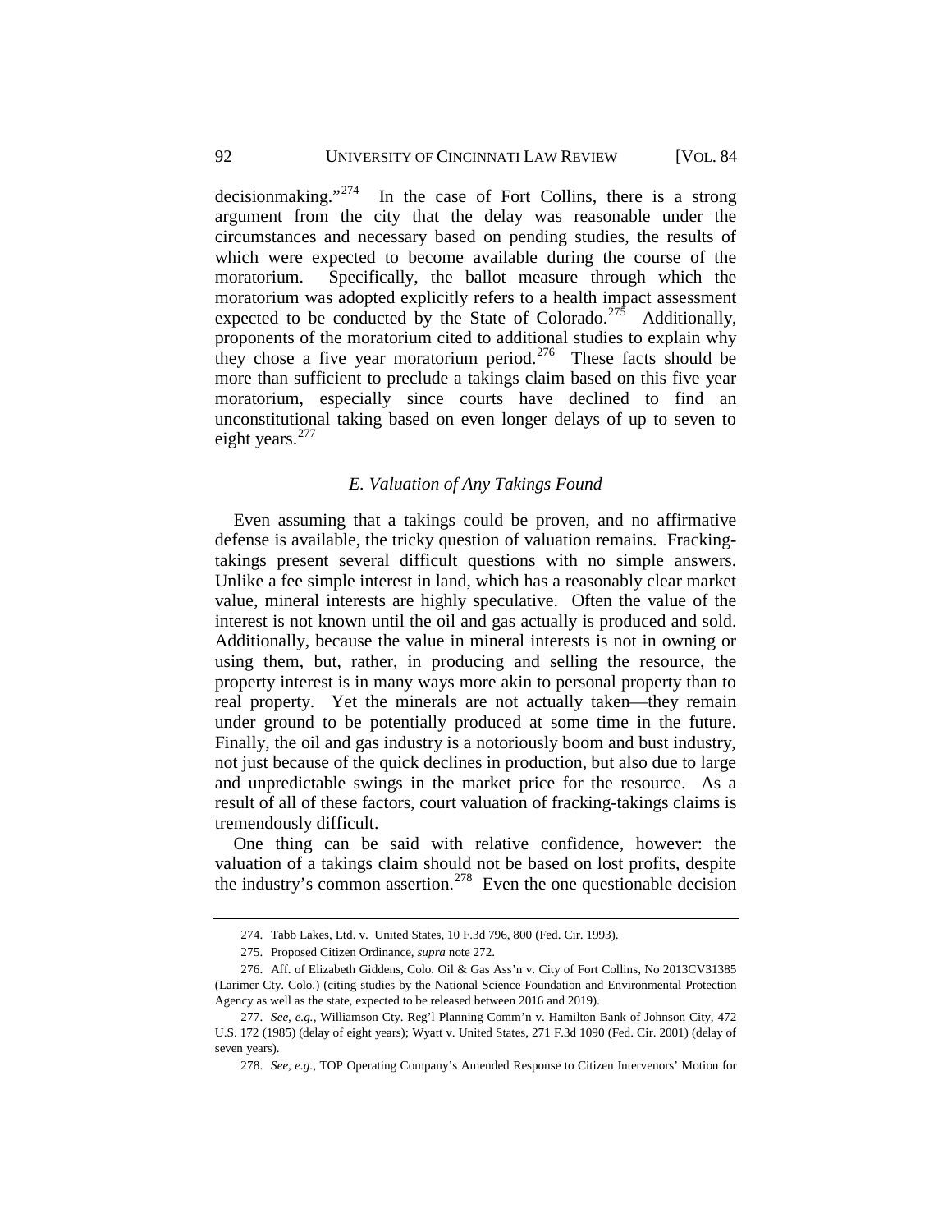decisionmaking."[274] In the case of Fort Collins, there is a strong argument from the city that the delay was reasonable under the circumstances and necessary based on pending studies, the results of which were expected to become available during the course of the moratorium. Specifically, the ballot measure through which the moratorium was adopted explicitly refers to a health impact assessment expected to be conducted by the State of Colorado.[275] Additionally, proponents of the moratorium cited to additional studies to explain why they chose a five year moratorium period.[276] These facts should be more than sufficient to preclude a takings claim based on this five year moratorium, especially since courts have declined to find an unconstitutional taking based on even longer delays of up to seven to eight years.[277]

### *E. Valuation of Any Takings Found*

Even assuming that a takings could be proven, and no affirmative defense is available, the tricky question of valuation remains. Fracking-takings present several difficult questions with no simple answers. Unlike a fee simple interest in land, which has a reasonably clear market value, mineral interests are highly speculative. Often the value of the interest is not known until the oil and gas actually is produced and sold. Additionally, because the value in mineral interests is not in owning or using them, but, rather, in producing and selling the resource, the property interest is in many ways more akin to personal property than to real property. Yet the minerals are not actually taken—they remain under ground to be potentially produced at some time in the future. Finally, the oil and gas industry is a notoriously boom and bust industry, not just because of the quick declines in production, but also due to large and unpredictable swings in the market price for the resource. As a result of all of these factors, court valuation of fracking-takings claims is tremendously difficult.

One thing can be said with relative confidence, however: the valuation of a takings claim should not be based on lost profits, despite the industry's common assertion.[278] Even the one questionable decision

---

274. Tabb Lakes, Ltd. v. United States, 10 F.3d 796, 800 (Fed. Cir. 1993).

275. Proposed Citizen Ordinance, *supra* note 272.

276. Aff. of Elizabeth Giddens, Colo. Oil & Gas Ass'n v. City of Fort Collins, No 2013CV31385 (Larimer Cty. Colo.) (citing studies by the National Science Foundation and Environmental Protection Agency as well as the state, expected to be released between 2016 and 2019).

277. *See, e.g.*, Williamson Cty. Reg'l Planning Comm'n v. Hamilton Bank of Johnson City, 472 U.S. 172 (1985) (delay of eight years); Wyatt v. United States, 271 F.3d 1090 (Fed. Cir. 2001) (delay of seven years).

278. *See, e.g.*, TOP Operating Company's Amended Response to Citizen Intervenors' Motion for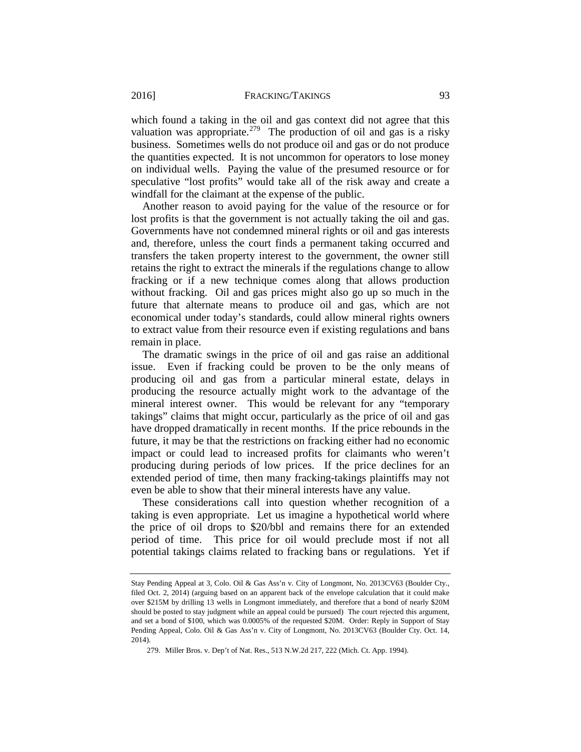which found a taking in the oil and gas context did not agree that this valuation was appropriate.[279] The production of oil and gas is a risky business. Sometimes wells do not produce oil and gas or do not produce the quantities expected. It is not uncommon for operators to lose money on individual wells. Paying the value of the presumed resource or for speculative "lost profits" would take all of the risk away and create a windfall for the claimant at the expense of the public.

Another reason to avoid paying for the value of the resource or for lost profits is that the government is not actually taking the oil and gas. Governments have not condemned mineral rights or oil and gas interests and, therefore, unless the court finds a permanent taking occurred and transfers the taken property interest to the government, the owner still retains the right to extract the minerals if the regulations change to allow fracking or if a new technique comes along that allows production without fracking. Oil and gas prices might also go up so much in the future that alternate means to produce oil and gas, which are not economical under today's standards, could allow mineral rights owners to extract value from their resource even if existing regulations and bans remain in place.

The dramatic swings in the price of oil and gas raise an additional issue. Even if fracking could be proven to be the only means of producing oil and gas from a particular mineral estate, delays in producing the resource actually might work to the advantage of the mineral interest owner. This would be relevant for any "temporary takings" claims that might occur, particularly as the price of oil and gas have dropped dramatically in recent months. If the price rebounds in the future, it may be that the restrictions on fracking either had no economic impact or could lead to increased profits for claimants who weren't producing during periods of low prices. If the price declines for an extended period of time, then many fracking-takings plaintiffs may not even be able to show that their mineral interests have any value.

These considerations call into question whether recognition of a taking is even appropriate. Let us imagine a hypothetical world where the price of oil drops to $20/bbl and remains there for an extended period of time. This price for oil would preclude most if not all potential takings claims related to fracking bans or regulations. Yet if

---

Stay Pending Appeal at 3, Colo. Oil & Gas Ass'n v. City of Longmont, No. 2013CV63 (Boulder Cty., filed Oct. 2, 2014) (arguing based on an apparent back of the envelope calculation that it could make over $215M by drilling 13 wells in Longmont immediately, and therefore that a bond of nearly $20M should be posted to stay judgment while an appeal could be pursued) The court rejected this argument, and set a bond of $100, which was 0.0005% of the requested $20M. Order: Reply in Support of Stay Pending Appeal, Colo. Oil & Gas Ass'n v. City of Longmont, No. 2013CV63 (Boulder Cty. Oct. 14, 2014).

279. Miller Bros. v. Dep't of Nat. Res., 513 N.W.2d 217, 222 (Mich. Ct. App. 1994).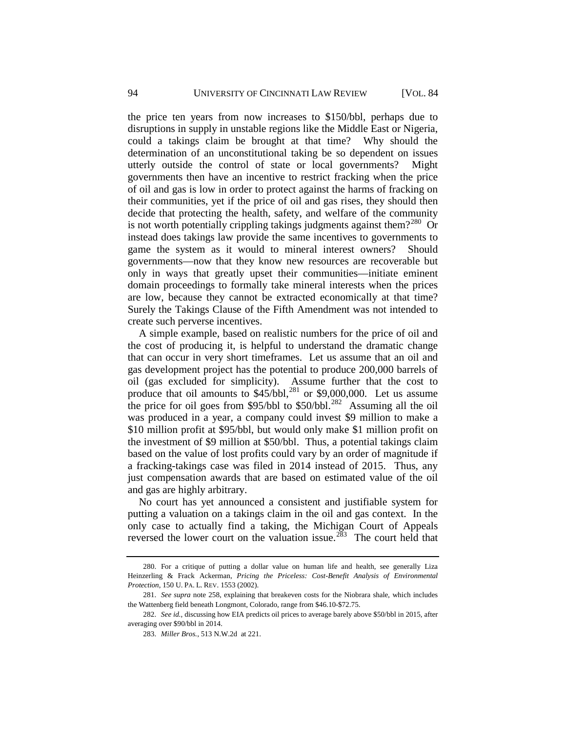the price ten years from now increases to \$150/bbl, perhaps due to disruptions in supply in unstable regions like the Middle East or Nigeria, could a takings claim be brought at that time? Why should the determination of an unconstitutional taking be so dependent on issues utterly outside the control of state or local governments? Might governments then have an incentive to restrict fracking when the price of oil and gas is low in order to protect against the harms of fracking on their communities, yet if the price of oil and gas rises, they should then decide that protecting the health, safety, and welfare of the community is not worth potentially crippling takings judgments against them?[280] Or instead does takings law provide the same incentives to governments to game the system as it would to mineral interest owners? Should governments—now that they know new resources are recoverable but only in ways that greatly upset their communities—initiate eminent domain proceedings to formally take mineral interests when the prices are low, because they cannot be extracted economically at that time? Surely the Takings Clause of the Fifth Amendment was not intended to create such perverse incentives.

A simple example, based on realistic numbers for the price of oil and the cost of producing it, is helpful to understand the dramatic change that can occur in very short timeframes. Let us assume that an oil and gas development project has the potential to produce 200,000 barrels of oil (gas excluded for simplicity). Assume further that the cost to produce that oil amounts to \$45/bbl,[281] or \$9,000,000. Let us assume the price for oil goes from \$95/bbl to \$50/bbl.[282] Assuming all the oil was produced in a year, a company could invest \$9 million to make a \$10 million profit at \$95/bbl, but would only make \$1 million profit on the investment of \$9 million at \$50/bbl. Thus, a potential takings claim based on the value of lost profits could vary by an order of magnitude if a fracking-takings case was filed in 2014 instead of 2015. Thus, any just compensation awards that are based on estimated value of the oil and gas are highly arbitrary.

No court has yet announced a consistent and justifiable system for putting a valuation on a takings claim in the oil and gas context. In the only case to actually find a taking, the Michigan Court of Appeals reversed the lower court on the valuation issue.[283] The court held that

280. For a critique of putting a dollar value on human life and health, see generally Liza Heinzerling & Frack Ackerman, *Pricing the Priceless: Cost-Benefit Analysis of Environmental Protection*, 150 U. PA. L. REV. 1553 (2002).

281. *See supra* note 258, explaining that breakeven costs for the Niobrara shale, which includes the Wattenberg field beneath Longmont, Colorado, range from \$46.10-\$72.75.

282. *See id.*, discussing how EIA predicts oil prices to average barely above \$50/bbl in 2015, after averaging over \$90/bbl in 2014.

283. *Miller Bros.*, 513 N.W.2d at 221.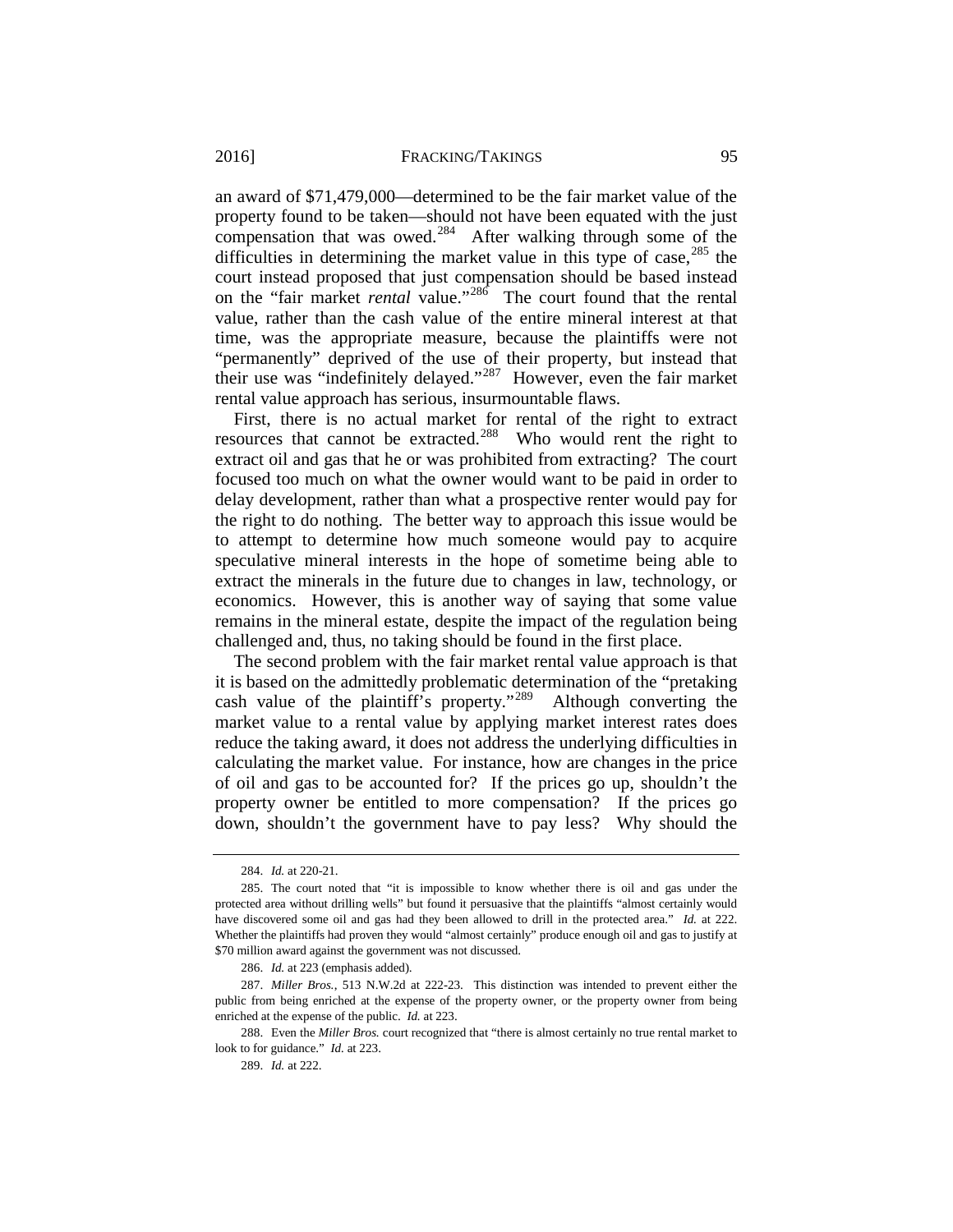an award of $71,479,000—determined to be the fair market value of the property found to be taken—should not have been equated with the just compensation that was owed.[284] After walking through some of the difficulties in determining the market value in this type of case,[285] the court instead proposed that just compensation should be based instead on the "fair market *rental* value."[286] The court found that the rental value, rather than the cash value of the entire mineral interest at that time, was the appropriate measure, because the plaintiffs were not "permanently" deprived of the use of their property, but instead that their use was "indefinitely delayed."[287] However, even the fair market rental value approach has serious, insurmountable flaws.

First, there is no actual market for rental of the right to extract resources that cannot be extracted.[288] Who would rent the right to extract oil and gas that he or was prohibited from extracting? The court focused too much on what the owner would want to be paid in order to delay development, rather than what a prospective renter would pay for the right to do nothing. The better way to approach this issue would be to attempt to determine how much someone would pay to acquire speculative mineral interests in the hope of sometime being able to extract the minerals in the future due to changes in law, technology, or economics. However, this is another way of saying that some value remains in the mineral estate, despite the impact of the regulation being challenged and, thus, no taking should be found in the first place.

The second problem with the fair market rental value approach is that it is based on the admittedly problematic determination of the "pretaking cash value of the plaintiff's property."[289] Although converting the market value to a rental value by applying market interest rates does reduce the taking award, it does not address the underlying difficulties in calculating the market value. For instance, how are changes in the price of oil and gas to be accounted for? If the prices go up, shouldn't the property owner be entitled to more compensation? If the prices go down, shouldn't the government have to pay less? Why should the

---

284. *Id.* at 220-21.

285. The court noted that "it is impossible to know whether there is oil and gas under the protected area without drilling wells" but found it persuasive that the plaintiffs "almost certainly would have discovered some oil and gas had they been allowed to drill in the protected area." *Id.* at 222. Whether the plaintiffs had proven they would "almost certainly" produce enough oil and gas to justify at $70 million award against the government was not discussed.

286. *Id.* at 223 (emphasis added).

287. *Miller Bros.*, 513 N.W.2d at 222-23. This distinction was intended to prevent either the public from being enriched at the expense of the property owner, or the property owner from being enriched at the expense of the public. *Id.* at 223.

288. Even the *Miller Bros.* court recognized that "there is almost certainly no true rental market to look to for guidance." *Id.* at 223.

289. *Id.* at 222.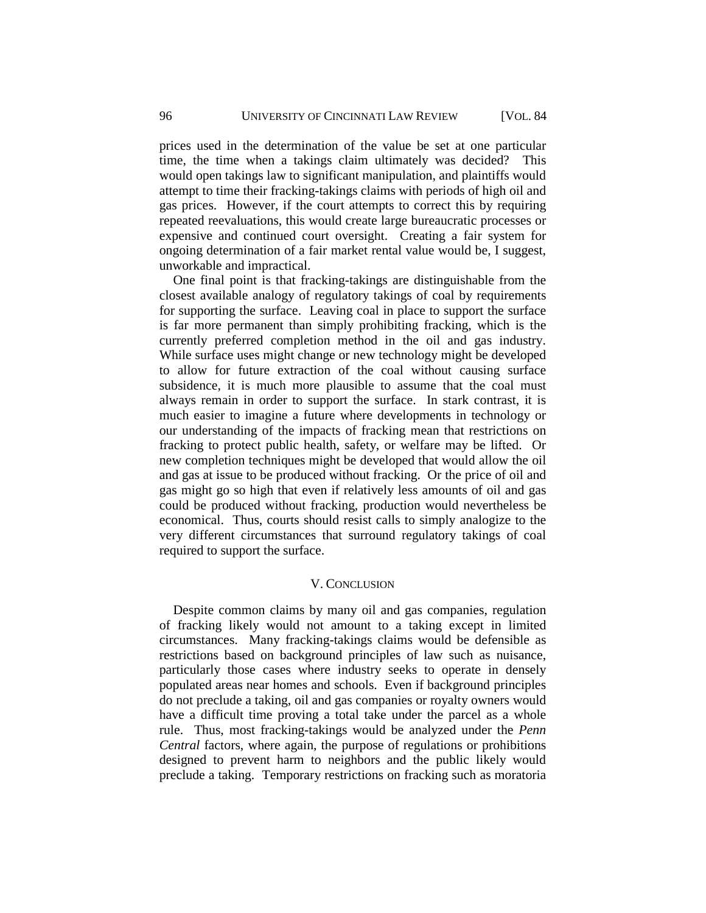prices used in the determination of the value be set at one particular time, the time when a takings claim ultimately was decided? This would open takings law to significant manipulation, and plaintiffs would attempt to time their fracking-takings claims with periods of high oil and gas prices. However, if the court attempts to correct this by requiring repeated reevaluations, this would create large bureaucratic processes or expensive and continued court oversight. Creating a fair system for ongoing determination of a fair market rental value would be, I suggest, unworkable and impractical.

One final point is that fracking-takings are distinguishable from the closest available analogy of regulatory takings of coal by requirements for supporting the surface. Leaving coal in place to support the surface is far more permanent than simply prohibiting fracking, which is the currently preferred completion method in the oil and gas industry. While surface uses might change or new technology might be developed to allow for future extraction of the coal without causing surface subsidence, it is much more plausible to assume that the coal must always remain in order to support the surface. In stark contrast, it is much easier to imagine a future where developments in technology or our understanding of the impacts of fracking mean that restrictions on fracking to protect public health, safety, or welfare may be lifted. Or new completion techniques might be developed that would allow the oil and gas at issue to be produced without fracking. Or the price of oil and gas might go so high that even if relatively less amounts of oil and gas could be produced without fracking, production would nevertheless be economical. Thus, courts should resist calls to simply analogize to the very different circumstances that surround regulatory takings of coal required to support the surface.

## V. Conclusion

Despite common claims by many oil and gas companies, regulation of fracking likely would not amount to a taking except in limited circumstances. Many fracking-takings claims would be defensible as restrictions based on background principles of law such as nuisance, particularly those cases where industry seeks to operate in densely populated areas near homes and schools. Even if background principles do not preclude a taking, oil and gas companies or royalty owners would have a difficult time proving a total take under the parcel as a whole rule. Thus, most fracking-takings would be analyzed under the *Penn Central* factors, where again, the purpose of regulations or prohibitions designed to prevent harm to neighbors and the public likely would preclude a taking. Temporary restrictions on fracking such as moratoria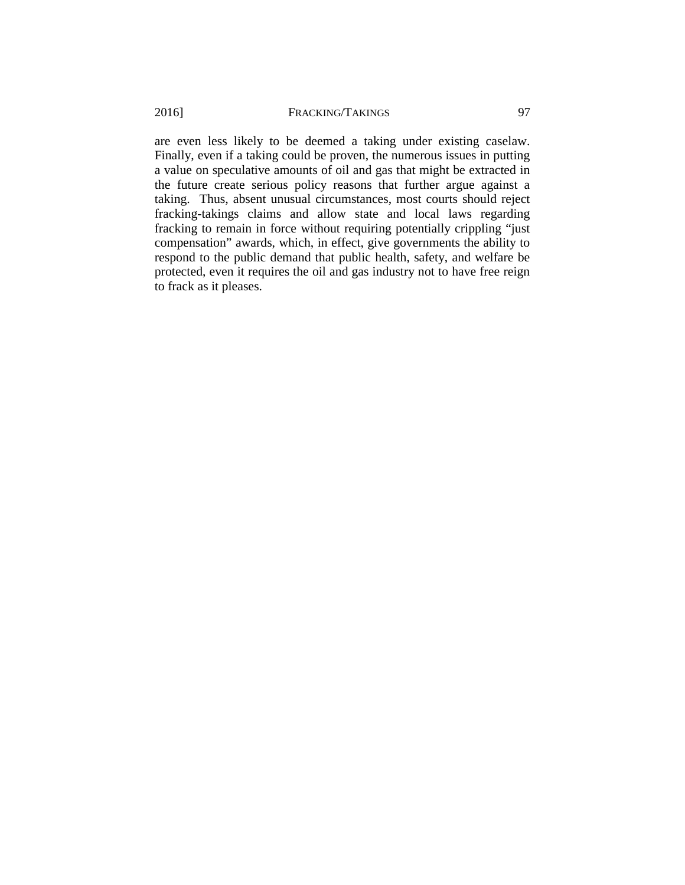are even less likely to be deemed a taking under existing caselaw. Finally, even if a taking could be proven, the numerous issues in putting a value on speculative amounts of oil and gas that might be extracted in the future create serious policy reasons that further argue against a taking. Thus, absent unusual circumstances, most courts should reject fracking-takings claims and allow state and local laws regarding fracking to remain in force without requiring potentially crippling "just compensation" awards, which, in effect, give governments the ability to respond to the public demand that public health, safety, and welfare be protected, even it requires the oil and gas industry not to have free reign to frack as it pleases.